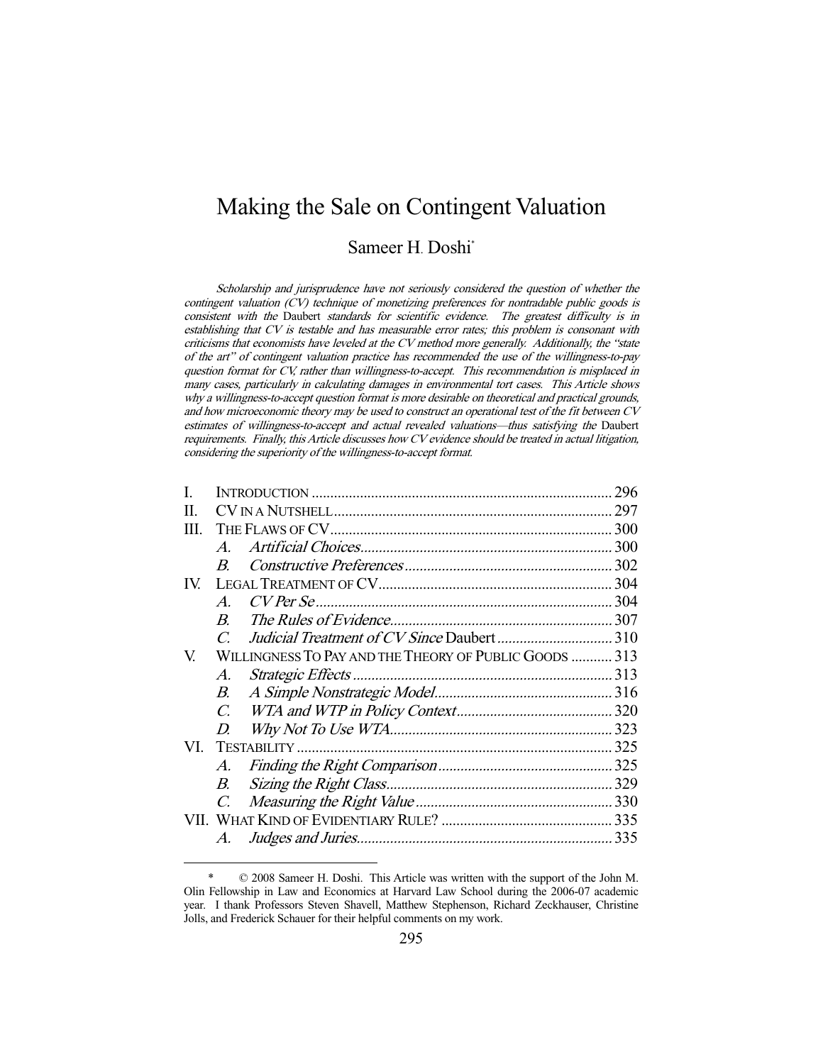# Making the Sale on Contingent Valuation

Sameer H. Doshi*

*Scholarship and jurisprudence have not seriously considered the question of whether the contingent valuation (CV) technique of monetizing preferences for nontradable public goods is consistent with the* Daubert *standards for scientific evidence. The greatest difficulty is in establishing that CV is testable and has measurable error rates; this problem is consonant with criticisms that economists have leveled at the CV method more generally. Additionally, the "state of the art" of contingent valuation practice has recommended the use of the willingness-to-pay question format for CV, rather than willingness-to-accept. This recommendation is misplaced in many cases, particularly in calculating damages in environmental tort cases. This Article shows why a willingness-to-accept question format is more desirable on theoretical and practical grounds, and how microeconomic theory may be used to construct an operational test of the fit between CV estimates of willingness-to-accept and actual revealed valuations—thus satisfying the* Daubert *requirements. Finally, this Article discusses how CV evidence should be treated in actual litigation, considering the superiority of the willingness-to-accept format.*

| | | | |
|---|---|---|---|
| I. | INTRODUCTION | | 296 |
| II. | CV IN A NUTSHELL | | 297 |
| III. | THE FLAWS OF CV | | 300 |
| | A. | *Artificial Choices* | 300 |
| | B. | *Constructive Preferences* | 302 |
| IV. | LEGAL TREATMENT OF CV | | 304 |
| | A. | *CV Per Se* | 304 |
| | B. | *The Rules of Evidence* | 307 |
| | C. | *Judicial Treatment of CV Since* Daubert | 310 |
| V. | WILLINGNESS TO PAY AND THE THEORY OF PUBLIC GOODS | | 313 |
| | A. | *Strategic Effects* | 313 |
| | B. | *A Simple Nonstrategic Model* | 316 |
| | C. | *WTA and WTP in Policy Context* | 320 |
| | D. | *Why Not To Use WTA* | 323 |
| VI. | TESTABILITY | | 325 |
| | A. | *Finding the Right Comparison* | 325 |
| | B. | *Sizing the Right Class* | 329 |
| | C. | *Measuring the Right Value* | 330 |
| VII. | WHAT KIND OF EVIDENTIARY RULE? | | 335 |
| | A. | *Judges and Juries* | 335 |

\* © 2008 Sameer H. Doshi. This Article was written with the support of the John M. Olin Fellowship in Law and Economics at Harvard Law School during the 2006-07 academic year. I thank Professors Steven Shavell, Matthew Stephenson, Richard Zeckhauser, Christine Jolls, and Frederick Schauer for their helpful comments on my work.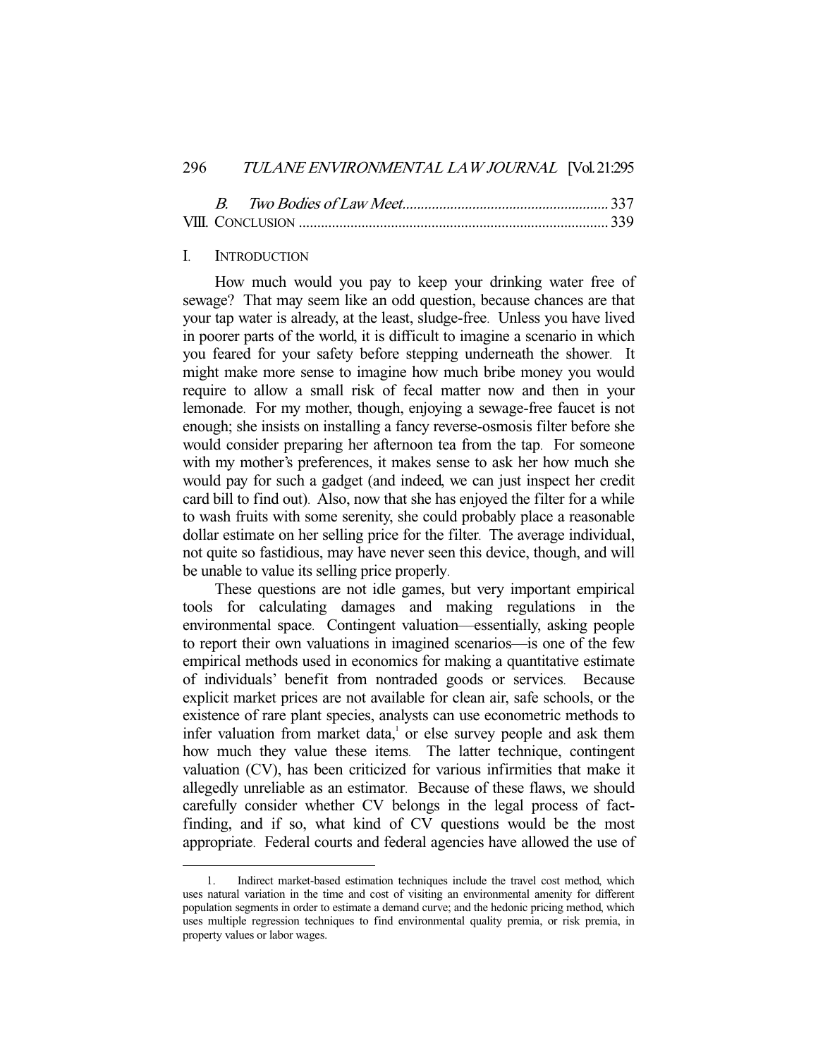*B. Two Bodies of Law Meet* ........................................................ 337

VIII. CONCLUSION ........................................................................................ 339

## I. INTRODUCTION

How much would you pay to keep your drinking water free of sewage? That may seem like an odd question, because chances are that your tap water is already, at the least, sludge-free. Unless you have lived in poorer parts of the world, it is difficult to imagine a scenario in which you feared for your safety before stepping underneath the shower. It might make more sense to imagine how much bribe money you would require to allow a small risk of fecal matter now and then in your lemonade. For my mother, though, enjoying a sewage-free faucet is not enough; she insists on installing a fancy reverse-osmosis filter before she would consider preparing her afternoon tea from the tap. For someone with my mother's preferences, it makes sense to ask her how much she would pay for such a gadget (and indeed, we can just inspect her credit card bill to find out). Also, now that she has enjoyed the filter for a while to wash fruits with some serenity, she could probably place a reasonable dollar estimate on her selling price for the filter. The average individual, not quite so fastidious, may have never seen this device, though, and will be unable to value its selling price properly.

These questions are not idle games, but very important empirical tools for calculating damages and making regulations in the environmental space. Contingent valuation—essentially, asking people to report their own valuations in imagined scenarios—is one of the few empirical methods used in economics for making a quantitative estimate of individuals' benefit from nontraded goods or services. Because explicit market prices are not available for clean air, safe schools, or the existence of rare plant species, analysts can use econometric methods to infer valuation from market data,[1] or else survey people and ask them how much they value these items. The latter technique, contingent valuation (CV), has been criticized for various infirmities that make it allegedly unreliable as an estimator. Because of these flaws, we should carefully consider whether CV belongs in the legal process of fact-finding, and if so, what kind of CV questions would be the most appropriate. Federal courts and federal agencies have allowed the use of

---

1. Indirect market-based estimation techniques include the travel cost method, which uses natural variation in the time and cost of visiting an environmental amenity for different population segments in order to estimate a demand curve; and the hedonic pricing method, which uses multiple regression techniques to find environmental quality premia, or risk premia, in property values or labor wages.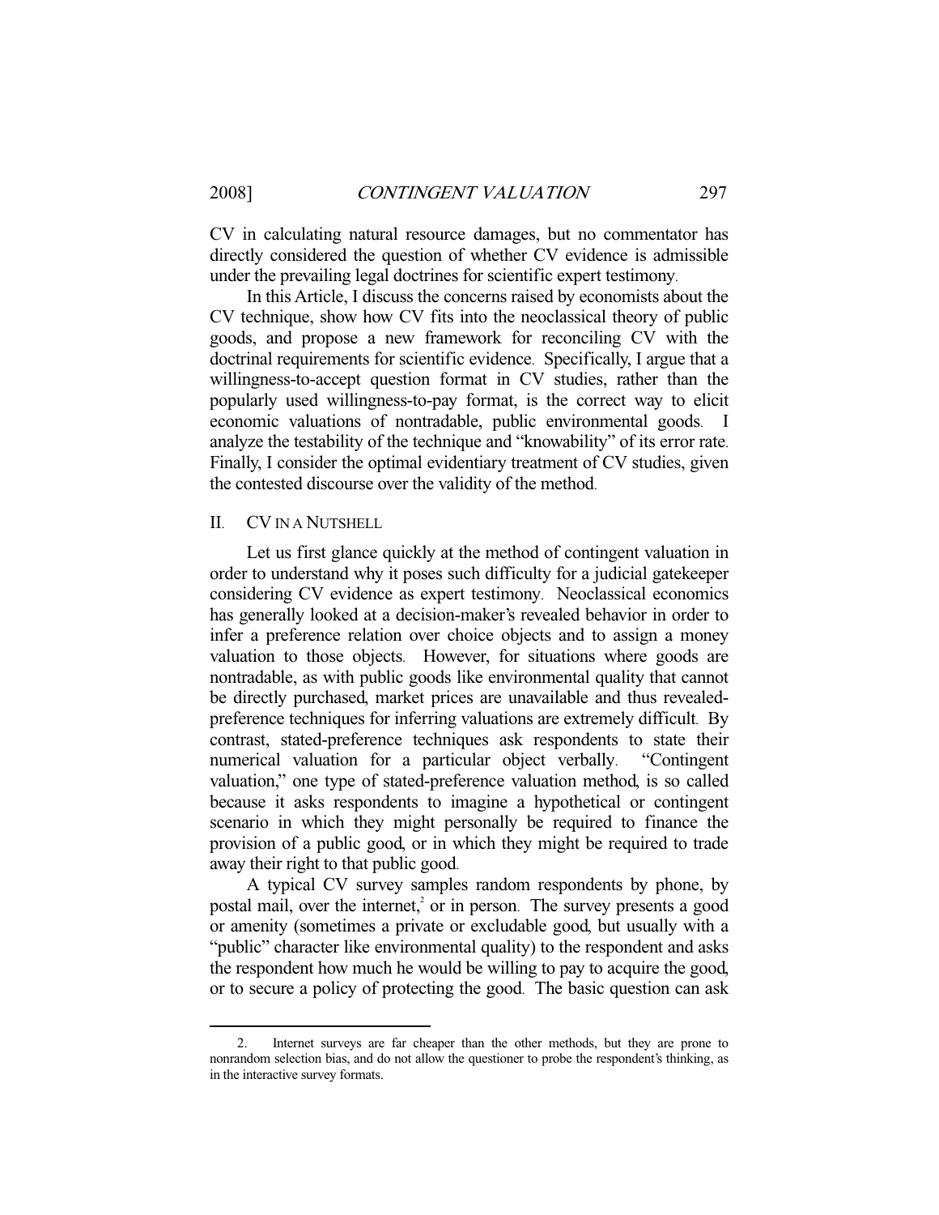CV in calculating natural resource damages, but no commentator has directly considered the question of whether CV evidence is admissible under the prevailing legal doctrines for scientific expert testimony.

In this Article, I discuss the concerns raised by economists about the CV technique, show how CV fits into the neoclassical theory of public goods, and propose a new framework for reconciling CV with the doctrinal requirements for scientific evidence. Specifically, I argue that a willingness-to-accept question format in CV studies, rather than the popularly used willingness-to-pay format, is the correct way to elicit economic valuations of nontradable, public environmental goods. I analyze the testability of the technique and "knowability" of its error rate. Finally, I consider the optimal evidentiary treatment of CV studies, given the contested discourse over the validity of the method.

## II. CV IN A NUTSHELL

Let us first glance quickly at the method of contingent valuation in order to understand why it poses such difficulty for a judicial gatekeeper considering CV evidence as expert testimony. Neoclassical economics has generally looked at a decision-maker's revealed behavior in order to infer a preference relation over choice objects and to assign a money valuation to those objects. However, for situations where goods are nontradable, as with public goods like environmental quality that cannot be directly purchased, market prices are unavailable and thus revealed-preference techniques for inferring valuations are extremely difficult. By contrast, stated-preference techniques ask respondents to state their numerical valuation for a particular object verbally. "Contingent valuation," one type of stated-preference valuation method, is so called because it asks respondents to imagine a hypothetical or contingent scenario in which they might personally be required to finance the provision of a public good, or in which they might be required to trade away their right to that public good.

A typical CV survey samples random respondents by phone, by postal mail, over the internet,[2] or in person. The survey presents a good or amenity (sometimes a private or excludable good, but usually with a "public" character like environmental quality) to the respondent and asks the respondent how much he would be willing to pay to acquire the good, or to secure a policy of protecting the good. The basic question can ask

---

2. Internet surveys are far cheaper than the other methods, but they are prone to nonrandom selection bias, and do not allow the questioner to probe the respondent's thinking, as in the interactive survey formats.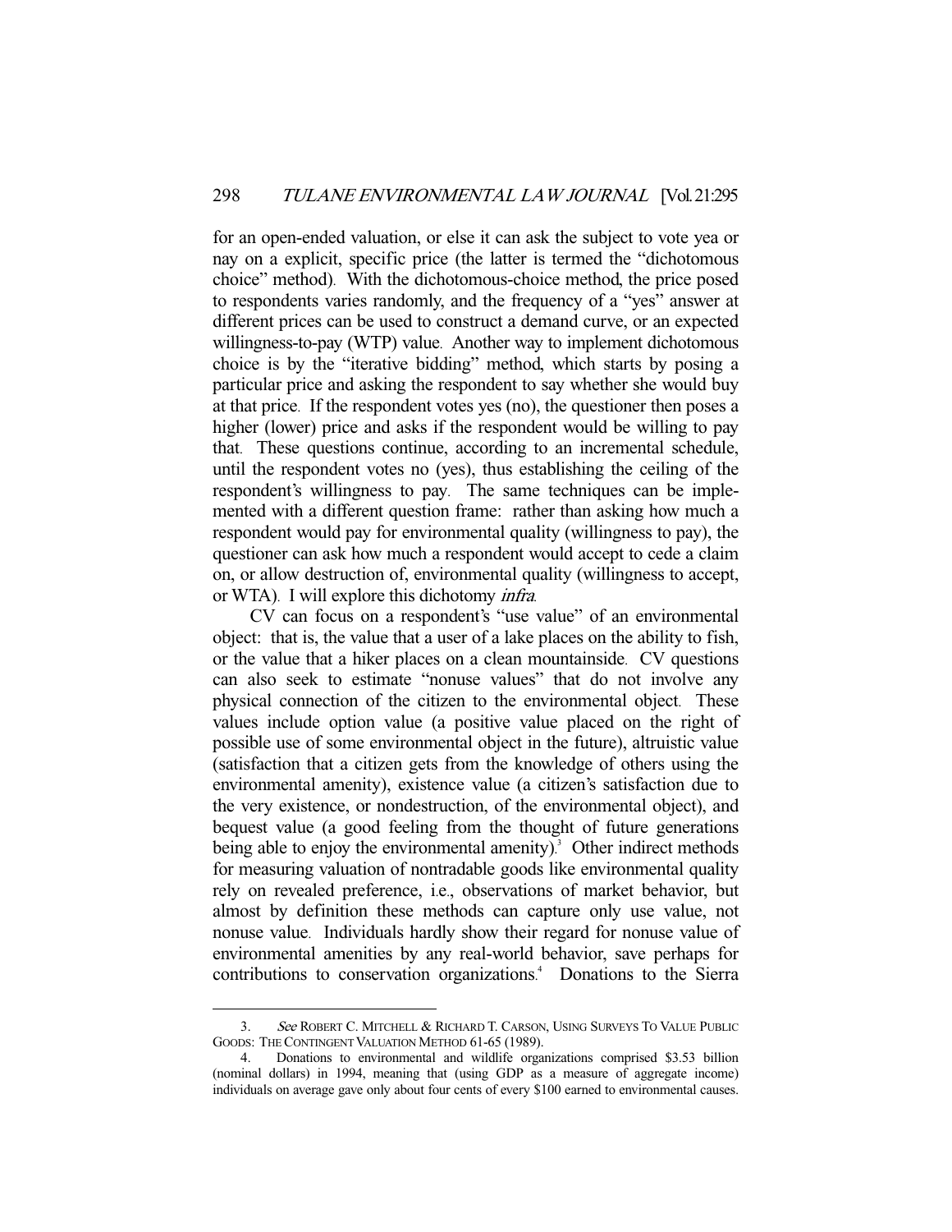for an open-ended valuation, or else it can ask the subject to vote yea or nay on a explicit, specific price (the latter is termed the "dichotomous choice" method). With the dichotomous-choice method, the price posed to respondents varies randomly, and the frequency of a "yes" answer at different prices can be used to construct a demand curve, or an expected willingness-to-pay (WTP) value. Another way to implement dichotomous choice is by the "iterative bidding" method, which starts by posing a particular price and asking the respondent to say whether she would buy at that price. If the respondent votes yes (no), the questioner then poses a higher (lower) price and asks if the respondent would be willing to pay that. These questions continue, according to an incremental schedule, until the respondent votes no (yes), thus establishing the ceiling of the respondent's willingness to pay. The same techniques can be implemented with a different question frame: rather than asking how much a respondent would pay for environmental quality (willingness to pay), the questioner can ask how much a respondent would accept to cede a claim on, or allow destruction of, environmental quality (willingness to accept, or WTA). I will explore this dichotomy *infra*.

CV can focus on a respondent's "use value" of an environmental object: that is, the value that a user of a lake places on the ability to fish, or the value that a hiker places on a clean mountainside. CV questions can also seek to estimate "nonuse values" that do not involve any physical connection of the citizen to the environmental object. These values include option value (a positive value placed on the right of possible use of some environmental object in the future), altruistic value (satisfaction that a citizen gets from the knowledge of others using the environmental amenity), existence value (a citizen's satisfaction due to the very existence, or nondestruction, of the environmental object), and bequest value (a good feeling from the thought of future generations being able to enjoy the environmental amenity).[3] Other indirect methods for measuring valuation of nontradable goods like environmental quality rely on revealed preference, i.e., observations of market behavior, but almost by definition these methods can capture only use value, not nonuse value. Individuals hardly show their regard for nonuse value of environmental amenities by any real-world behavior, save perhaps for contributions to conservation organizations.[4] Donations to the Sierra

---

3. *See* ROBERT C. MITCHELL & RICHARD T. CARSON, USING SURVEYS TO VALUE PUBLIC GOODS: THE CONTINGENT VALUATION METHOD 61-65 (1989).

4. Donations to environmental and wildlife organizations comprised $3.53 billion (nominal dollars) in 1994, meaning that (using GDP as a measure of aggregate income) individuals on average gave only about four cents of every $100 earned to environmental causes.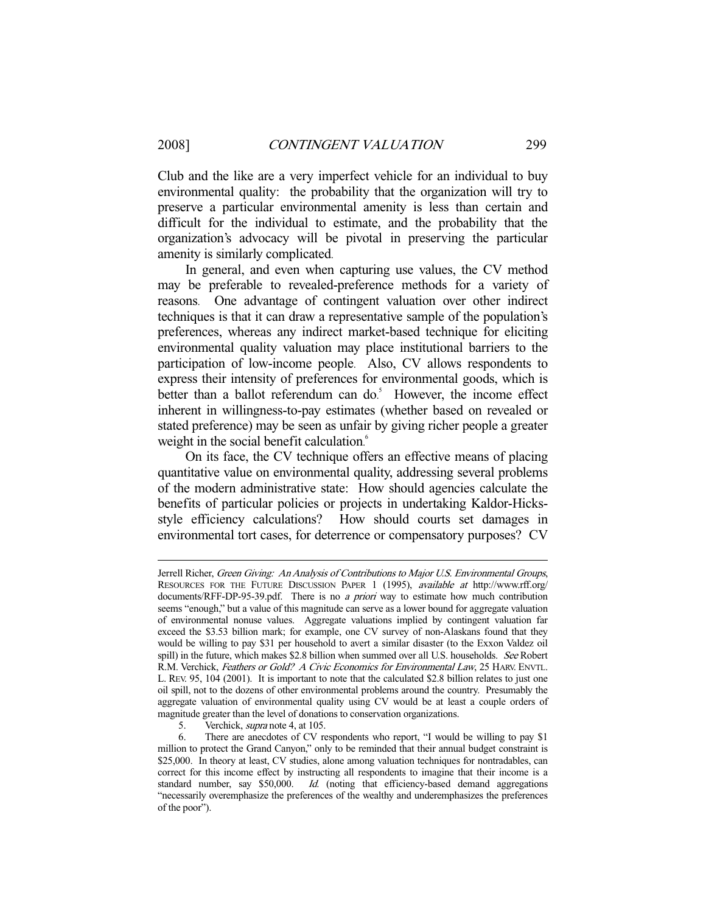Club and the like are a very imperfect vehicle for an individual to buy environmental quality: the probability that the organization will try to preserve a particular environmental amenity is less than certain and difficult for the individual to estimate, and the probability that the organization's advocacy will be pivotal in preserving the particular amenity is similarly complicated.

In general, and even when capturing use values, the CV method may be preferable to revealed-preference methods for a variety of reasons. One advantage of contingent valuation over other indirect techniques is that it can draw a representative sample of the population's preferences, whereas any indirect market-based technique for eliciting environmental quality valuation may place institutional barriers to the participation of low-income people. Also, CV allows respondents to express their intensity of preferences for environmental goods, which is better than a ballot referendum can do.[5] However, the income effect inherent in willingness-to-pay estimates (whether based on revealed or stated preference) may be seen as unfair by giving richer people a greater weight in the social benefit calculation.[6]

On its face, the CV technique offers an effective means of placing quantitative value on environmental quality, addressing several problems of the modern administrative state: How should agencies calculate the benefits of particular policies or projects in undertaking Kaldor-Hicks-style efficiency calculations? How should courts set damages in environmental tort cases, for deterrence or compensatory purposes? CV

---

Jerrell Richer, *Green Giving: An Analysis of Contributions to Major U.S. Environmental Groups*, RESOURCES FOR THE FUTURE DISCUSSION PAPER 1 (1995), *available at* http://www.rff.org/documents/RFF-DP-95-39.pdf. There is no *a priori* way to estimate how much contribution seems "enough," but a value of this magnitude can serve as a lower bound for aggregate valuation of environmental nonuse values. Aggregate valuations implied by contingent valuation far exceed the $3.53 billion mark; for example, one CV survey of non-Alaskans found that they would be willing to pay $31 per household to avert a similar disaster (to the Exxon Valdez oil spill) in the future, which makes $2.8 billion when summed over all U.S. households. *See* Robert R.M. Verchick, *Feathers or Gold? A Civic Economics for Environmental Law*, 25 HARV. ENVTL. L. REV. 95, 104 (2001). It is important to note that the calculated $2.8 billion relates to just one oil spill, not to the dozens of other environmental problems around the country. Presumably the aggregate valuation of environmental quality using CV would be at least a couple orders of magnitude greater than the level of donations to conservation organizations.

5. Verchick, *supra* note 4, at 105.

6. There are anecdotes of CV respondents who report, "I would be willing to pay $1 million to protect the Grand Canyon," only to be reminded that their annual budget constraint is $25,000. In theory at least, CV studies, alone among valuation techniques for nontradables, can correct for this income effect by instructing all respondents to imagine that their income is a standard number, say $50,000. *Id.* (noting that efficiency-based demand aggregations "necessarily overemphasize the preferences of the wealthy and underemphasizes the preferences of the poor").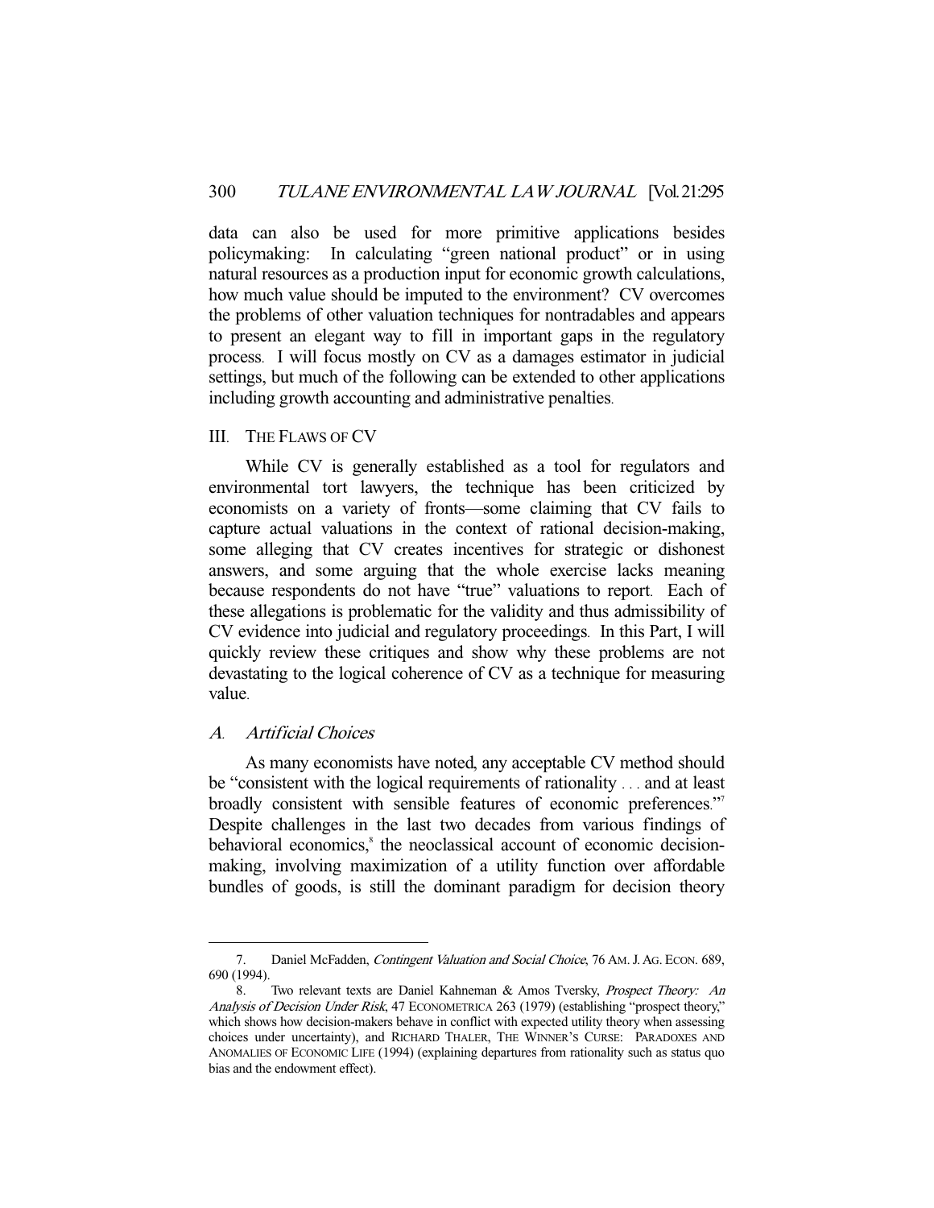data can also be used for more primitive applications besides policymaking: In calculating "green national product" or in using natural resources as a production input for economic growth calculations, how much value should be imputed to the environment? CV overcomes the problems of other valuation techniques for nontradables and appears to present an elegant way to fill in important gaps in the regulatory process. I will focus mostly on CV as a damages estimator in judicial settings, but much of the following can be extended to other applications including growth accounting and administrative penalties.

## III. The Flaws of CV

While CV is generally established as a tool for regulators and environmental tort lawyers, the technique has been criticized by economists on a variety of fronts—some claiming that CV fails to capture actual valuations in the context of rational decision-making, some alleging that CV creates incentives for strategic or dishonest answers, and some arguing that the whole exercise lacks meaning because respondents do not have "true" valuations to report. Each of these allegations is problematic for the validity and thus admissibility of CV evidence into judicial and regulatory proceedings. In this Part, I will quickly review these critiques and show why these problems are not devastating to the logical coherence of CV as a technique for measuring value.

### A. *Artificial Choices*

As many economists have noted, any acceptable CV method should be "consistent with the logical requirements of rationality . . . and at least broadly consistent with sensible features of economic preferences."[7] Despite challenges in the last two decades from various findings of behavioral economics,[8] the neoclassical account of economic decision-making, involving maximization of a utility function over affordable bundles of goods, is still the dominant paradigm for decision theory

---

7. Daniel McFadden, *Contingent Valuation and Social Choice*, 76 AM. J. AG. ECON. 689, 690 (1994).

8. Two relevant texts are Daniel Kahneman & Amos Tversky, *Prospect Theory: An Analysis of Decision Under Risk*, 47 ECONOMETRICA 263 (1979) (establishing "prospect theory," which shows how decision-makers behave in conflict with expected utility theory when assessing choices under uncertainty), and RICHARD THALER, THE WINNER'S CURSE: PARADOXES AND ANOMALIES OF ECONOMIC LIFE (1994) (explaining departures from rationality such as status quo bias and the endowment effect).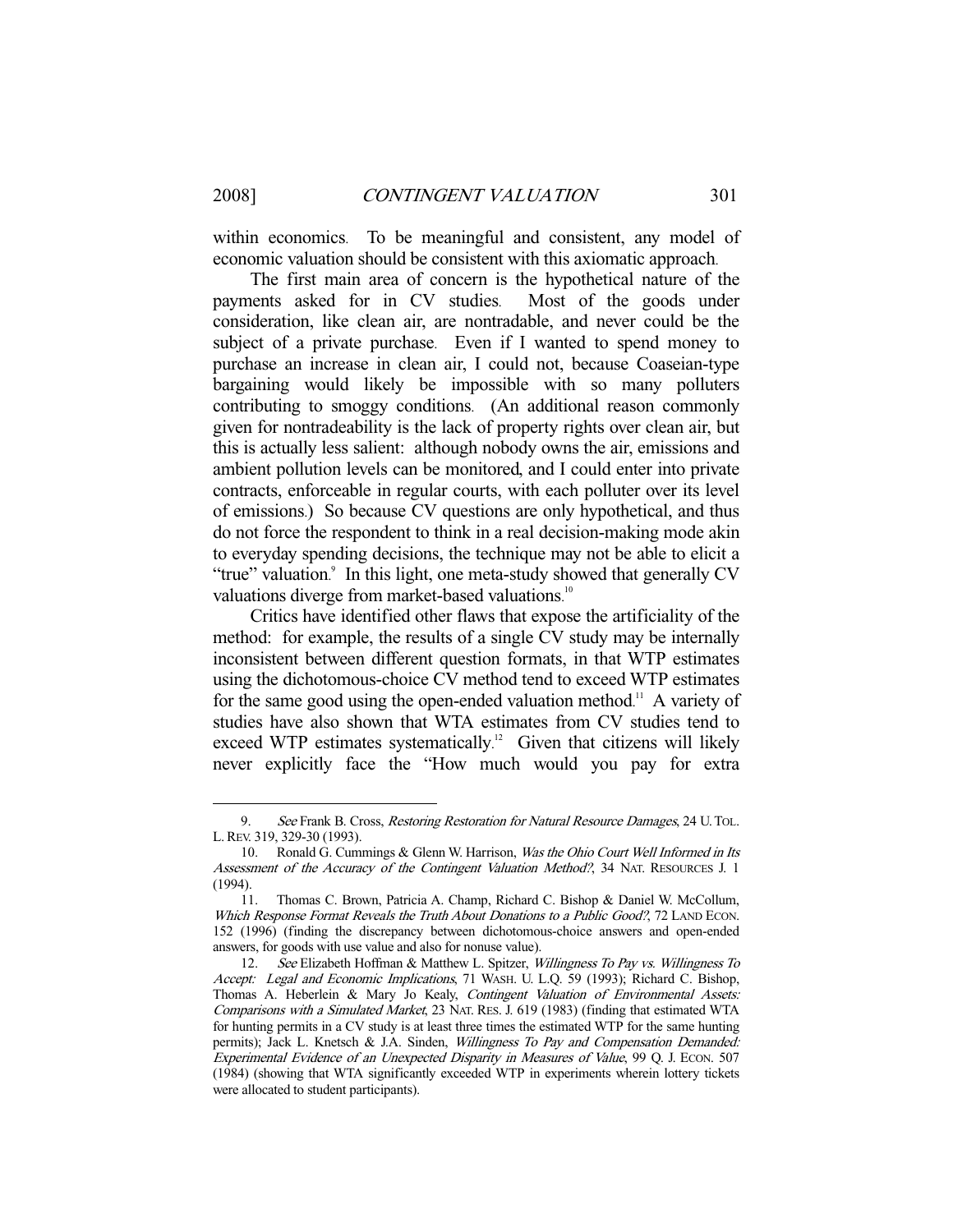within economics. To be meaningful and consistent, any model of economic valuation should be consistent with this axiomatic approach.

The first main area of concern is the hypothetical nature of the payments asked for in CV studies. Most of the goods under consideration, like clean air, are nontradable, and never could be the subject of a private purchase. Even if I wanted to spend money to purchase an increase in clean air, I could not, because Coaseian-type bargaining would likely be impossible with so many polluters contributing to smoggy conditions. (An additional reason commonly given for nontradeability is the lack of property rights over clean air, but this is actually less salient: although nobody owns the air, emissions and ambient pollution levels can be monitored, and I could enter into private contracts, enforceable in regular courts, with each polluter over its level of emissions.) So because CV questions are only hypothetical, and thus do not force the respondent to think in a real decision-making mode akin to everyday spending decisions, the technique may not be able to elicit a "true" valuation.[9] In this light, one meta-study showed that generally CV valuations diverge from market-based valuations.[10]

Critics have identified other flaws that expose the artificiality of the method: for example, the results of a single CV study may be internally inconsistent between different question formats, in that WTP estimates using the dichotomous-choice CV method tend to exceed WTP estimates for the same good using the open-ended valuation method.[11] A variety of studies have also shown that WTA estimates from CV studies tend to exceed WTP estimates systematically.[12] Given that citizens will likely never explicitly face the "How much would you pay for extra

---

9. *See* Frank B. Cross, *Restoring Restoration for Natural Resource Damages*, 24 U. TOL. L. REV. 319, 329-30 (1993).

10. Ronald G. Cummings & Glenn W. Harrison, *Was the Ohio Court Well Informed in Its Assessment of the Accuracy of the Contingent Valuation Method?*, 34 NAT. RESOURCES J. 1 (1994).

11. Thomas C. Brown, Patricia A. Champ, Richard C. Bishop & Daniel W. McCollum, *Which Response Format Reveals the Truth About Donations to a Public Good?*, 72 LAND ECON. 152 (1996) (finding the discrepancy between dichotomous-choice answers and open-ended answers, for goods with use value and also for nonuse value).

12. *See* Elizabeth Hoffman & Matthew L. Spitzer, *Willingness To Pay vs. Willingness To Accept: Legal and Economic Implications*, 71 WASH. U. L.Q. 59 (1993); Richard C. Bishop, Thomas A. Heberlein & Mary Jo Kealy, *Contingent Valuation of Environmental Assets: Comparisons with a Simulated Market*, 23 NAT. RES. J. 619 (1983) (finding that estimated WTA for hunting permits in a CV study is at least three times the estimated WTP for the same hunting permits); Jack L. Knetsch & J.A. Sinden, *Willingness To Pay and Compensation Demanded: Experimental Evidence of an Unexpected Disparity in Measures of Value*, 99 Q. J. ECON. 507 (1984) (showing that WTA significantly exceeded WTP in experiments wherein lottery tickets were allocated to student participants).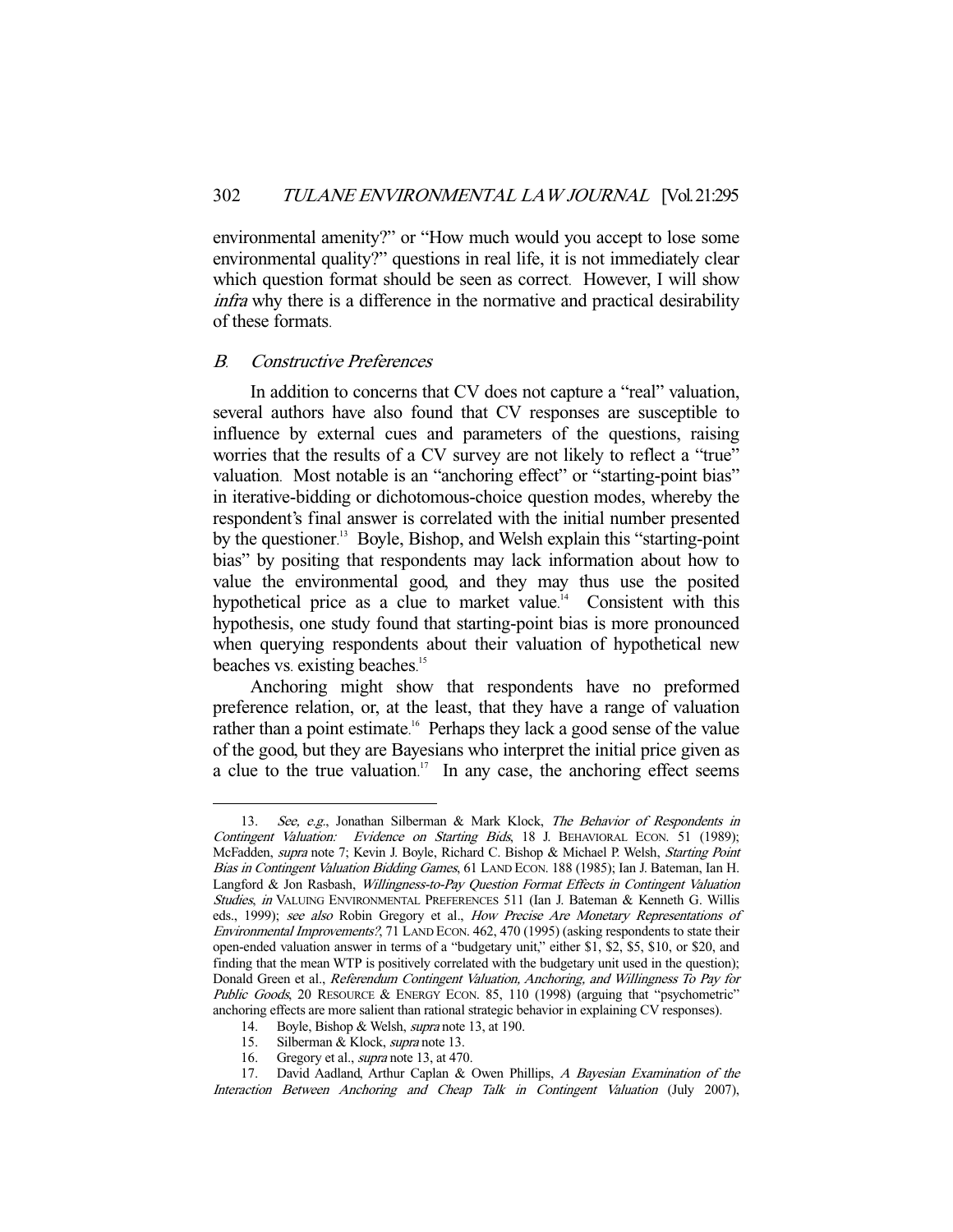environmental amenity?" or "How much would you accept to lose some environmental quality?" questions in real life, it is not immediately clear which question format should be seen as correct. However, I will show *infra* why there is a difference in the normative and practical desirability of these formats.

### B. Constructive Preferences

In addition to concerns that CV does not capture a "real" valuation, several authors have also found that CV responses are susceptible to influence by external cues and parameters of the questions, raising worries that the results of a CV survey are not likely to reflect a "true" valuation. Most notable is an "anchoring effect" or "starting-point bias" in iterative-bidding or dichotomous-choice question modes, whereby the respondent's final answer is correlated with the initial number presented by the questioner.[13] Boyle, Bishop, and Welsh explain this "starting-point bias" by positing that respondents may lack information about how to value the environmental good, and they may thus use the posited hypothetical price as a clue to market value.[14] Consistent with this hypothesis, one study found that starting-point bias is more pronounced when querying respondents about their valuation of hypothetical new beaches vs. existing beaches.[15]

Anchoring might show that respondents have no preformed preference relation, or, at the least, that they have a range of valuation rather than a point estimate.[16] Perhaps they lack a good sense of the value of the good, but they are Bayesians who interpret the initial price given as a clue to the true valuation.[17] In any case, the anchoring effect seems

---

13. *See, e.g.*, Jonathan Silberman & Mark Klock, *The Behavior of Respondents in Contingent Valuation: Evidence on Starting Bids*, 18 J. BEHAVIORAL ECON. 51 (1989); McFadden, *supra* note 7; Kevin J. Boyle, Richard C. Bishop & Michael P. Welsh, *Starting Point Bias in Contingent Valuation Bidding Games*, 61 LAND ECON. 188 (1985); Ian J. Bateman, Ian H. Langford & Jon Rasbash, *Willingness-to-Pay Question Format Effects in Contingent Valuation Studies*, *in* VALUING ENVIRONMENTAL PREFERENCES 511 (Ian J. Bateman & Kenneth G. Willis eds., 1999); *see also* Robin Gregory et al., *How Precise Are Monetary Representations of Environmental Improvements?*, 71 LAND ECON. 462, 470 (1995) (asking respondents to state their open-ended valuation answer in terms of a "budgetary unit," either $1, $2, $5, $10, or $20, and finding that the mean WTP is positively correlated with the budgetary unit used in the question); Donald Green et al., *Referendum Contingent Valuation, Anchoring, and Willingness To Pay for Public Goods*, 20 RESOURCE & ENERGY ECON. 85, 110 (1998) (arguing that "psychometric" anchoring effects are more salient than rational strategic behavior in explaining CV responses).

14. Boyle, Bishop & Welsh, *supra* note 13, at 190.

15. Silberman & Klock, *supra* note 13.

16. Gregory et al., *supra* note 13, at 470.

17. David Aadland, Arthur Caplan & Owen Phillips, *A Bayesian Examination of the Interaction Between Anchoring and Cheap Talk in Contingent Valuation* (July 2007),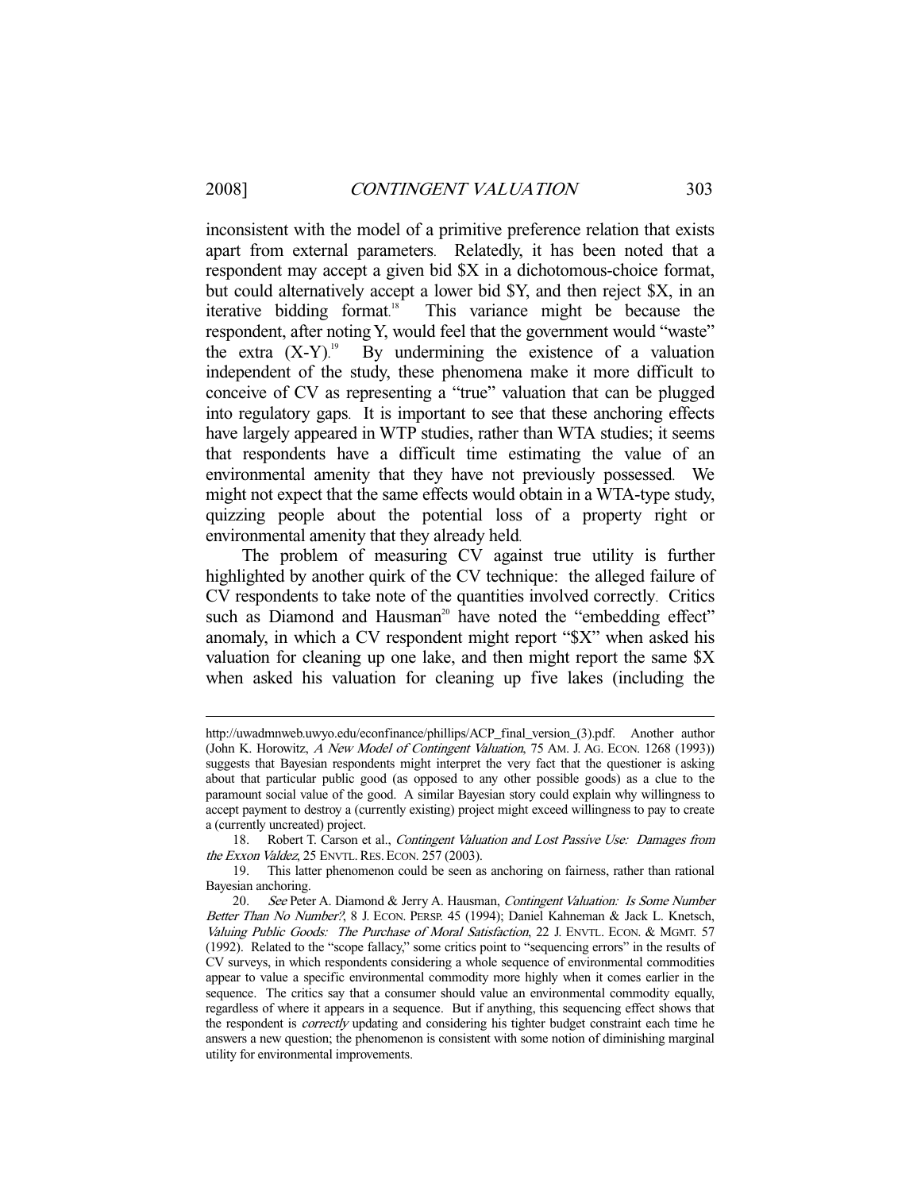inconsistent with the model of a primitive preference relation that exists apart from external parameters. Relatedly, it has been noted that a respondent may accept a given bid $X in a dichotomous-choice format, but could alternatively accept a lower bid $Y, and then reject $X, in an iterative bidding format.[18] This variance might be because the respondent, after noting Y, would feel that the government would "waste" the extra (X-Y).[19] By undermining the existence of a valuation independent of the study, these phenomena make it more difficult to conceive of CV as representing a "true" valuation that can be plugged into regulatory gaps. It is important to see that these anchoring effects have largely appeared in WTP studies, rather than WTA studies; it seems that respondents have a difficult time estimating the value of an environmental amenity that they have not previously possessed. We might not expect that the same effects would obtain in a WTA-type study, quizzing people about the potential loss of a property right or environmental amenity that they already held.

The problem of measuring CV against true utility is further highlighted by another quirk of the CV technique: the alleged failure of CV respondents to take note of the quantities involved correctly. Critics such as Diamond and Hausman[20] have noted the "embedding effect" anomaly, in which a CV respondent might report "$X" when asked his valuation for cleaning up one lake, and then might report the same $X when asked his valuation for cleaning up five lakes (including the

---

http://uwadmnweb.uwyo.edu/econfinance/phillips/ACP_final_version_(3).pdf. Another author (John K. Horowitz, *A New Model of Contingent Valuation*, 75 AM. J. AG. ECON. 1268 (1993)) suggests that Bayesian respondents might interpret the very fact that the questioner is asking about that particular public good (as opposed to any other possible goods) as a clue to the paramount social value of the good. A similar Bayesian story could explain why willingness to accept payment to destroy a (currently existing) project might exceed willingness to pay to create a (currently uncreated) project.

18. Robert T. Carson et al., *Contingent Valuation and Lost Passive Use: Damages from the Exxon Valdez*, 25 ENVTL. RES. ECON. 257 (2003).

19. This latter phenomenon could be seen as anchoring on fairness, rather than rational Bayesian anchoring.

20. *See* Peter A. Diamond & Jerry A. Hausman, *Contingent Valuation: Is Some Number Better Than No Number?*, 8 J. ECON. PERSP. 45 (1994); Daniel Kahneman & Jack L. Knetsch, *Valuing Public Goods: The Purchase of Moral Satisfaction*, 22 J. ENVTL. ECON. & MGMT. 57 (1992). Related to the "scope fallacy," some critics point to "sequencing errors" in the results of CV surveys, in which respondents considering a whole sequence of environmental commodities appear to value a specific environmental commodity more highly when it comes earlier in the sequence. The critics say that a consumer should value an environmental commodity equally, regardless of where it appears in a sequence. But if anything, this sequencing effect shows that the respondent is *correctly* updating and considering his tighter budget constraint each time he answers a new question; the phenomenon is consistent with some notion of diminishing marginal utility for environmental improvements.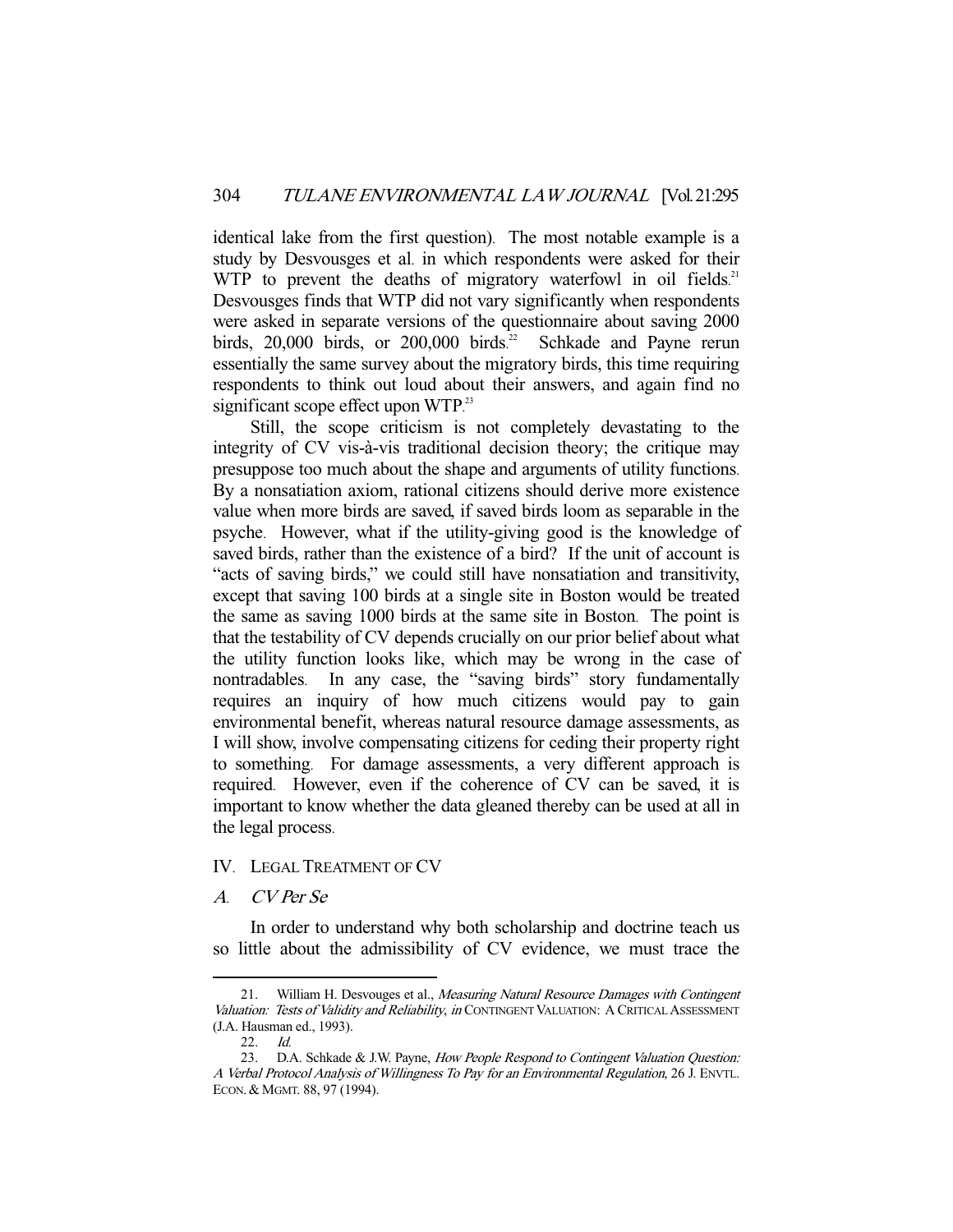identical lake from the first question). The most notable example is a study by Desvousges et al. in which respondents were asked for their WTP to prevent the deaths of migratory waterfowl in oil fields.[21] Desvousges finds that WTP did not vary significantly when respondents were asked in separate versions of the questionnaire about saving 2000 birds, 20,000 birds, or 200,000 birds.[22] Schkade and Payne rerun essentially the same survey about the migratory birds, this time requiring respondents to think out loud about their answers, and again find no significant scope effect upon WTP.[23]

Still, the scope criticism is not completely devastating to the integrity of CV vis-à-vis traditional decision theory; the critique may presuppose too much about the shape and arguments of utility functions. By a nonsatiation axiom, rational citizens should derive more existence value when more birds are saved, if saved birds loom as separable in the psyche. However, what if the utility-giving good is the knowledge of saved birds, rather than the existence of a bird? If the unit of account is "acts of saving birds," we could still have nonsatiation and transitivity, except that saving 100 birds at a single site in Boston would be treated the same as saving 1000 birds at the same site in Boston. The point is that the testability of CV depends crucially on our prior belief about what the utility function looks like, which may be wrong in the case of nontradables. In any case, the "saving birds" story fundamentally requires an inquiry of how much citizens would pay to gain environmental benefit, whereas natural resource damage assessments, as I will show, involve compensating citizens for ceding their property right to something. For damage assessments, a very different approach is required. However, even if the coherence of CV can be saved, it is important to know whether the data gleaned thereby can be used at all in the legal process.

## IV. LEGAL TREATMENT OF CV

### A. *CV Per Se*

In order to understand why both scholarship and doctrine teach us so little about the admissibility of CV evidence, we must trace the

---

21. William H. Desvouges et al., *Measuring Natural Resource Damages with Contingent Valuation: Tests of Validity and Reliability*, *in* CONTINGENT VALUATION: A CRITICAL ASSESSMENT (J.A. Hausman ed., 1993).

22. *Id.*

23. D.A. Schkade & J.W. Payne, *How People Respond to Contingent Valuation Question: A Verbal Protocol Analysis of Willingness To Pay for an Environmental Regulation*, 26 J. ENVTL. ECON. & MGMT. 88, 97 (1994).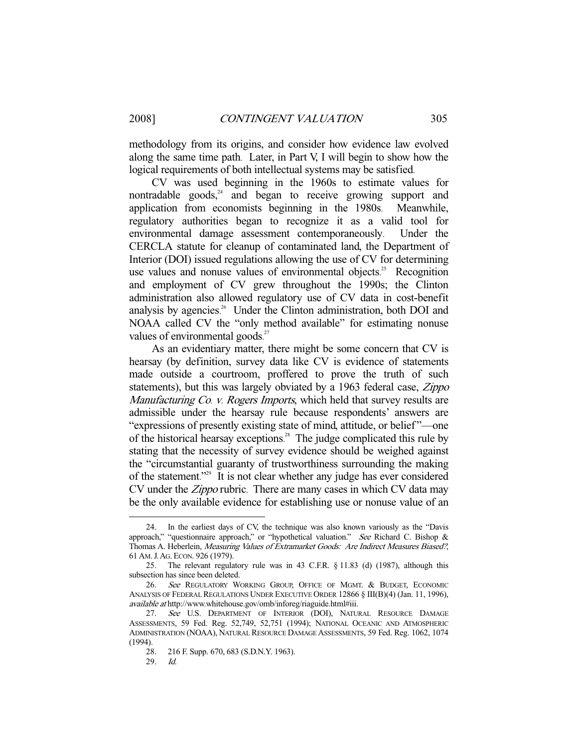methodology from its origins, and consider how evidence law evolved along the same time path. Later, in Part V, I will begin to show how the logical requirements of both intellectual systems may be satisfied.

CV was used beginning in the 1960s to estimate values for nontradable goods,[24] and began to receive growing support and application from economists beginning in the 1980s. Meanwhile, regulatory authorities began to recognize it as a valid tool for environmental damage assessment contemporaneously. Under the CERCLA statute for cleanup of contaminated land, the Department of Interior (DOI) issued regulations allowing the use of CV for determining use values and nonuse values of environmental objects.[25] Recognition and employment of CV grew throughout the 1990s; the Clinton administration also allowed regulatory use of CV data in cost-benefit analysis by agencies.[26] Under the Clinton administration, both DOI and NOAA called CV the "only method available" for estimating nonuse values of environmental goods.[27]

As an evidentiary matter, there might be some concern that CV is hearsay (by definition, survey data like CV is evidence of statements made outside a courtroom, proffered to prove the truth of such statements), but this was largely obviated by a 1963 federal case, *Zippo Manufacturing Co. v. Rogers Imports*, which held that survey results are admissible under the hearsay rule because respondents' answers are "expressions of presently existing state of mind, attitude, or belief"—one of the historical hearsay exceptions.[28] The judge complicated this rule by stating that the necessity of survey evidence should be weighed against the "circumstantial guaranty of trustworthiness surrounding the making of the statement."[29] It is not clear whether any judge has ever considered CV under the *Zippo* rubric. There are many cases in which CV data may be the only available evidence for establishing use or nonuse value of an

---

24. In the earliest days of CV, the technique was also known variously as the "Davis approach," "questionnaire approach," or "hypothetical valuation." *See* Richard C. Bishop & Thomas A. Heberlein, *Measuring Values of Extramarket Goods: Are Indirect Measures Biased?*, 61 AM. J. AG. ECON. 926 (1979).

25. The relevant regulatory rule was in 43 C.F.R. § 11.83 (d) (1987), although this subsection has since been deleted.

26. *See* REGULATORY WORKING GROUP, OFFICE OF MGMT. & BUDGET, ECONOMIC ANALYSIS OF FEDERAL REGULATIONS UNDER EXECUTIVE ORDER 12866 § III(B)(4) (Jan. 11, 1996), *available at* http://www.whitehouse.gov/omb/inforeg/riaguide.html#iii.

27. *See* U.S. DEPARTMENT OF INTERIOR (DOI), NATURAL RESOURCE DAMAGE ASSESSMENTS, 59 Fed. Reg. 52,749, 52,751 (1994); NATIONAL OCEANIC AND ATMOSPHERIC ADMINISTRATION (NOAA), NATURAL RESOURCE DAMAGE ASSESSMENTS, 59 Fed. Reg. 1062, 1074 (1994).

28. 216 F. Supp. 670, 683 (S.D.N.Y. 1963).

29. *Id.*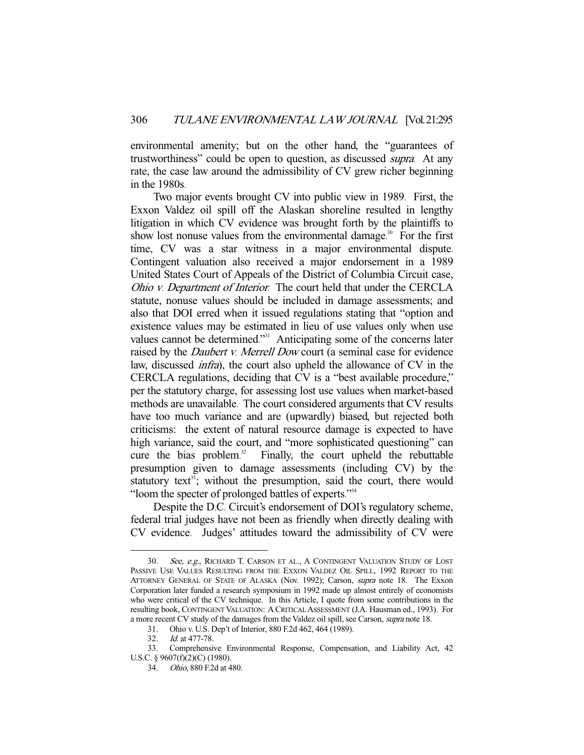environmental amenity; but on the other hand, the "guarantees of trustworthiness" could be open to question, as discussed *supra*. At any rate, the case law around the admissibility of CV grew richer beginning in the 1980s.

Two major events brought CV into public view in 1989. First, the Exxon Valdez oil spill off the Alaskan shoreline resulted in lengthy litigation in which CV evidence was brought forth by the plaintiffs to show lost nonuse values from the environmental damage.[30] For the first time, CV was a star witness in a major environmental dispute. Contingent valuation also received a major endorsement in a 1989 United States Court of Appeals of the District of Columbia Circuit case, *Ohio v. Department of Interior*. The court held that under the CERCLA statute, nonuse values should be included in damage assessments; and also that DOI erred when it issued regulations stating that "option and existence values may be estimated in lieu of use values only when use values cannot be determined."[31] Anticipating some of the concerns later raised by the *Daubert v. Merrell Dow* court (a seminal case for evidence law, discussed *infra*), the court also upheld the allowance of CV in the CERCLA regulations, deciding that CV is a "best available procedure," per the statutory charge, for assessing lost use values when market-based methods are unavailable. The court considered arguments that CV results have too much variance and are (upwardly) biased, but rejected both criticisms: the extent of natural resource damage is expected to have high variance, said the court, and "more sophisticated questioning" can cure the bias problem.[32] Finally, the court upheld the rebuttable presumption given to damage assessments (including CV) by the statutory text[33]; without the presumption, said the court, there would "loom the specter of prolonged battles of experts."[34]

Despite the D.C. Circuit's endorsement of DOI's regulatory scheme, federal trial judges have not been as friendly when directly dealing with CV evidence. Judges' attitudes toward the admissibility of CV were

---

30. *See, e.g.*, RICHARD T. CARSON ET AL., A CONTINGENT VALUATION STUDY OF LOST PASSIVE USE VALUES RESULTING FROM THE EXXON VALDEZ OIL SPILL, 1992 REPORT TO THE ATTORNEY GENERAL OF STATE OF ALASKA (Nov. 1992); Carson, *supra* note 18. The Exxon Corporation later funded a research symposium in 1992 made up almost entirely of economists who were critical of the CV technique. In this Article, I quote from some contributions in the resulting book, CONTINGENT VALUATION: A CRITICAL ASSESSMENT (J.A. Hausman ed., 1993). For a more recent CV study of the damages from the Valdez oil spill, see Carson, *supra* note 18.

31. Ohio v. U.S. Dep't of Interior, 880 F.2d 462, 464 (1989).

32. *Id.* at 477-78.

33. Comprehensive Environmental Response, Compensation, and Liability Act, 42 U.S.C. § 9607(f)(2)(C) (1980).

34. *Ohio*, 880 F.2d at 480.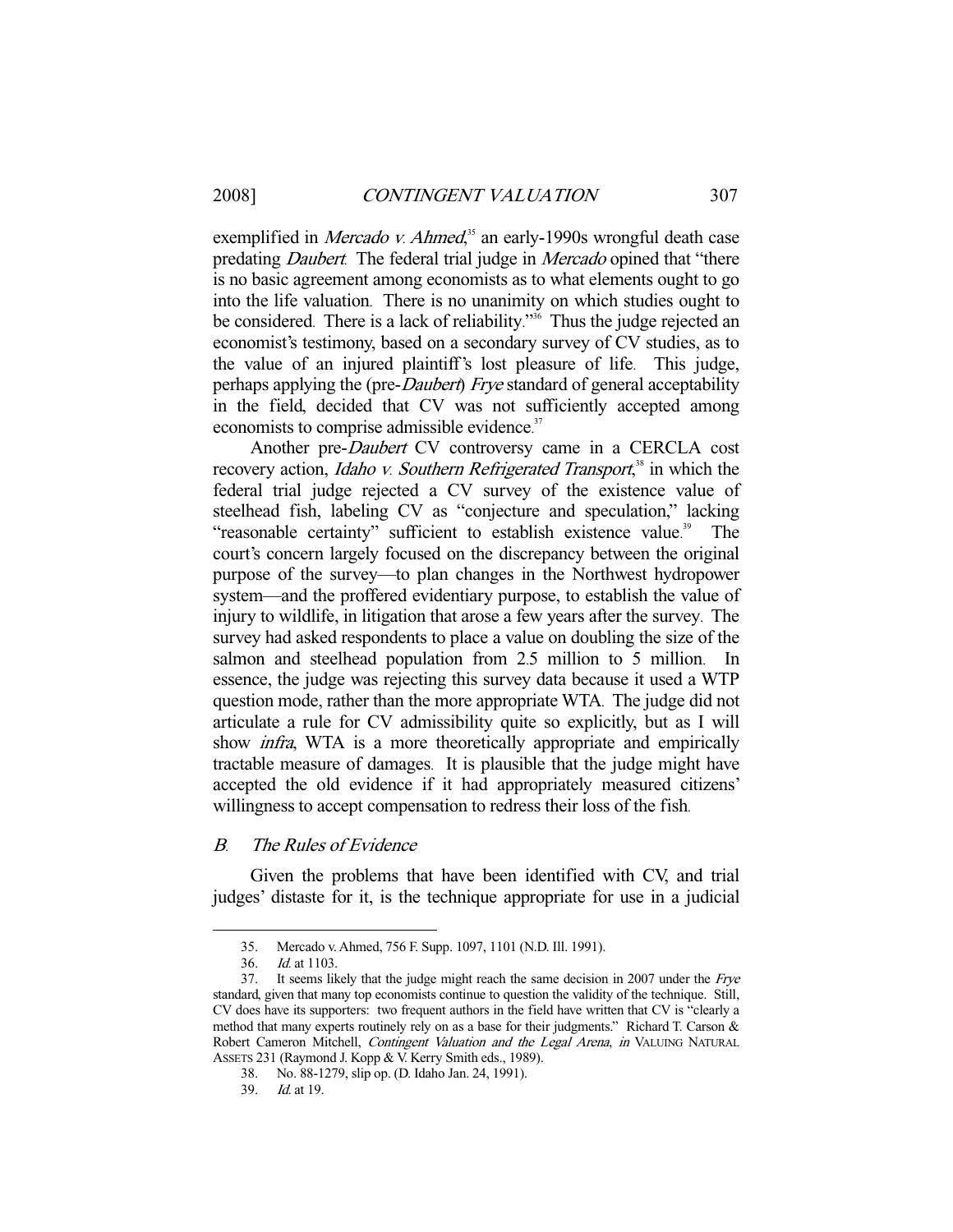exemplified in *Mercado v. Ahmed*,[35] an early-1990s wrongful death case predating *Daubert*. The federal trial judge in *Mercado* opined that "there is no basic agreement among economists as to what elements ought to go into the life valuation. There is no unanimity on which studies ought to be considered. There is a lack of reliability."[36] Thus the judge rejected an economist's testimony, based on a secondary survey of CV studies, as to the value of an injured plaintiff's lost pleasure of life. This judge, perhaps applying the (pre-*Daubert*) *Frye* standard of general acceptability in the field, decided that CV was not sufficiently accepted among economists to comprise admissible evidence.[37]

Another pre-*Daubert* CV controversy came in a CERCLA cost recovery action, *Idaho v. Southern Refrigerated Transport*,[38] in which the federal trial judge rejected a CV survey of the existence value of steelhead fish, labeling CV as "conjecture and speculation," lacking "reasonable certainty" sufficient to establish existence value.[39] The court's concern largely focused on the discrepancy between the original purpose of the survey—to plan changes in the Northwest hydropower system—and the proffered evidentiary purpose, to establish the value of injury to wildlife, in litigation that arose a few years after the survey. The survey had asked respondents to place a value on doubling the size of the salmon and steelhead population from 2.5 million to 5 million. In essence, the judge was rejecting this survey data because it used a WTP question mode, rather than the more appropriate WTA. The judge did not articulate a rule for CV admissibility quite so explicitly, but as I will show *infra*, WTA is a more theoretically appropriate and empirically tractable measure of damages. It is plausible that the judge might have accepted the old evidence if it had appropriately measured citizens' willingness to accept compensation to redress their loss of the fish.

### *B. The Rules of Evidence*

Given the problems that have been identified with CV, and trial judges' distaste for it, is the technique appropriate for use in a judicial

---

35. Mercado v. Ahmed, 756 F. Supp. 1097, 1101 (N.D. Ill. 1991).

36. *Id.* at 1103.

37. It seems likely that the judge might reach the same decision in 2007 under the *Frye* standard, given that many top economists continue to question the validity of the technique. Still, CV does have its supporters: two frequent authors in the field have written that CV is "clearly a method that many experts routinely rely on as a base for their judgments." Richard T. Carson & Robert Cameron Mitchell, *Contingent Valuation and the Legal Arena*, *in* VALUING NATURAL ASSETS 231 (Raymond J. Kopp & V. Kerry Smith eds., 1989).

38. No. 88-1279, slip op. (D. Idaho Jan. 24, 1991).

39. *Id.* at 19.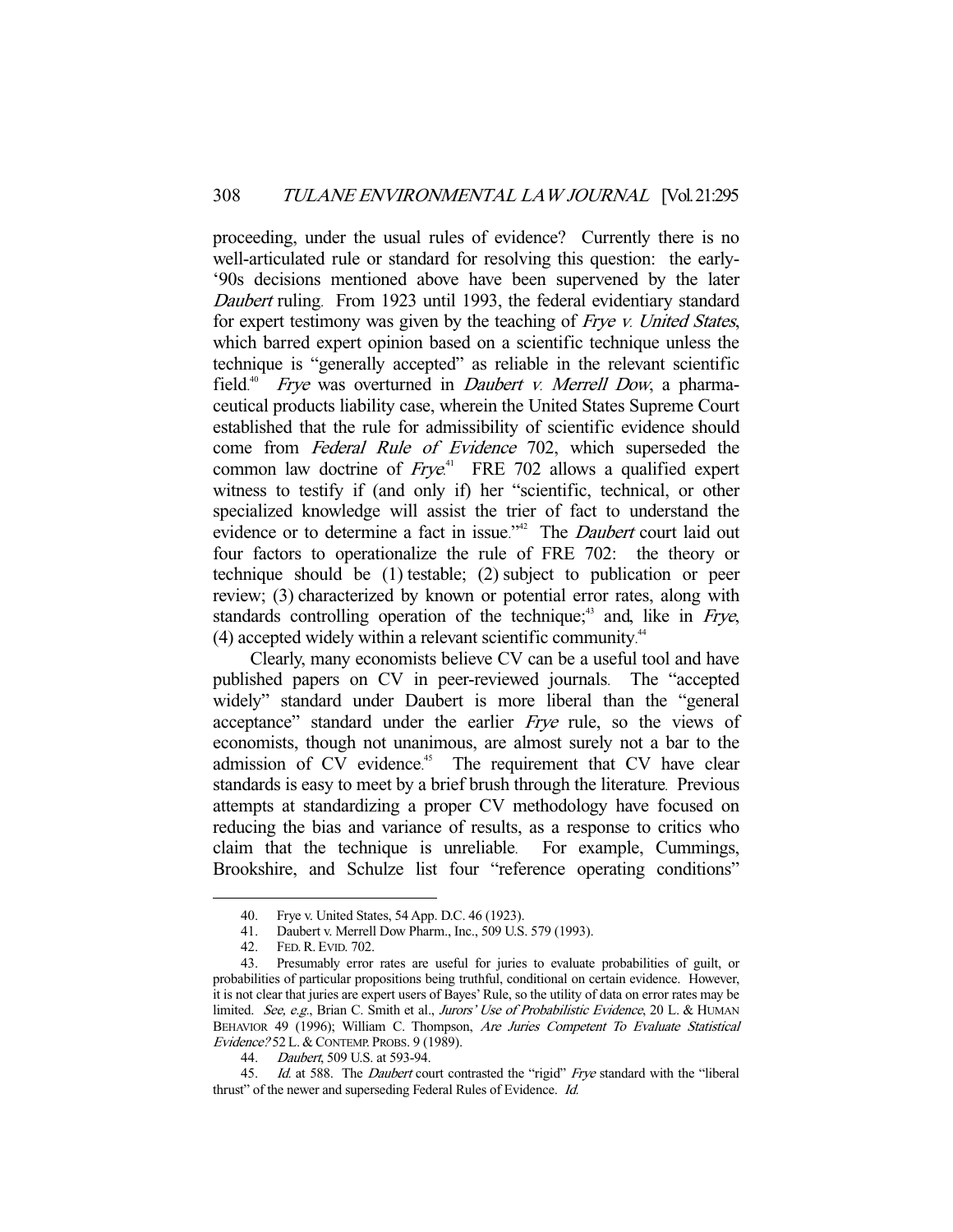proceeding, under the usual rules of evidence? Currently there is no well-articulated rule or standard for resolving this question: the early-'90s decisions mentioned above have been supervened by the later *Daubert* ruling. From 1923 until 1993, the federal evidentiary standard for expert testimony was given by the teaching of *Frye v. United States*, which barred expert opinion based on a scientific technique unless the technique is "generally accepted" as reliable in the relevant scientific field.[40] *Frye* was overturned in *Daubert v. Merrell Dow*, a pharmaceutical products liability case, wherein the United States Supreme Court established that the rule for admissibility of scientific evidence should come from *Federal Rule of Evidence* 702, which superseded the common law doctrine of *Frye*.[41] FRE 702 allows a qualified expert witness to testify if (and only if) her "scientific, technical, or other specialized knowledge will assist the trier of fact to understand the evidence or to determine a fact in issue."[42] The *Daubert* court laid out four factors to operationalize the rule of FRE 702: the theory or technique should be (1) testable; (2) subject to publication or peer review; (3) characterized by known or potential error rates, along with standards controlling operation of the technique;[43] and, like in *Frye*, (4) accepted widely within a relevant scientific community.[44]

Clearly, many economists believe CV can be a useful tool and have published papers on CV in peer-reviewed journals. The "accepted widely" standard under Daubert is more liberal than the "general acceptance" standard under the earlier *Frye* rule, so the views of economists, though not unanimous, are almost surely not a bar to the admission of CV evidence.[45] The requirement that CV have clear standards is easy to meet by a brief brush through the literature. Previous attempts at standardizing a proper CV methodology have focused on reducing the bias and variance of results, as a response to critics who claim that the technique is unreliable. For example, Cummings, Brookshire, and Schulze list four "reference operating conditions"

---

40. Frye v. United States, 54 App. D.C. 46 (1923).

41. Daubert v. Merrell Dow Pharm., Inc., 509 U.S. 579 (1993).

42. FED. R. EVID. 702.

43. Presumably error rates are useful for juries to evaluate probabilities of guilt, or probabilities of particular propositions being truthful, conditional on certain evidence. However, it is not clear that juries are expert users of Bayes' Rule, so the utility of data on error rates may be limited. *See, e.g.*, Brian C. Smith et al., *Jurors' Use of Probabilistic Evidence*, 20 L. & HUMAN BEHAVIOR 49 (1996); William C. Thompson, *Are Juries Competent To Evaluate Statistical Evidence?* 52 L. & CONTEMP. PROBS. 9 (1989).

44. *Daubert*, 509 U.S. at 593-94.

45. *Id.* at 588. The *Daubert* court contrasted the "rigid" *Frye* standard with the "liberal thrust" of the newer and superseding Federal Rules of Evidence. *Id.*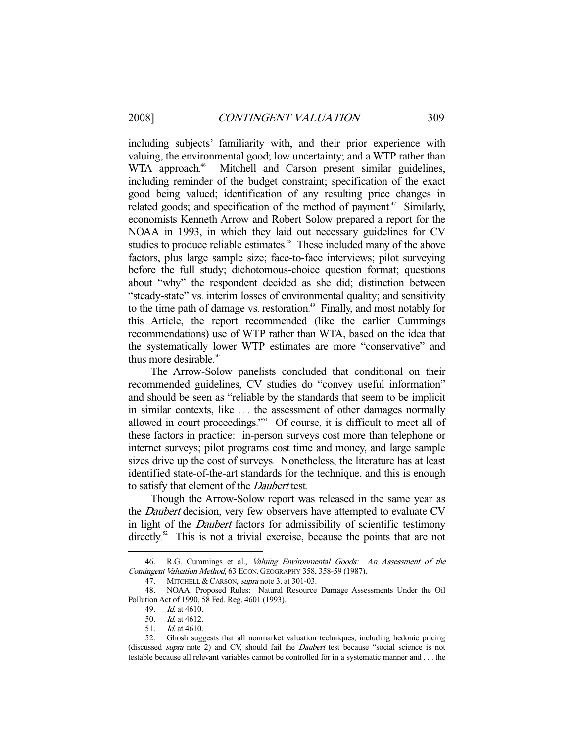including subjects' familiarity with, and their prior experience with valuing, the environmental good; low uncertainty; and a WTP rather than WTA approach.[46] Mitchell and Carson present similar guidelines, including reminder of the budget constraint; specification of the exact good being valued; identification of any resulting price changes in related goods; and specification of the method of payment.[47] Similarly, economists Kenneth Arrow and Robert Solow prepared a report for the NOAA in 1993, in which they laid out necessary guidelines for CV studies to produce reliable estimates.[48] These included many of the above factors, plus large sample size; face-to-face interviews; pilot surveying before the full study; dichotomous-choice question format; questions about "why" the respondent decided as she did; distinction between "steady-state" vs. interim losses of environmental quality; and sensitivity to the time path of damage vs. restoration.[49] Finally, and most notably for this Article, the report recommended (like the earlier Cummings recommendations) use of WTP rather than WTA, based on the idea that the systematically lower WTP estimates are more "conservative" and thus more desirable.[50]

The Arrow-Solow panelists concluded that conditional on their recommended guidelines, CV studies do "convey useful information" and should be seen as "reliable by the standards that seem to be implicit in similar contexts, like . . . the assessment of other damages normally allowed in court proceedings."[51] Of course, it is difficult to meet all of these factors in practice: in-person surveys cost more than telephone or internet surveys; pilot programs cost time and money, and large sample sizes drive up the cost of surveys. Nonetheless, the literature has at least identified state-of-the-art standards for the technique, and this is enough to satisfy that element of the *Daubert* test.

Though the Arrow-Solow report was released in the same year as the *Daubert* decision, very few observers have attempted to evaluate CV in light of the *Daubert* factors for admissibility of scientific testimony directly.[52] This is not a trivial exercise, because the points that are not

---

46. R.G. Cummings et al., *Valuing Environmental Goods: An Assessment of the Contingent Valuation Method*, 63 ECON. GEOGRAPHY 358, 358-59 (1987).

47. MITCHELL & CARSON, *supra* note 3, at 301-03.

48. NOAA, Proposed Rules: Natural Resource Damage Assessments Under the Oil Pollution Act of 1990, 58 Fed. Reg. 4601 (1993).

49. *Id.* at 4610.

50. *Id.* at 4612.

51. *Id.* at 4610.

52. Ghosh suggests that all nonmarket valuation techniques, including hedonic pricing (discussed *supra* note 2) and CV, should fail the *Daubert* test because "social science is not testable because all relevant variables cannot be controlled for in a systematic manner and . . . the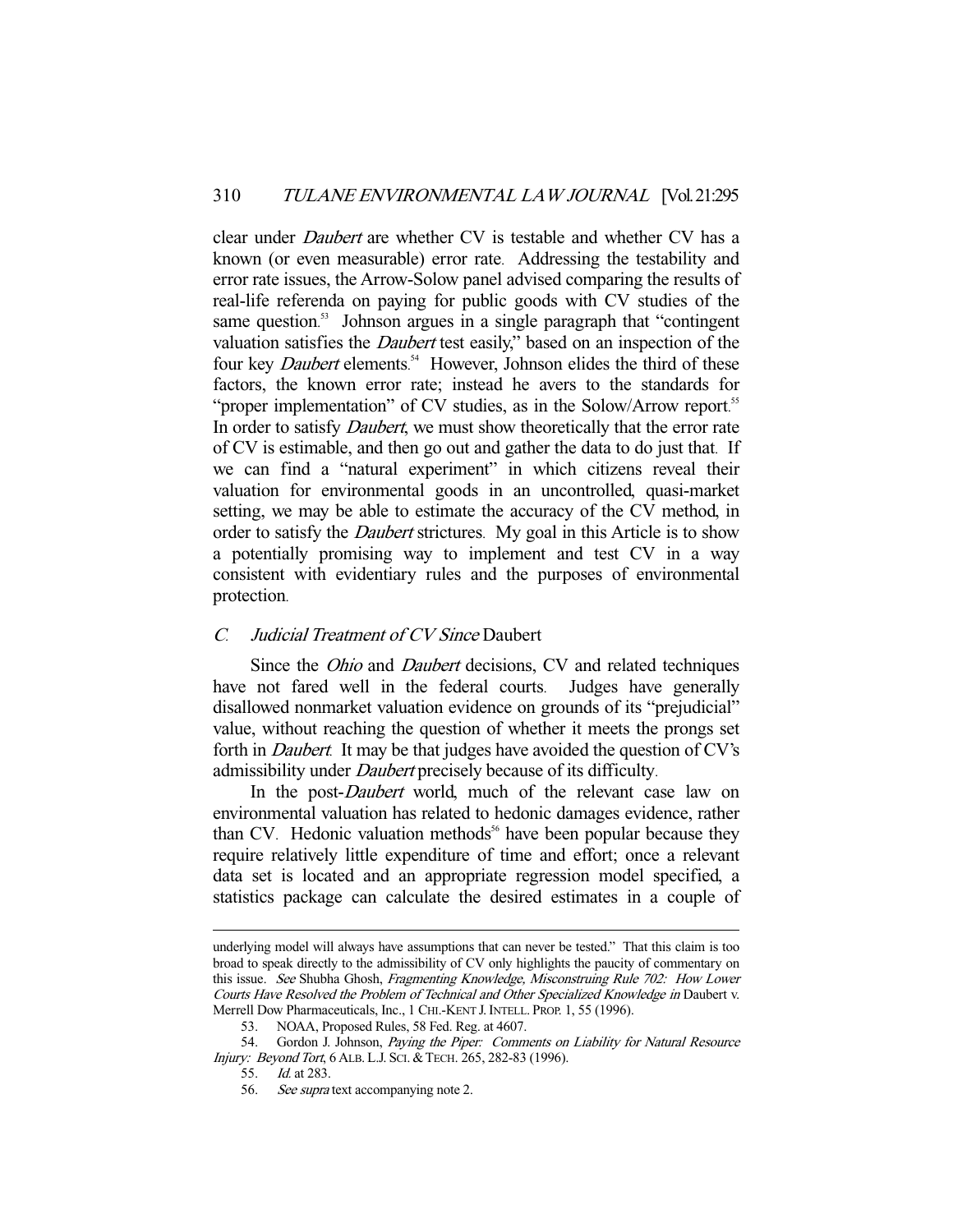clear under *Daubert* are whether CV is testable and whether CV has a known (or even measurable) error rate. Addressing the testability and error rate issues, the Arrow-Solow panel advised comparing the results of real-life referenda on paying for public goods with CV studies of the same question.[53] Johnson argues in a single paragraph that "contingent valuation satisfies the *Daubert* test easily," based on an inspection of the four key *Daubert* elements.[54] However, Johnson elides the third of these factors, the known error rate; instead he avers to the standards for "proper implementation" of CV studies, as in the Solow/Arrow report.[55] In order to satisfy *Daubert*, we must show theoretically that the error rate of CV is estimable, and then go out and gather the data to do just that. If we can find a "natural experiment" in which citizens reveal their valuation for environmental goods in an uncontrolled, quasi-market setting, we may be able to estimate the accuracy of the CV method, in order to satisfy the *Daubert* strictures. My goal in this Article is to show a potentially promising way to implement and test CV in a way consistent with evidentiary rules and the purposes of environmental protection.

## C. *Judicial Treatment of CV Since* Daubert

Since the *Ohio* and *Daubert* decisions, CV and related techniques have not fared well in the federal courts. Judges have generally disallowed nonmarket valuation evidence on grounds of its "prejudicial" value, without reaching the question of whether it meets the prongs set forth in *Daubert*. It may be that judges have avoided the question of CV's admissibility under *Daubert* precisely because of its difficulty.

In the post-*Daubert* world, much of the relevant case law on environmental valuation has related to hedonic damages evidence, rather than CV. Hedonic valuation methods[56] have been popular because they require relatively little expenditure of time and effort; once a relevant data set is located and an appropriate regression model specified, a statistics package can calculate the desired estimates in a couple of

---

underlying model will always have assumptions that can never be tested." That this claim is too broad to speak directly to the admissibility of CV only highlights the paucity of commentary on this issue. *See* Shubha Ghosh, *Fragmenting Knowledge, Misconstruing Rule 702: How Lower Courts Have Resolved the Problem of Technical and Other Specialized Knowledge in* Daubert v. Merrell Dow Pharmaceuticals, Inc., 1 CHI.-KENT J. INTELL. PROP. 1, 55 (1996).

53. NOAA, Proposed Rules, 58 Fed. Reg. at 4607.

54. Gordon J. Johnson, *Paying the Piper: Comments on Liability for Natural Resource Injury: Beyond Tort*, 6 ALB. L.J. SCI. & TECH. 265, 282-83 (1996).

55. *Id.* at 283.

56. *See supra* text accompanying note 2.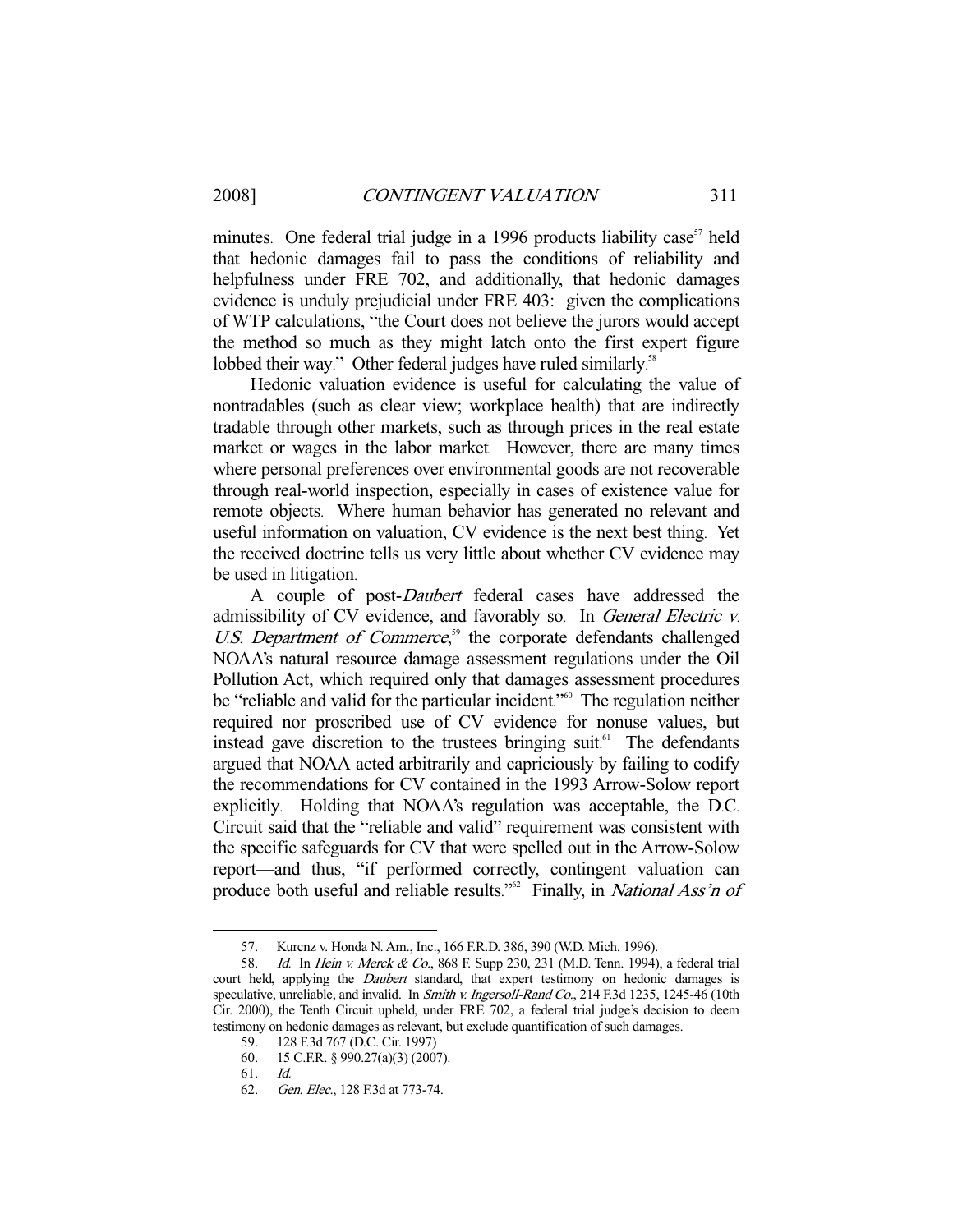minutes. One federal trial judge in a 1996 products liability case[57] held that hedonic damages fail to pass the conditions of reliability and helpfulness under FRE 702, and additionally, that hedonic damages evidence is unduly prejudicial under FRE 403: given the complications of WTP calculations, "the Court does not believe the jurors would accept the method so much as they might latch onto the first expert figure lobbed their way." Other federal judges have ruled similarly.[58]

Hedonic valuation evidence is useful for calculating the value of nontradables (such as clear view; workplace health) that are indirectly tradable through other markets, such as through prices in the real estate market or wages in the labor market. However, there are many times where personal preferences over environmental goods are not recoverable through real-world inspection, especially in cases of existence value for remote objects. Where human behavior has generated no relevant and useful information on valuation, CV evidence is the next best thing. Yet the received doctrine tells us very little about whether CV evidence may be used in litigation.

A couple of post-*Daubert* federal cases have addressed the admissibility of CV evidence, and favorably so. In *General Electric v. U.S. Department of Commerce*,[59] the corporate defendants challenged NOAA's natural resource damage assessment regulations under the Oil Pollution Act, which required only that damages assessment procedures be "reliable and valid for the particular incident."[60] The regulation neither required nor proscribed use of CV evidence for nonuse values, but instead gave discretion to the trustees bringing suit.[61] The defendants argued that NOAA acted arbitrarily and capriciously by failing to codify the recommendations for CV contained in the 1993 Arrow-Solow report explicitly. Holding that NOAA's regulation was acceptable, the D.C. Circuit said that the "reliable and valid" requirement was consistent with the specific safeguards for CV that were spelled out in the Arrow-Solow report—and thus, "if performed correctly, contingent valuation can produce both useful and reliable results."[62] Finally, in *National Ass'n of*

---

57. Kurcnz v. Honda N. Am., Inc., 166 F.R.D. 386, 390 (W.D. Mich. 1996).

58. *Id.* In *Hein v. Merck & Co.*, 868 F. Supp 230, 231 (M.D. Tenn. 1994), a federal trial court held, applying the *Daubert* standard, that expert testimony on hedonic damages is speculative, unreliable, and invalid. In *Smith v. Ingersoll-Rand Co.*, 214 F.3d 1235, 1245-46 (10th Cir. 2000), the Tenth Circuit upheld, under FRE 702, a federal trial judge's decision to deem testimony on hedonic damages as relevant, but exclude quantification of such damages.

59. 128 F.3d 767 (D.C. Cir. 1997)

60. 15 C.F.R. § 990.27(a)(3) (2007).

61. *Id.*

62. *Gen. Elec.*, 128 F.3d at 773-74.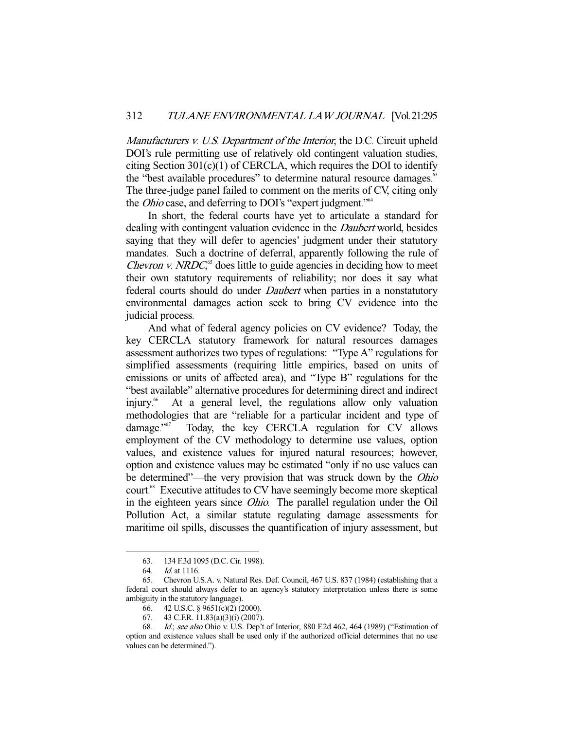*Manufacturers v. U.S. Department of the Interior*, the D.C. Circuit upheld DOI's rule permitting use of relatively old contingent valuation studies, citing Section 301(c)(1) of CERCLA, which requires the DOI to identify the "best available procedures" to determine natural resource damages.[63] The three-judge panel failed to comment on the merits of CV, citing only the *Ohio* case, and deferring to DOI's "expert judgment."[64]

In short, the federal courts have yet to articulate a standard for dealing with contingent valuation evidence in the *Daubert* world, besides saying that they will defer to agencies' judgment under their statutory mandates. Such a doctrine of deferral, apparently following the rule of *Chevron v. NRDC*,[65] does little to guide agencies in deciding how to meet their own statutory requirements of reliability; nor does it say what federal courts should do under *Daubert* when parties in a nonstatutory environmental damages action seek to bring CV evidence into the judicial process.

And what of federal agency policies on CV evidence? Today, the key CERCLA statutory framework for natural resources damages assessment authorizes two types of regulations: "Type A" regulations for simplified assessments (requiring little empirics, based on units of emissions or units of affected area), and "Type B" regulations for the "best available" alternative procedures for determining direct and indirect injury.[66] At a general level, the regulations allow only valuation methodologies that are "reliable for a particular incident and type of damage."[67] Today, the key CERCLA regulation for CV allows employment of the CV methodology to determine use values, option values, and existence values for injured natural resources; however, option and existence values may be estimated "only if no use values can be determined"—the very provision that was struck down by the *Ohio* court.[68] Executive attitudes to CV have seemingly become more skeptical in the eighteen years since *Ohio*. The parallel regulation under the Oil Pollution Act, a similar statute regulating damage assessments for maritime oil spills, discusses the quantification of injury assessment, but

---

63. 134 F.3d 1095 (D.C. Cir. 1998).

64. *Id.* at 1116.

65. Chevron U.S.A. v. Natural Res. Def. Council, 467 U.S. 837 (1984) (establishing that a federal court should always defer to an agency's statutory interpretation unless there is some ambiguity in the statutory language).

66. 42 U.S.C. § 9651(c)(2) (2000).

67. 43 C.F.R. 11.83(a)(3)(i) (2007).

68. *Id.*; *see also* Ohio v. U.S. Dep't of Interior, 880 F.2d 462, 464 (1989) ("Estimation of option and existence values shall be used only if the authorized official determines that no use values can be determined.").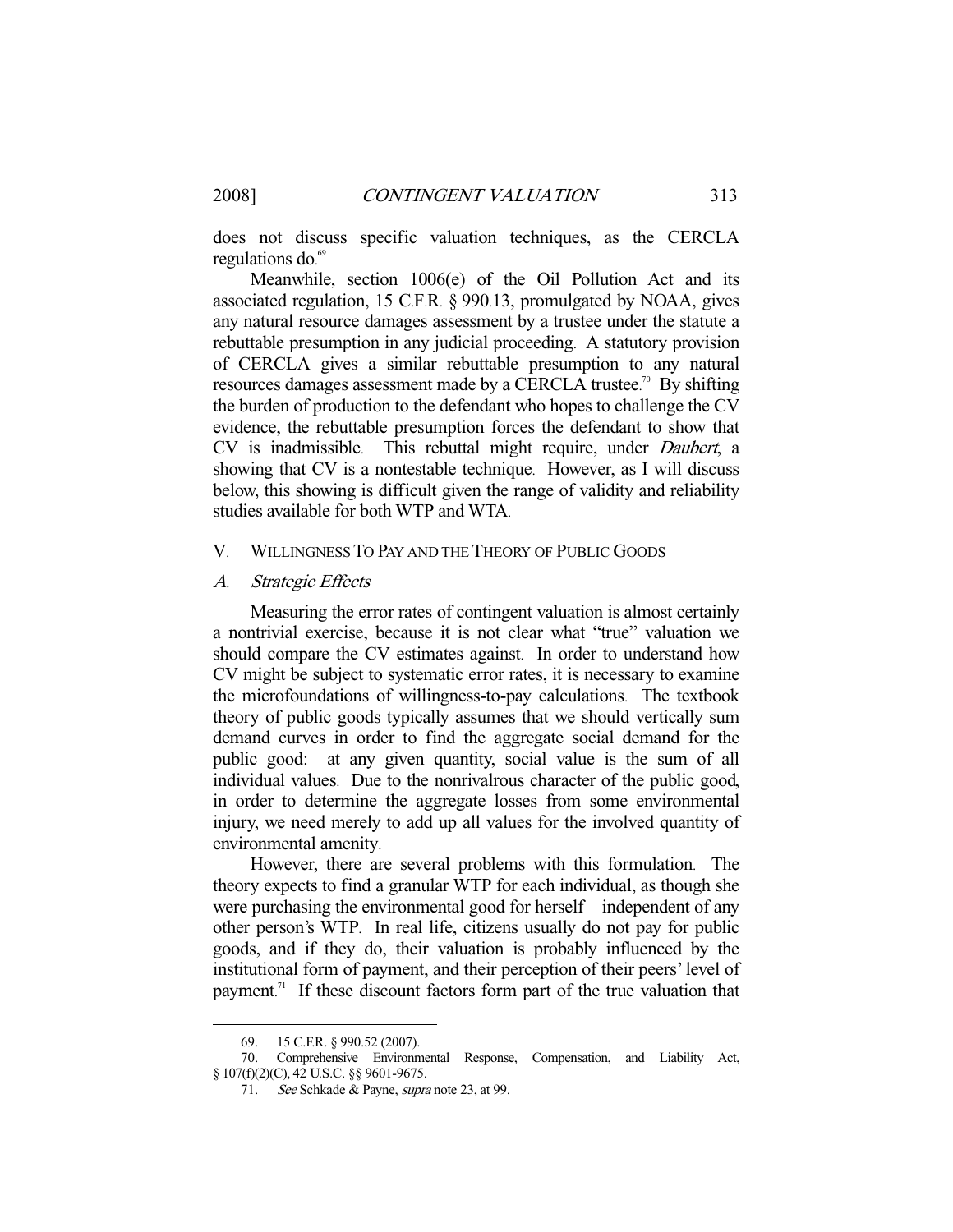does not discuss specific valuation techniques, as the CERCLA regulations do.[69]

Meanwhile, section 1006(e) of the Oil Pollution Act and its associated regulation, 15 C.F.R. § 990.13, promulgated by NOAA, gives any natural resource damages assessment by a trustee under the statute a rebuttable presumption in any judicial proceeding. A statutory provision of CERCLA gives a similar rebuttable presumption to any natural resources damages assessment made by a CERCLA trustee.[70] By shifting the burden of production to the defendant who hopes to challenge the CV evidence, the rebuttable presumption forces the defendant to show that CV is inadmissible. This rebuttal might require, under *Daubert*, a showing that CV is a nontestable technique. However, as I will discuss below, this showing is difficult given the range of validity and reliability studies available for both WTP and WTA.

## V. WILLINGNESS TO PAY AND THE THEORY OF PUBLIC GOODS

### A. *Strategic Effects*

Measuring the error rates of contingent valuation is almost certainly a nontrivial exercise, because it is not clear what "true" valuation we should compare the CV estimates against. In order to understand how CV might be subject to systematic error rates, it is necessary to examine the microfoundations of willingness-to-pay calculations. The textbook theory of public goods typically assumes that we should vertically sum demand curves in order to find the aggregate social demand for the public good: at any given quantity, social value is the sum of all individual values. Due to the nonrivalrous character of the public good, in order to determine the aggregate losses from some environmental injury, we need merely to add up all values for the involved quantity of environmental amenity.

However, there are several problems with this formulation. The theory expects to find a granular WTP for each individual, as though she were purchasing the environmental good for herself—independent of any other person's WTP. In real life, citizens usually do not pay for public goods, and if they do, their valuation is probably influenced by the institutional form of payment, and their perception of their peers' level of payment.[71] If these discount factors form part of the true valuation that

---

69. 15 C.F.R. § 990.52 (2007).

70. Comprehensive Environmental Response, Compensation, and Liability Act, § 107(f)(2)(C), 42 U.S.C. §§ 9601-9675.

71. *See* Schkade & Payne, *supra* note 23, at 99.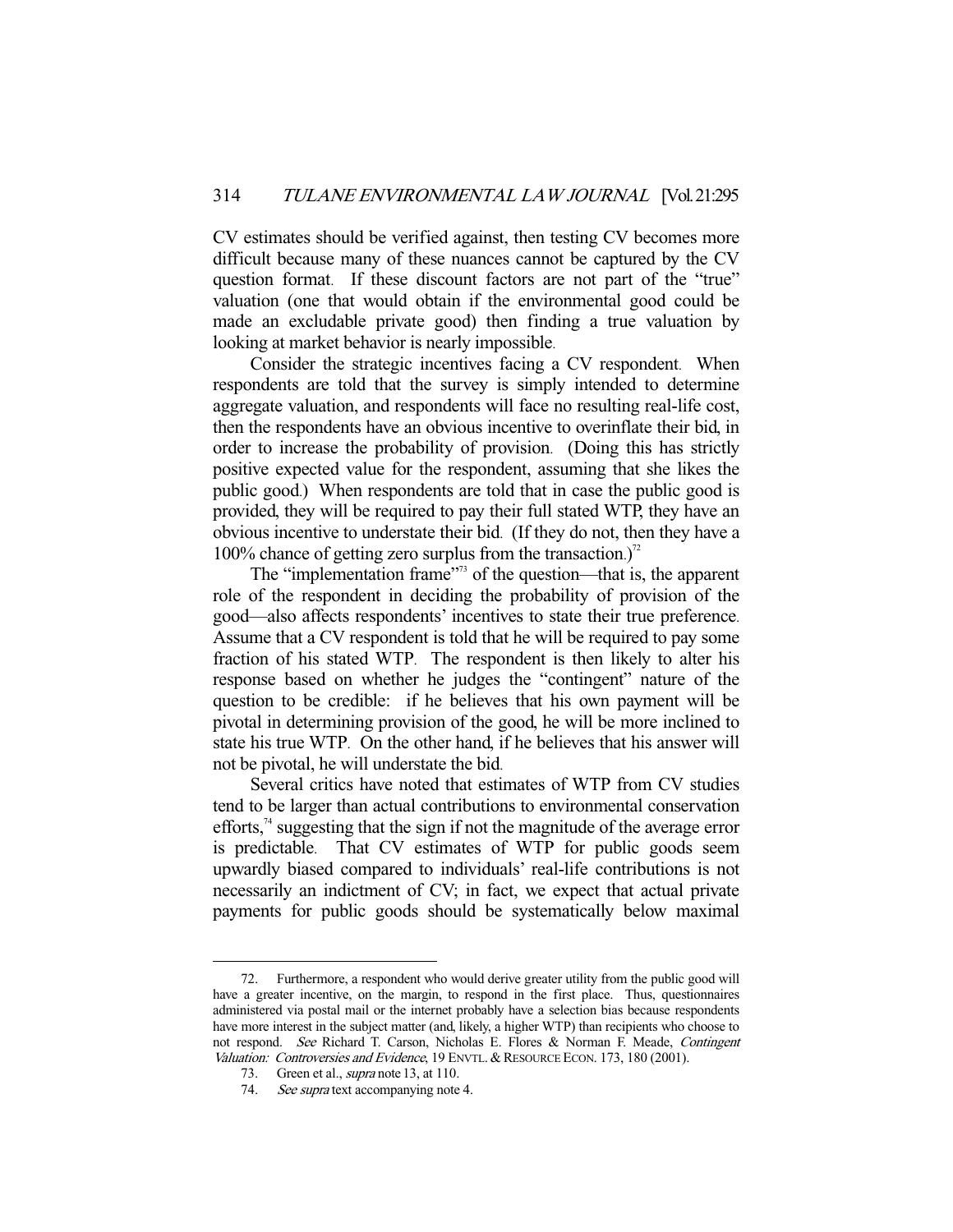CV estimates should be verified against, then testing CV becomes more difficult because many of these nuances cannot be captured by the CV question format. If these discount factors are not part of the "true" valuation (one that would obtain if the environmental good could be made an excludable private good) then finding a true valuation by looking at market behavior is nearly impossible.

Consider the strategic incentives facing a CV respondent. When respondents are told that the survey is simply intended to determine aggregate valuation, and respondents will face no resulting real-life cost, then the respondents have an obvious incentive to overinflate their bid, in order to increase the probability of provision. (Doing this has strictly positive expected value for the respondent, assuming that she likes the public good.) When respondents are told that in case the public good is provided, they will be required to pay their full stated WTP, they have an obvious incentive to understate their bid. (If they do not, then they have a 100% chance of getting zero surplus from the transaction.)[72]

The "implementation frame"[73] of the question—that is, the apparent role of the respondent in deciding the probability of provision of the good—also affects respondents' incentives to state their true preference. Assume that a CV respondent is told that he will be required to pay some fraction of his stated WTP. The respondent is then likely to alter his response based on whether he judges the "contingent" nature of the question to be credible: if he believes that his own payment will be pivotal in determining provision of the good, he will be more inclined to state his true WTP. On the other hand, if he believes that his answer will not be pivotal, he will understate the bid.

Several critics have noted that estimates of WTP from CV studies tend to be larger than actual contributions to environmental conservation efforts,[74] suggesting that the sign if not the magnitude of the average error is predictable. That CV estimates of WTP for public goods seem upwardly biased compared to individuals' real-life contributions is not necessarily an indictment of CV; in fact, we expect that actual private payments for public goods should be systematically below maximal

---

72. Furthermore, a respondent who would derive greater utility from the public good will have a greater incentive, on the margin, to respond in the first place. Thus, questionnaires administered via postal mail or the internet probably have a selection bias because respondents have more interest in the subject matter (and, likely, a higher WTP) than recipients who choose to not respond. *See* Richard T. Carson, Nicholas E. Flores & Norman F. Meade, *Contingent Valuation: Controversies and Evidence*, 19 ENVTL. & RESOURCE ECON. 173, 180 (2001).

73. Green et al., *supra* note 13, at 110.

74. *See supra* text accompanying note 4.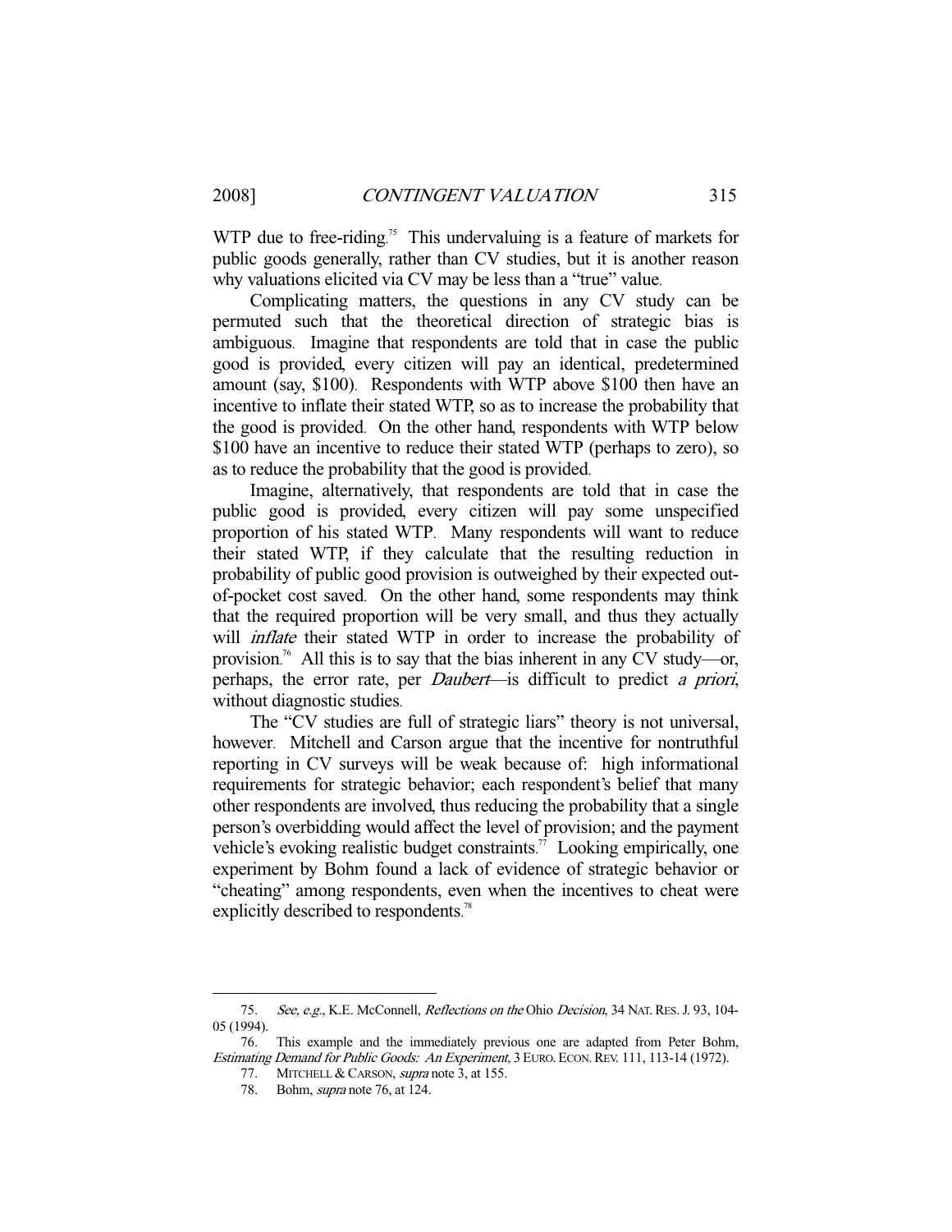WTP due to free-riding.[75] This undervaluing is a feature of markets for public goods generally, rather than CV studies, but it is another reason why valuations elicited via CV may be less than a "true" value.

Complicating matters, the questions in any CV study can be permuted such that the theoretical direction of strategic bias is ambiguous. Imagine that respondents are told that in case the public good is provided, every citizen will pay an identical, predetermined amount (say, $100). Respondents with WTP above $100 then have an incentive to inflate their stated WTP, so as to increase the probability that the good is provided. On the other hand, respondents with WTP below $100 have an incentive to reduce their stated WTP (perhaps to zero), so as to reduce the probability that the good is provided.

Imagine, alternatively, that respondents are told that in case the public good is provided, every citizen will pay some unspecified proportion of his stated WTP. Many respondents will want to reduce their stated WTP, if they calculate that the resulting reduction in probability of public good provision is outweighed by their expected out-of-pocket cost saved. On the other hand, some respondents may think that the required proportion will be very small, and thus they actually will *inflate* their stated WTP in order to increase the probability of provision.[76] All this is to say that the bias inherent in any CV study—or, perhaps, the error rate, per *Daubert*—is difficult to predict *a priori*, without diagnostic studies.

The "CV studies are full of strategic liars" theory is not universal, however. Mitchell and Carson argue that the incentive for nontruthful reporting in CV surveys will be weak because of: high informational requirements for strategic behavior; each respondent's belief that many other respondents are involved, thus reducing the probability that a single person's overbidding would affect the level of provision; and the payment vehicle's evoking realistic budget constraints.[77] Looking empirically, one experiment by Bohm found a lack of evidence of strategic behavior or "cheating" among respondents, even when the incentives to cheat were explicitly described to respondents.[78]

---

75. *See, e.g.*, K.E. McConnell, *Reflections on the* Ohio *Decision*, 34 NAT. RES. J. 93, 104-05 (1994).

76. This example and the immediately previous one are adapted from Peter Bohm, *Estimating Demand for Public Goods: An Experiment*, 3 EURO. ECON. REV. 111, 113-14 (1972).

77. MITCHELL & CARSON, *supra* note 3, at 155.

78. Bohm, *supra* note 76, at 124.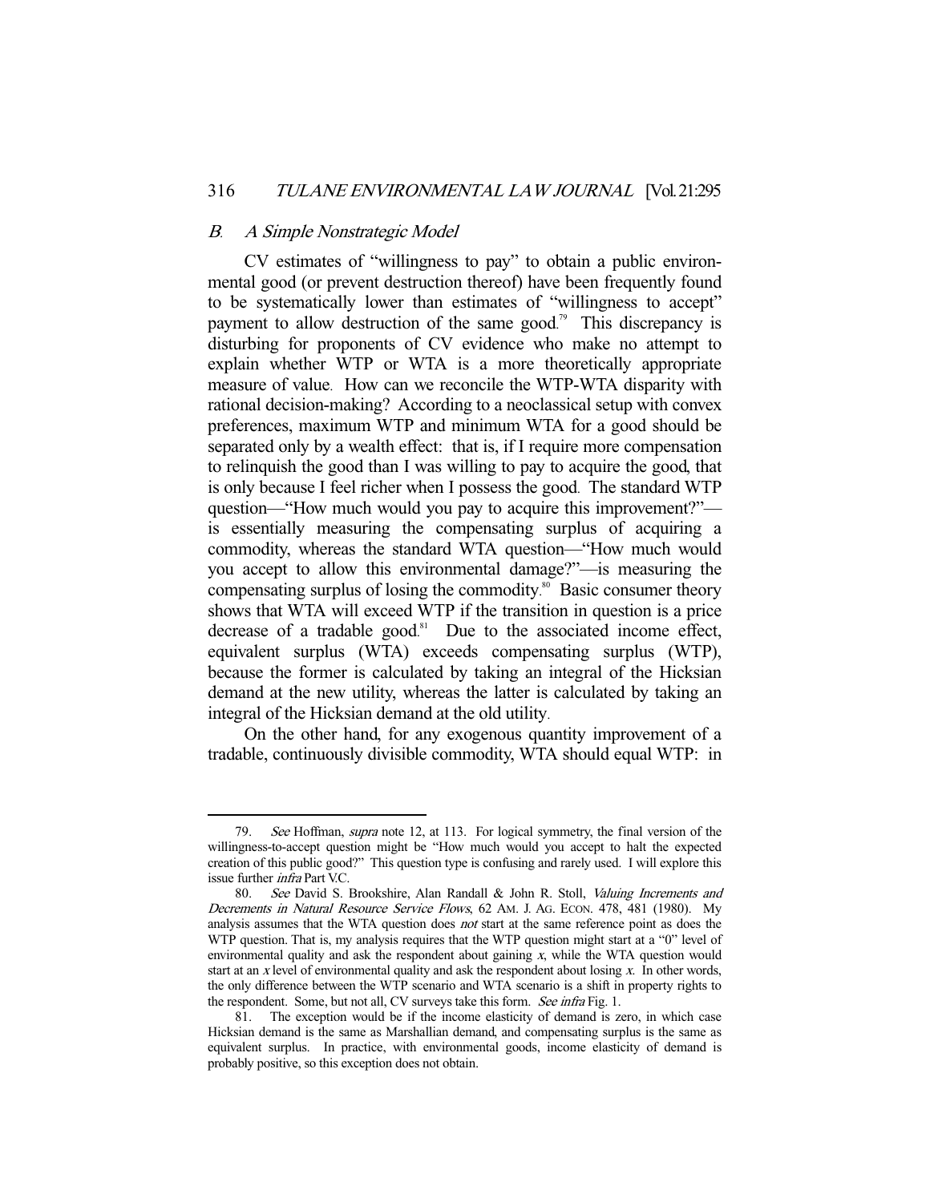### *B. A Simple Nonstrategic Model*

CV estimates of "willingness to pay" to obtain a public environmental good (or prevent destruction thereof) have been frequently found to be systematically lower than estimates of "willingness to accept" payment to allow destruction of the same good.[79] This discrepancy is disturbing for proponents of CV evidence who make no attempt to explain whether WTP or WTA is a more theoretically appropriate measure of value. How can we reconcile the WTP-WTA disparity with rational decision-making? According to a neoclassical setup with convex preferences, maximum WTP and minimum WTA for a good should be separated only by a wealth effect: that is, if I require more compensation to relinquish the good than I was willing to pay to acquire the good, that is only because I feel richer when I possess the good. The standard WTP question—"How much would you pay to acquire this improvement?"—is essentially measuring the compensating surplus of acquiring a commodity, whereas the standard WTA question—"How much would you accept to allow this environmental damage?"—is measuring the compensating surplus of losing the commodity.[80] Basic consumer theory shows that WTA will exceed WTP if the transition in question is a price decrease of a tradable good.[81] Due to the associated income effect, equivalent surplus (WTA) exceeds compensating surplus (WTP), because the former is calculated by taking an integral of the Hicksian demand at the new utility, whereas the latter is calculated by taking an integral of the Hicksian demand at the old utility.

On the other hand, for any exogenous quantity improvement of a tradable, continuously divisible commodity, WTA should equal WTP: in

---

79. *See* Hoffman, *supra* note 12, at 113. For logical symmetry, the final version of the willingness-to-accept question might be "How much would you accept to halt the expected creation of this public good?" This question type is confusing and rarely used. I will explore this issue further *infra* Part V.C.

80. *See* David S. Brookshire, Alan Randall & John R. Stoll, *Valuing Increments and Decrements in Natural Resource Service Flows*, 62 AM. J. AG. ECON. 478, 481 (1980). My analysis assumes that the WTA question does *not* start at the same reference point as does the WTP question. That is, my analysis requires that the WTP question might start at a "0" level of environmental quality and ask the respondent about gaining $x$, while the WTA question would start at an $x$ level of environmental quality and ask the respondent about losing $x$. In other words, the only difference between the WTP scenario and WTA scenario is a shift in property rights to the respondent. Some, but not all, CV surveys take this form. *See infra* Fig. 1.

81. The exception would be if the income elasticity of demand is zero, in which case Hicksian demand is the same as Marshallian demand, and compensating surplus is the same as equivalent surplus. In practice, with environmental goods, income elasticity of demand is probably positive, so this exception does not obtain.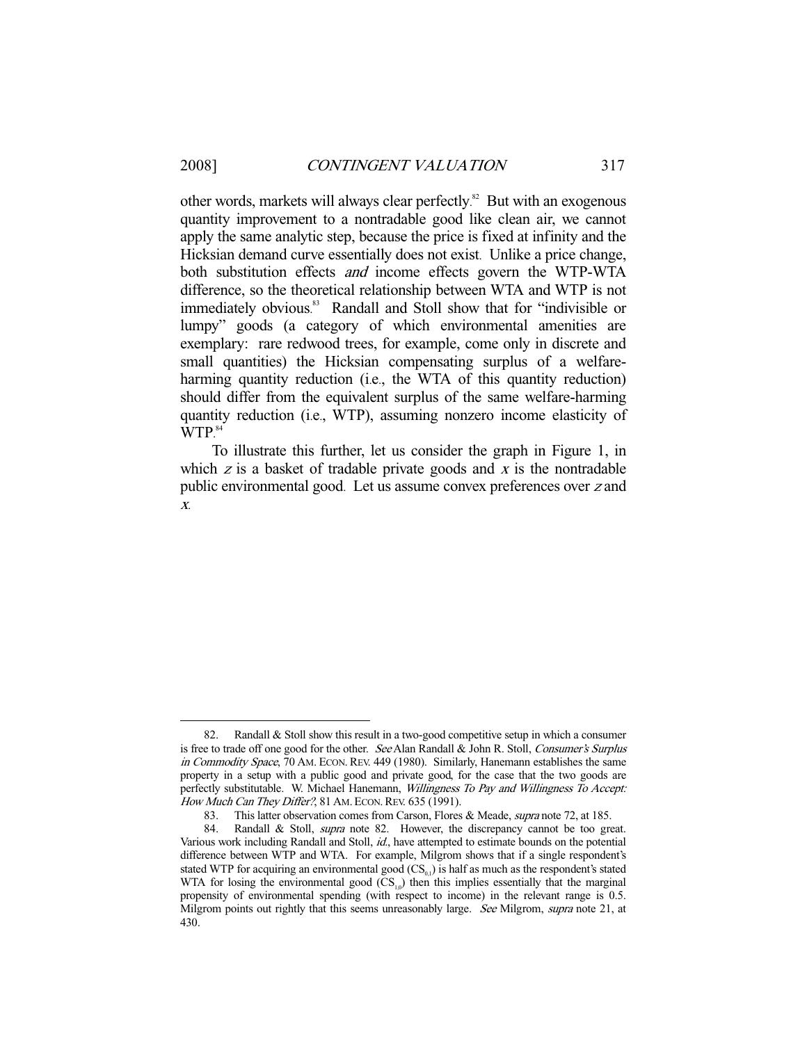other words, markets will always clear perfectly.[82] But with an exogenous quantity improvement to a nontradable good like clean air, we cannot apply the same analytic step, because the price is fixed at infinity and the Hicksian demand curve essentially does not exist. Unlike a price change, both substitution effects *and* income effects govern the WTP-WTA difference, so the theoretical relationship between WTA and WTP is not immediately obvious.[83] Randall and Stoll show that for "indivisible or lumpy" goods (a category of which environmental amenities are exemplary: rare redwood trees, for example, come only in discrete and small quantities) the Hicksian compensating surplus of a welfare-harming quantity reduction (i.e., the WTA of this quantity reduction) should differ from the equivalent surplus of the same welfare-harming quantity reduction (i.e., WTP), assuming nonzero income elasticity of WTP.[84]

To illustrate this further, let us consider the graph in Figure 1, in which $z$ is a basket of tradable private goods and $x$ is the nontradable public environmental good. Let us assume convex preferences over $z$ and $x$.

---

82. Randall & Stoll show this result in a two-good competitive setup in which a consumer is free to trade off one good for the other. *See* Alan Randall & John R. Stoll, *Consumer's Surplus in Commodity Space*, 70 AM. ECON. REV. 449 (1980). Similarly, Hanemann establishes the same property in a setup with a public good and private good, for the case that the two goods are perfectly substitutable. W. Michael Hanemann, *Willingness To Pay and Willingness To Accept: How Much Can They Differ?*, 81 AM. ECON. REV. 635 (1991).

83. This latter observation comes from Carson, Flores & Meade, *supra* note 72, at 185.

84. Randall & Stoll, *supra* note 82. However, the discrepancy cannot be too great. Various work including Randall and Stoll, *id.*, have attempted to estimate bounds on the potential difference between WTP and WTA. For example, Milgrom shows that if a single respondent's stated WTP for acquiring an environmental good ($CS_{0,1}$) is half as much as the respondent's stated WTA for losing the environmental good ($CS_{1,0}$) then this implies essentially that the marginal propensity of environmental spending (with respect to income) in the relevant range is 0.5. Milgrom points out rightly that this seems unreasonably large. *See* Milgrom, *supra* note 21, at 430.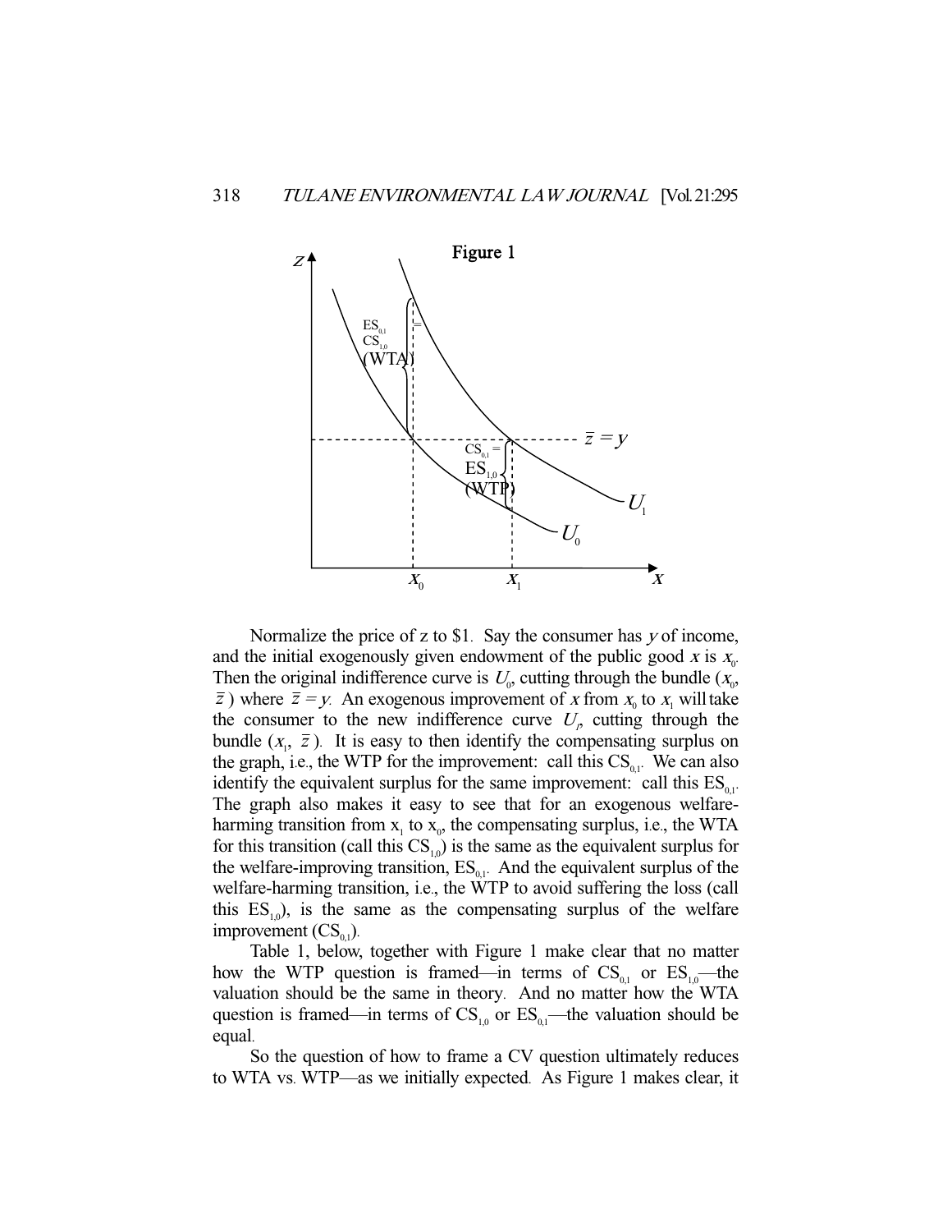Figure 1

Normalize the price of z to \$1. Say the consumer has $y$ of income, and the initial exogenously given endowment of the public good $x$ is $x_0$. Then the original indifference curve is $U_0$, cutting through the bundle ($x_0$, $\bar{z}$) where $\bar{z} = y$. An exogenous improvement of $x$ from $x_0$ to $x_1$ will take the consumer to the new indifference curve $U_1$, cutting through the bundle ($x_1$, $\bar{z}$). It is easy to then identify the compensating surplus on the graph, i.e., the WTP for the improvement: call this $CS_{0,1}$. We can also identify the equivalent surplus for the same improvement: call this $ES_{0,1}$. The graph also makes it easy to see that for an exogenous welfare-harming transition from $x_1$ to $x_0$, the compensating surplus, i.e., the WTA for this transition (call this $CS_{1,0}$) is the same as the equivalent surplus for the welfare-improving transition, $ES_{0,1}$. And the equivalent surplus of the welfare-harming transition, i.e., the WTP to avoid suffering the loss (call this $ES_{1,0}$), is the same as the compensating surplus of the welfare improvement ($CS_{0,1}$).

Table 1, below, together with Figure 1 make clear that no matter how the WTP question is framed—in terms of $CS_{0,1}$ or $ES_{1,0}$—the valuation should be the same in theory. And no matter how the WTA question is framed—in terms of $CS_{1,0}$ or $ES_{0,1}$—the valuation should be equal.

So the question of how to frame a CV question ultimately reduces to WTA vs. WTP—as we initially expected. As Figure 1 makes clear, it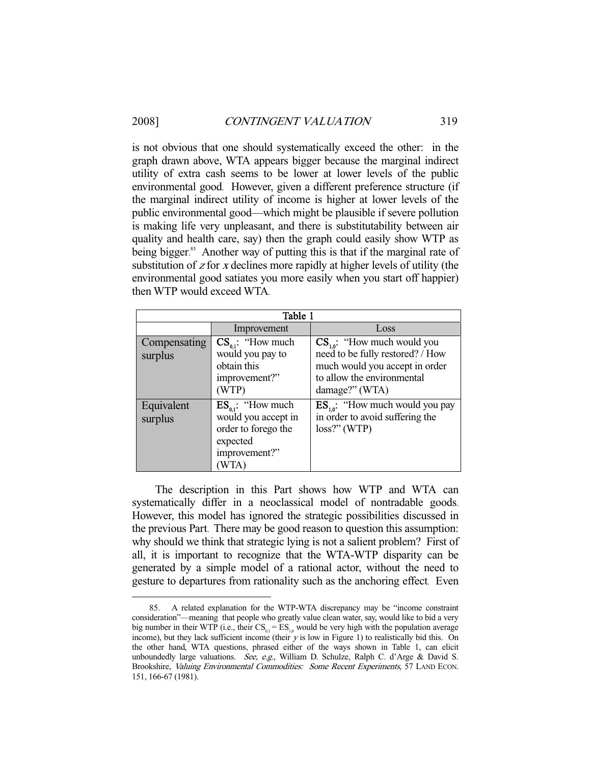is not obvious that one should systematically exceed the other: in the graph drawn above, WTA appears bigger because the marginal indirect utility of extra cash seems to be lower at lower levels of the public environmental good. However, given a different preference structure (if the marginal indirect utility of income is higher at lower levels of the public environmental good—which might be plausible if severe pollution is making life very unpleasant, and there is substitutability between air quality and health care, say) then the graph could easily show WTP as being bigger.[85] Another way of putting this is that if the marginal rate of substitution of $z$ for $x$ declines more rapidly at higher levels of utility (the environmental good satiates you more easily when you start off happier) then WTP would exceed WTA.

| Table 1 | | |
|---|---|---|
| | Improvement | Loss |
| Compensating surplus | **$CS_{0,1}$**: "How much would you pay to obtain this improvement?" (WTP) | **$CS_{1,0}$**: "How much would you need to be fully restored? / How much would you accept in order to allow the environmental damage?" (WTA) |
| Equivalent surplus | **$ES_{0,1}$**: "How much would you accept in order to forego the expected improvement?" (WTA) | **$ES_{1,0}$**: "How much would you pay in order to avoid suffering the loss?" (WTP) |

The description in this Part shows how WTP and WTA can systematically differ in a neoclassical model of nontradable goods. However, this model has ignored the strategic possibilities discussed in the previous Part. There may be good reason to question this assumption: why should we think that strategic lying is not a salient problem? First of all, it is important to recognize that the WTA-WTP disparity can be generated by a simple model of a rational actor, without the need to gesture to departures from rationality such as the anchoring effect. Even

---

85. A related explanation for the WTP-WTA discrepancy may be "income constraint consideration"—meaning that people who greatly value clean water, say, would like to bid a very big number in their WTP (i.e., their $CS_{0,1} = ES_{1,0}$ would be very high with the population average income), but they lack sufficient income (their $y$ is low in Figure 1) to realistically bid this. On the other hand, WTA questions, phrased either of the ways shown in Table 1, can elicit unboundedly large valuations. *See, e.g.*, William D. Schulze, Ralph C. d'Arge & David S. Brookshire, *Valuing Environmental Commodities: Some Recent Experiments*, 57 LAND ECON. 151, 166-67 (1981).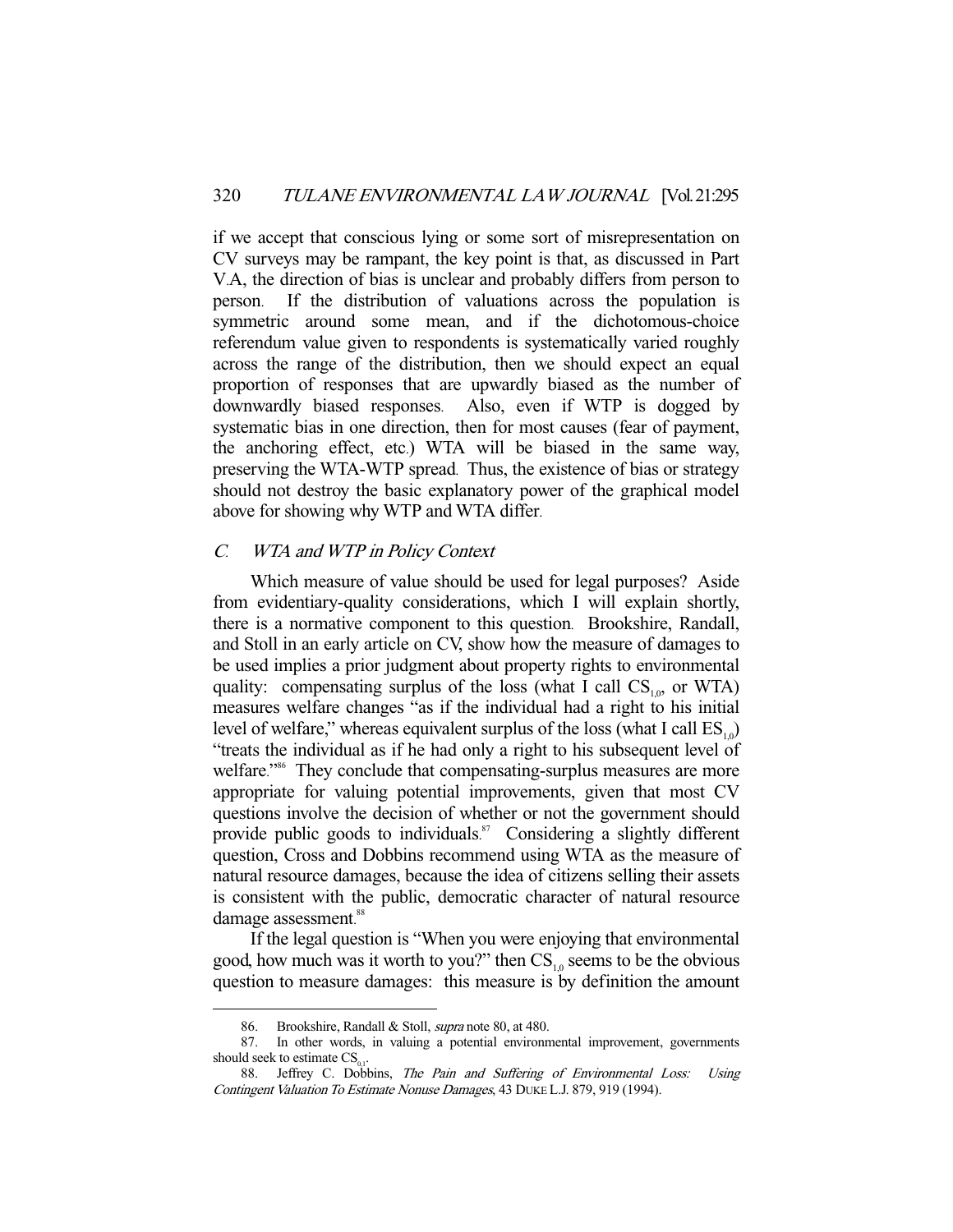if we accept that conscious lying or some sort of misrepresentation on CV surveys may be rampant, the key point is that, as discussed in Part V.A, the direction of bias is unclear and probably differs from person to person. If the distribution of valuations across the population is symmetric around some mean, and if the dichotomous-choice referendum value given to respondents is systematically varied roughly across the range of the distribution, then we should expect an equal proportion of responses that are upwardly biased as the number of downwardly biased responses. Also, even if WTP is dogged by systematic bias in one direction, then for most causes (fear of payment, the anchoring effect, etc.) WTA will be biased in the same way, preserving the WTA-WTP spread. Thus, the existence of bias or strategy should not destroy the basic explanatory power of the graphical model above for showing why WTP and WTA differ.

### *C. WTA and WTP in Policy Context*

Which measure of value should be used for legal purposes? Aside from evidentiary-quality considerations, which I will explain shortly, there is a normative component to this question. Brookshire, Randall, and Stoll in an early article on CV, show how the measure of damages to be used implies a prior judgment about property rights to environmental quality: compensating surplus of the loss (what I call $CS_{1,0}$, or WTA) measures welfare changes "as if the individual had a right to his initial level of welfare," whereas equivalent surplus of the loss (what I call $ES_{1,0}$) "treats the individual as if he had only a right to his subsequent level of welfare."[86] They conclude that compensating-surplus measures are more appropriate for valuing potential improvements, given that most CV questions involve the decision of whether or not the government should provide public goods to individuals.[87] Considering a slightly different question, Cross and Dobbins recommend using WTA as the measure of natural resource damages, because the idea of citizens selling their assets is consistent with the public, democratic character of natural resource damage assessment.[88]

If the legal question is "When you were enjoying that environmental good, how much was it worth to you?" then $CS_{1,0}$ seems to be the obvious question to measure damages: this measure is by definition the amount

---

86. Brookshire, Randall & Stoll, *supra* note 80, at 480.

87. In other words, in valuing a potential environmental improvement, governments should seek to estimate $CS_{0,1}$.

88. Jeffrey C. Dobbins, *The Pain and Suffering of Environmental Loss: Using Contingent Valuation To Estimate Nonuse Damages*, 43 DUKE L.J. 879, 919 (1994).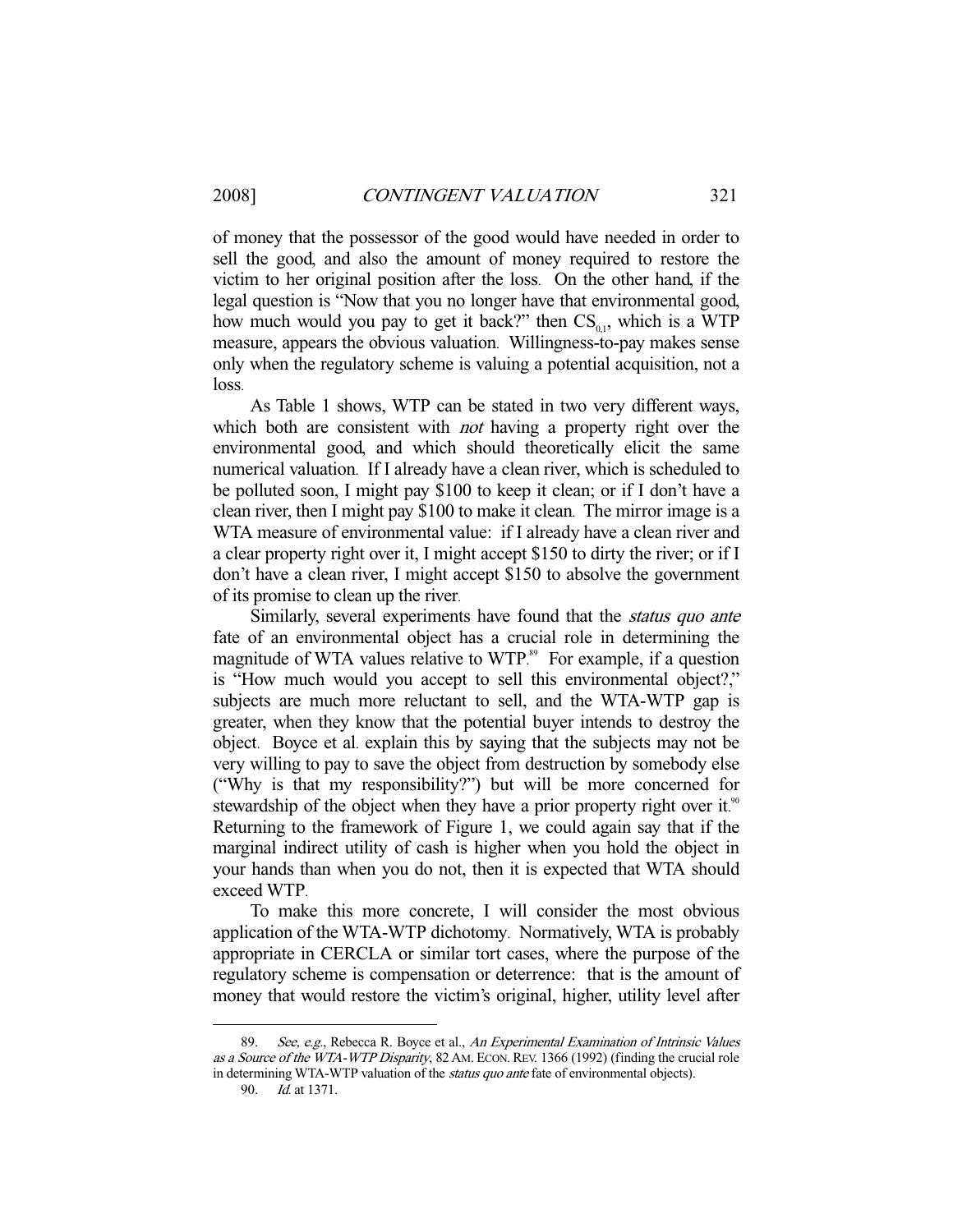of money that the possessor of the good would have needed in order to sell the good, and also the amount of money required to restore the victim to her original position after the loss. On the other hand, if the legal question is "Now that you no longer have that environmental good, how much would you pay to get it back?" then $CS_{0,1}$, which is a WTP measure, appears the obvious valuation. Willingness-to-pay makes sense only when the regulatory scheme is valuing a potential acquisition, not a loss.

As Table 1 shows, WTP can be stated in two very different ways, which both are consistent with *not* having a property right over the environmental good, and which should theoretically elicit the same numerical valuation. If I already have a clean river, which is scheduled to be polluted soon, I might pay $100 to keep it clean; or if I don't have a clean river, then I might pay $100 to make it clean. The mirror image is a WTA measure of environmental value: if I already have a clean river and a clear property right over it, I might accept $150 to dirty the river; or if I don't have a clean river, I might accept $150 to absolve the government of its promise to clean up the river.

Similarly, several experiments have found that the *status quo ante* fate of an environmental object has a crucial role in determining the magnitude of WTA values relative to WTP.[89] For example, if a question is "How much would you accept to sell this environmental object?," subjects are much more reluctant to sell, and the WTA-WTP gap is greater, when they know that the potential buyer intends to destroy the object. Boyce et al. explain this by saying that the subjects may not be very willing to pay to save the object from destruction by somebody else ("Why is that my responsibility?") but will be more concerned for stewardship of the object when they have a prior property right over it.[90] Returning to the framework of Figure 1, we could again say that if the marginal indirect utility of cash is higher when you hold the object in your hands than when you do not, then it is expected that WTA should exceed WTP.

To make this more concrete, I will consider the most obvious application of the WTA-WTP dichotomy. Normatively, WTA is probably appropriate in CERCLA or similar tort cases, where the purpose of the regulatory scheme is compensation or deterrence: that is the amount of money that would restore the victim's original, higher, utility level after

---

89. *See, e.g.*, Rebecca R. Boyce et al., *An Experimental Examination of Intrinsic Values as a Source of the WTA-WTP Disparity*, 82 AM. ECON. REV. 1366 (1992) (finding the crucial role in determining WTA-WTP valuation of the *status quo ante* fate of environmental objects).

90. *Id.* at 1371.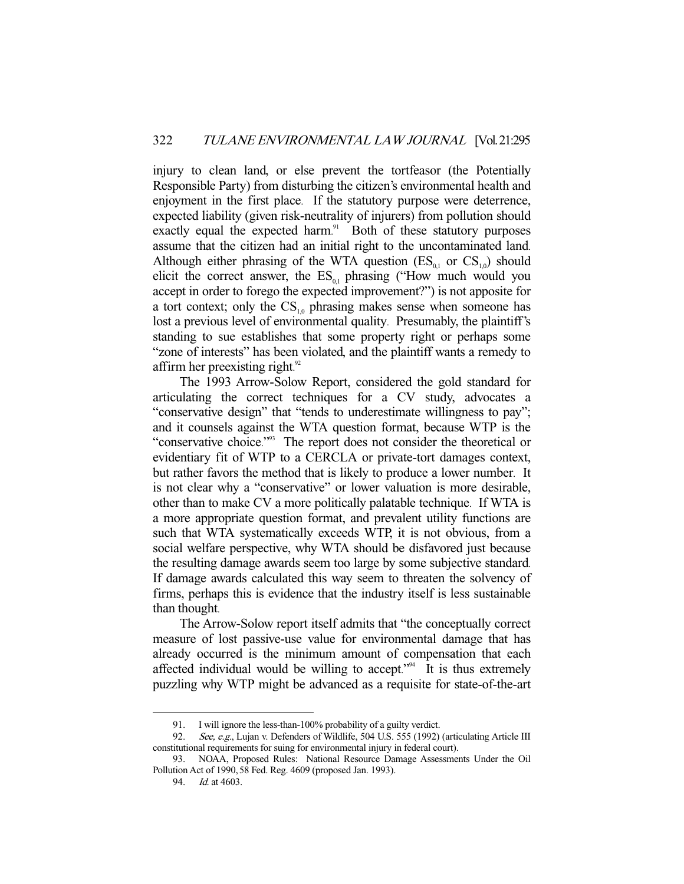injury to clean land, or else prevent the tortfeasor (the Potentially Responsible Party) from disturbing the citizen's environmental health and enjoyment in the first place. If the statutory purpose were deterrence, expected liability (given risk-neutrality of injurers) from pollution should exactly equal the expected harm.[91] Both of these statutory purposes assume that the citizen had an initial right to the uncontaminated land. Although either phrasing of the WTA question ($ES_{0,1}$ or $CS_{1,0}$) should elicit the correct answer, the $ES_{0,1}$ phrasing ("How much would you accept in order to forego the expected improvement?") is not apposite for a tort context; only the $CS_{1,0}$ phrasing makes sense when someone has lost a previous level of environmental quality. Presumably, the plaintiff's standing to sue establishes that some property right or perhaps some "zone of interests" has been violated, and the plaintiff wants a remedy to affirm her preexisting right.[92]

The 1993 Arrow-Solow Report, considered the gold standard for articulating the correct techniques for a CV study, advocates a "conservative design" that "tends to underestimate willingness to pay"; and it counsels against the WTA question format, because WTP is the "conservative choice."[93] The report does not consider the theoretical or evidentiary fit of WTP to a CERCLA or private-tort damages context, but rather favors the method that is likely to produce a lower number. It is not clear why a "conservative" or lower valuation is more desirable, other than to make CV a more politically palatable technique. If WTA is a more appropriate question format, and prevalent utility functions are such that WTA systematically exceeds WTP, it is not obvious, from a social welfare perspective, why WTA should be disfavored just because the resulting damage awards seem too large by some subjective standard. If damage awards calculated this way seem to threaten the solvency of firms, perhaps this is evidence that the industry itself is less sustainable than thought.

The Arrow-Solow report itself admits that "the conceptually correct measure of lost passive-use value for environmental damage that has already occurred is the minimum amount of compensation that each affected individual would be willing to accept."[94] It is thus extremely puzzling why WTP might be advanced as a requisite for state-of-the-art

---

91. I will ignore the less-than-100% probability of a guilty verdict.

92. *See, e.g.*, Lujan v. Defenders of Wildlife, 504 U.S. 555 (1992) (articulating Article III constitutional requirements for suing for environmental injury in federal court).

93. NOAA, Proposed Rules: National Resource Damage Assessments Under the Oil Pollution Act of 1990, 58 Fed. Reg. 4609 (proposed Jan. 1993).

94. *Id.* at 4603.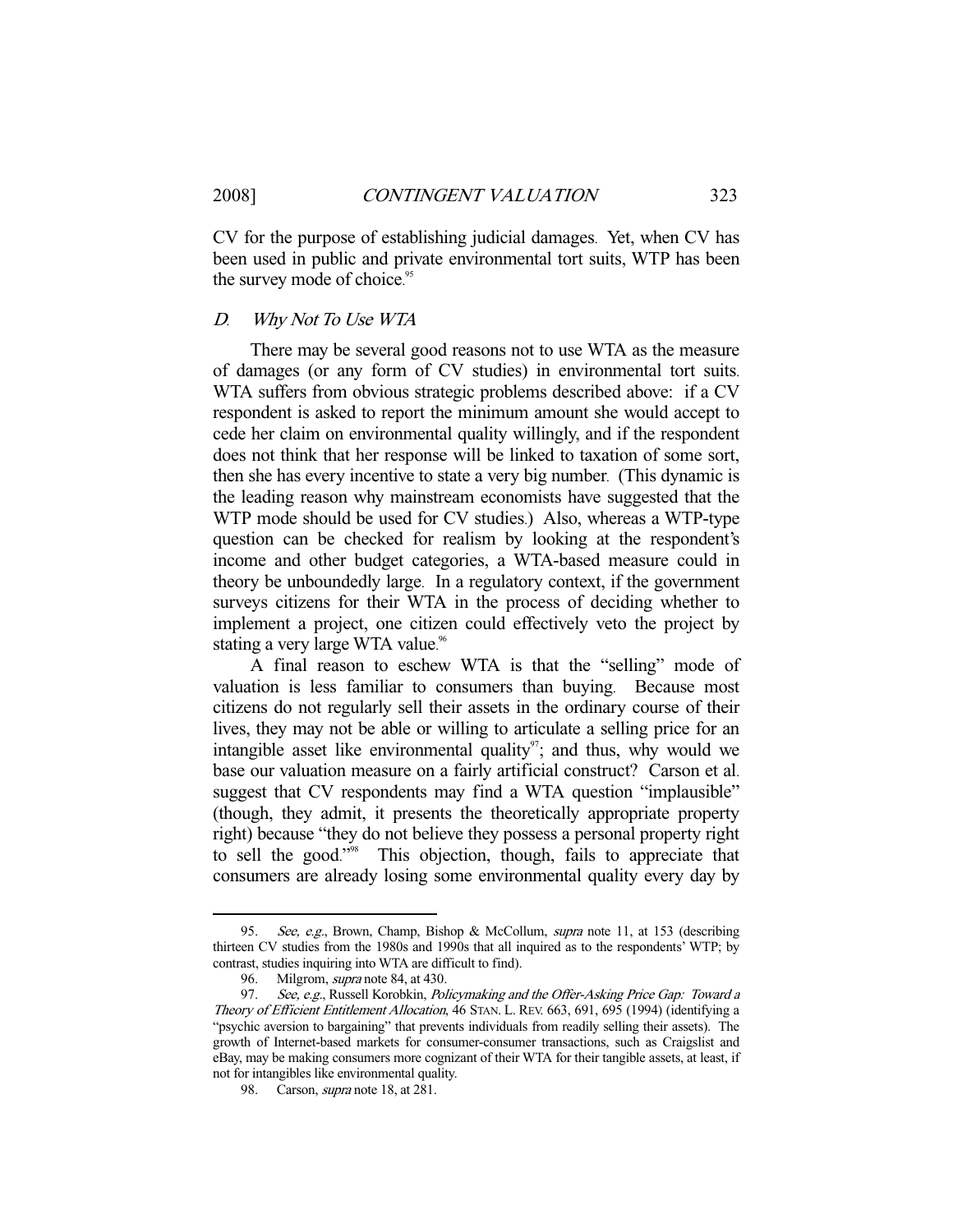CV for the purpose of establishing judicial damages. Yet, when CV has been used in public and private environmental tort suits, WTP has been the survey mode of choice.[95]

### D. *Why Not To Use WTA*

There may be several good reasons not to use WTA as the measure of damages (or any form of CV studies) in environmental tort suits. WTA suffers from obvious strategic problems described above: if a CV respondent is asked to report the minimum amount she would accept to cede her claim on environmental quality willingly, and if the respondent does not think that her response will be linked to taxation of some sort, then she has every incentive to state a very big number. (This dynamic is the leading reason why mainstream economists have suggested that the WTP mode should be used for CV studies.) Also, whereas a WTP-type question can be checked for realism by looking at the respondent's income and other budget categories, a WTA-based measure could in theory be unboundedly large. In a regulatory context, if the government surveys citizens for their WTA in the process of deciding whether to implement a project, one citizen could effectively veto the project by stating a very large WTA value.[96]

A final reason to eschew WTA is that the "selling" mode of valuation is less familiar to consumers than buying. Because most citizens do not regularly sell their assets in the ordinary course of their lives, they may not be able or willing to articulate a selling price for an intangible asset like environmental quality[97]; and thus, why would we base our valuation measure on a fairly artificial construct? Carson et al. suggest that CV respondents may find a WTA question "implausible" (though, they admit, it presents the theoretically appropriate property right) because "they do not believe they possess a personal property right to sell the good."[98] This objection, though, fails to appreciate that consumers are already losing some environmental quality every day by

---

95. *See, e.g.*, Brown, Champ, Bishop & McCollum, *supra* note 11, at 153 (describing thirteen CV studies from the 1980s and 1990s that all inquired as to the respondents' WTP; by contrast, studies inquiring into WTA are difficult to find).

96. Milgrom, *supra* note 84, at 430.

97. *See, e.g.*, Russell Korobkin, *Policymaking and the Offer-Asking Price Gap: Toward a Theory of Efficient Entitlement Allocation*, 46 STAN. L. REV. 663, 691, 695 (1994) (identifying a "psychic aversion to bargaining" that prevents individuals from readily selling their assets). The growth of Internet-based markets for consumer-consumer transactions, such as Craigslist and eBay, may be making consumers more cognizant of their WTA for their tangible assets, at least, if not for intangibles like environmental quality.

98. Carson, *supra* note 18, at 281.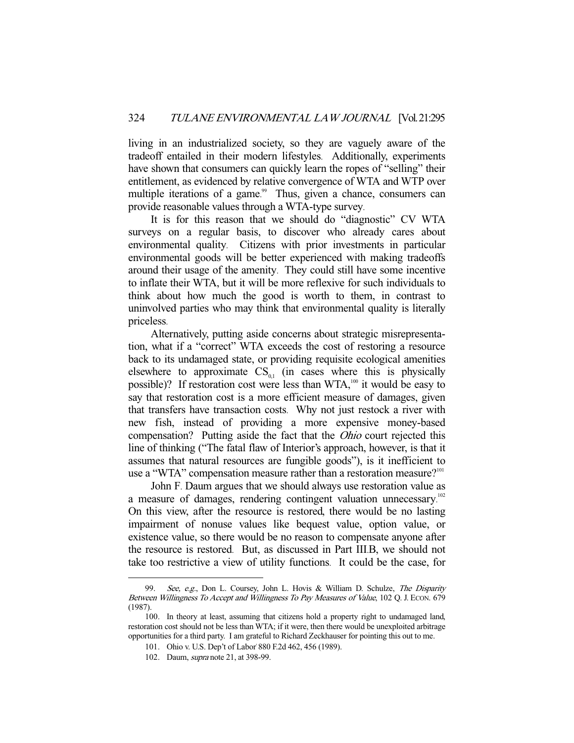living in an industrialized society, so they are vaguely aware of the tradeoff entailed in their modern lifestyles. Additionally, experiments have shown that consumers can quickly learn the ropes of "selling" their entitlement, as evidenced by relative convergence of WTA and WTP over multiple iterations of a game.[99] Thus, given a chance, consumers can provide reasonable values through a WTA-type survey.

It is for this reason that we should do "diagnostic" CV WTA surveys on a regular basis, to discover who already cares about environmental quality. Citizens with prior investments in particular environmental goods will be better experienced with making tradeoffs around their usage of the amenity. They could still have some incentive to inflate their WTA, but it will be more reflexive for such individuals to think about how much the good is worth to them, in contrast to uninvolved parties who may think that environmental quality is literally priceless.

Alternatively, putting aside concerns about strategic misrepresentation, what if a "correct" WTA exceeds the cost of restoring a resource back to its undamaged state, or providing requisite ecological amenities elsewhere to approximate $CS_{0,1}$ (in cases where this is physically possible)? If restoration cost were less than WTA,[100] it would be easy to say that restoration cost is a more efficient measure of damages, given that transfers have transaction costs. Why not just restock a river with new fish, instead of providing a more expensive money-based compensation? Putting aside the fact that the *Ohio* court rejected this line of thinking ("The fatal flaw of Interior's approach, however, is that it assumes that natural resources are fungible goods"), is it inefficient to use a "WTA" compensation measure rather than a restoration measure?[101]

John F. Daum argues that we should always use restoration value as a measure of damages, rendering contingent valuation unnecessary.[102] On this view, after the resource is restored, there would be no lasting impairment of nonuse values like bequest value, option value, or existence value, so there would be no reason to compensate anyone after the resource is restored. But, as discussed in Part III.B, we should not take too restrictive a view of utility functions. It could be the case, for

---

99. *See, e.g.*, Don L. Coursey, John L. Hovis & William D. Schulze, *The Disparity Between Willingness To Accept and Willingness To Pay Measures of Value*, 102 Q. J. ECON. 679 (1987).

100. In theory at least, assuming that citizens hold a property right to undamaged land, restoration cost should not be less than WTA; if it were, then there would be unexploited arbitrage opportunities for a third party. I am grateful to Richard Zeckhauser for pointing this out to me.

101. Ohio v. U.S. Dep't of Labor 880 F.2d 462, 456 (1989).

102. Daum, *supra* note 21, at 398-99.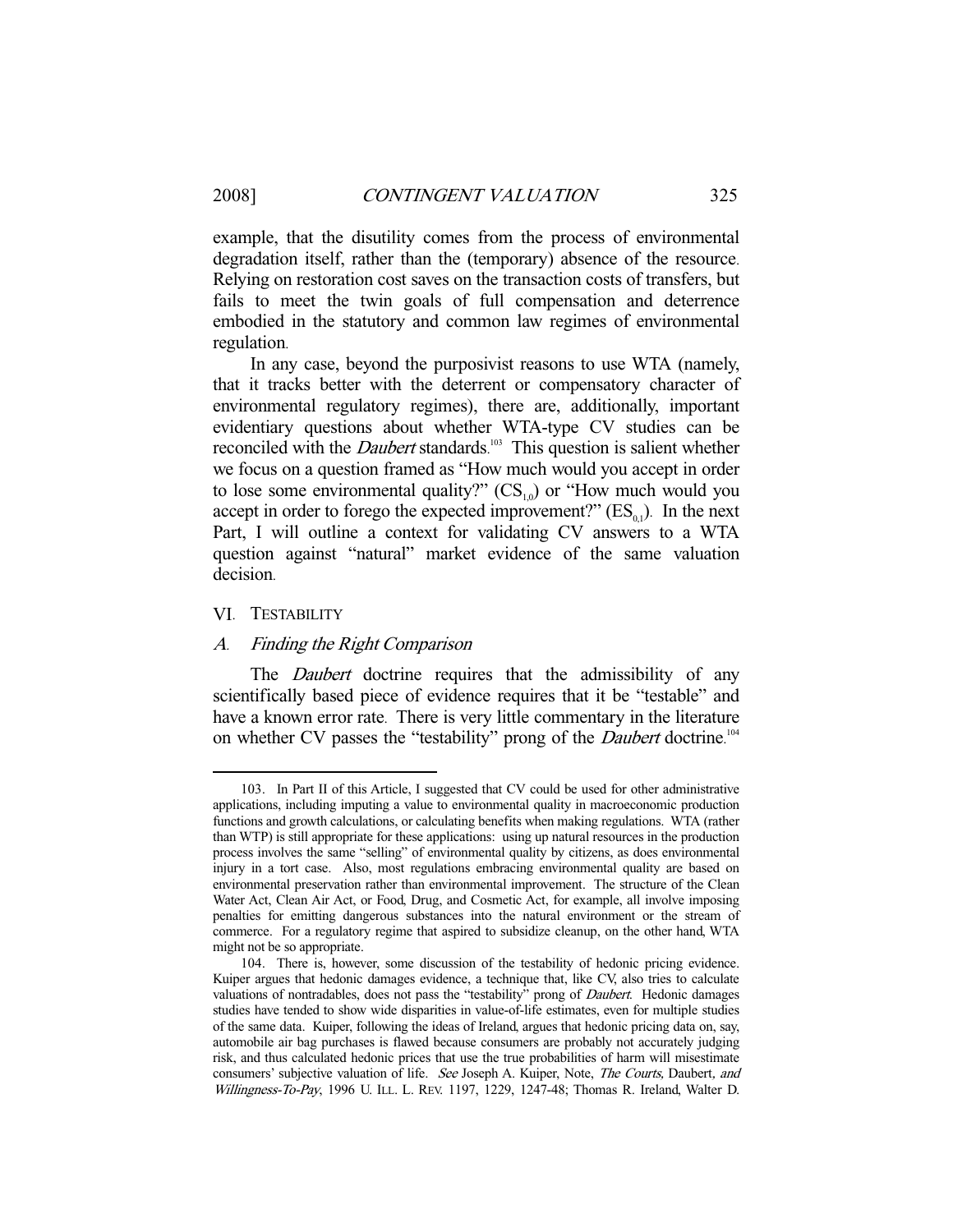example, that the disutility comes from the process of environmental degradation itself, rather than the (temporary) absence of the resource. Relying on restoration cost saves on the transaction costs of transfers, but fails to meet the twin goals of full compensation and deterrence embodied in the statutory and common law regimes of environmental regulation.

In any case, beyond the purposivist reasons to use WTA (namely, that it tracks better with the deterrent or compensatory character of environmental regulatory regimes), there are, additionally, important evidentiary questions about whether WTA-type CV studies can be reconciled with the *Daubert* standards.[103] This question is salient whether we focus on a question framed as "How much would you accept in order to lose some environmental quality?" ($CS_{1,0}$) or "How much would you accept in order to forego the expected improvement?" ($ES_{0,1}$). In the next Part, I will outline a context for validating CV answers to a WTA question against "natural" market evidence of the same valuation decision.

## VI. Testability

### A. *Finding the Right Comparison*

The *Daubert* doctrine requires that the admissibility of any scientifically based piece of evidence requires that it be "testable" and have a known error rate. There is very little commentary in the literature on whether CV passes the "testability" prong of the *Daubert* doctrine.[104]

---

103. In Part II of this Article, I suggested that CV could be used for other administrative applications, including imputing a value to environmental quality in macroeconomic production functions and growth calculations, or calculating benefits when making regulations. WTA (rather than WTP) is still appropriate for these applications: using up natural resources in the production process involves the same "selling" of environmental quality by citizens, as does environmental injury in a tort case. Also, most regulations embracing environmental quality are based on environmental preservation rather than environmental improvement. The structure of the Clean Water Act, Clean Air Act, or Food, Drug, and Cosmetic Act, for example, all involve imposing penalties for emitting dangerous substances into the natural environment or the stream of commerce. For a regulatory regime that aspired to subsidize cleanup, on the other hand, WTA might not be so appropriate.

104. There is, however, some discussion of the testability of hedonic pricing evidence. Kuiper argues that hedonic damages evidence, a technique that, like CV, also tries to calculate valuations of nontradables, does not pass the "testability" prong of *Daubert*. Hedonic damages studies have tended to show wide disparities in value-of-life estimates, even for multiple studies of the same data. Kuiper, following the ideas of Ireland, argues that hedonic pricing data on, say, automobile air bag purchases is flawed because consumers are probably not accurately judging risk, and thus calculated hedonic prices that use the true probabilities of harm will misestimate consumers' subjective valuation of life. *See* Joseph A. Kuiper, Note, *The Courts,* Daubert*, and Willingness-To-Pay*, 1996 U. ILL. L. REV. 1197, 1229, 1247-48; Thomas R. Ireland, Walter D.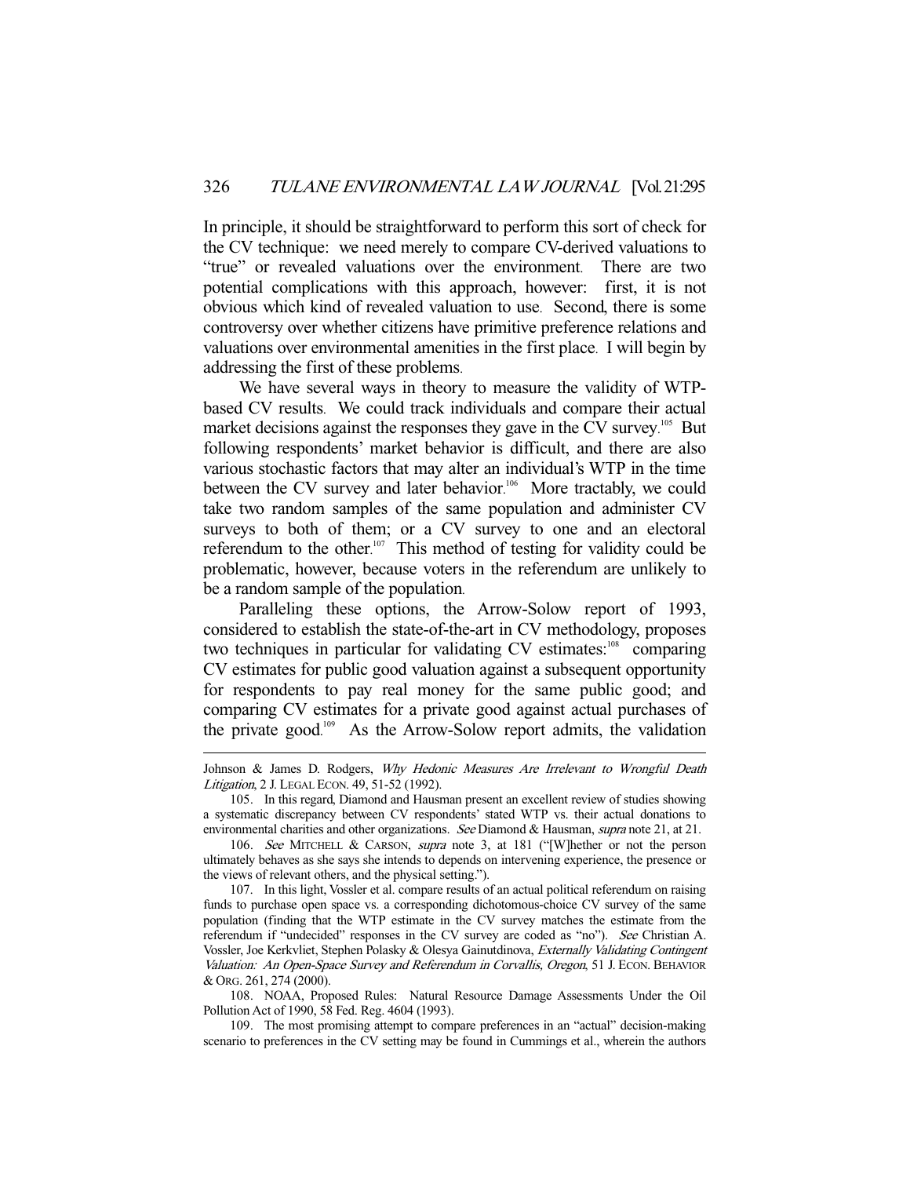In principle, it should be straightforward to perform this sort of check for the CV technique: we need merely to compare CV-derived valuations to "true" or revealed valuations over the environment. There are two potential complications with this approach, however: first, it is not obvious which kind of revealed valuation to use. Second, there is some controversy over whether citizens have primitive preference relations and valuations over environmental amenities in the first place. I will begin by addressing the first of these problems.

We have several ways in theory to measure the validity of WTP-based CV results. We could track individuals and compare their actual market decisions against the responses they gave in the CV survey.[105] But following respondents' market behavior is difficult, and there are also various stochastic factors that may alter an individual's WTP in the time between the CV survey and later behavior.[106] More tractably, we could take two random samples of the same population and administer CV surveys to both of them; or a CV survey to one and an electoral referendum to the other.[107] This method of testing for validity could be problematic, however, because voters in the referendum are unlikely to be a random sample of the population.

Paralleling these options, the Arrow-Solow report of 1993, considered to establish the state-of-the-art in CV methodology, proposes two techniques in particular for validating CV estimates:[108] comparing CV estimates for public good valuation against a subsequent opportunity for respondents to pay real money for the same public good; and comparing CV estimates for a private good against actual purchases of the private good.[109] As the Arrow-Solow report admits, the validation

---

Johnson & James D. Rodgers, *Why Hedonic Measures Are Irrelevant to Wrongful Death Litigation*, 2 J. LEGAL ECON. 49, 51-52 (1992).

105. In this regard, Diamond and Hausman present an excellent review of studies showing a systematic discrepancy between CV respondents' stated WTP vs. their actual donations to environmental charities and other organizations. *See* Diamond & Hausman, *supra* note 21, at 21.

106. *See* MITCHELL & CARSON, *supra* note 3, at 181 ("[W]hether or not the person ultimately behaves as she says she intends to depends on intervening experience, the presence or the views of relevant others, and the physical setting.").

107. In this light, Vossler et al. compare results of an actual political referendum on raising funds to purchase open space vs. a corresponding dichotomous-choice CV survey of the same population (finding that the WTP estimate in the CV survey matches the estimate from the referendum if "undecided" responses in the CV survey are coded as "no"). *See* Christian A. Vossler, Joe Kerkvliet, Stephen Polasky & Olesya Gainutdinova, *Externally Validating Contingent Valuation: An Open-Space Survey and Referendum in Corvallis, Oregon*, 51 J. ECON. BEHAVIOR & ORG. 261, 274 (2000).

108. NOAA, Proposed Rules: Natural Resource Damage Assessments Under the Oil Pollution Act of 1990, 58 Fed. Reg. 4604 (1993).

109. The most promising attempt to compare preferences in an "actual" decision-making scenario to preferences in the CV setting may be found in Cummings et al., wherein the authors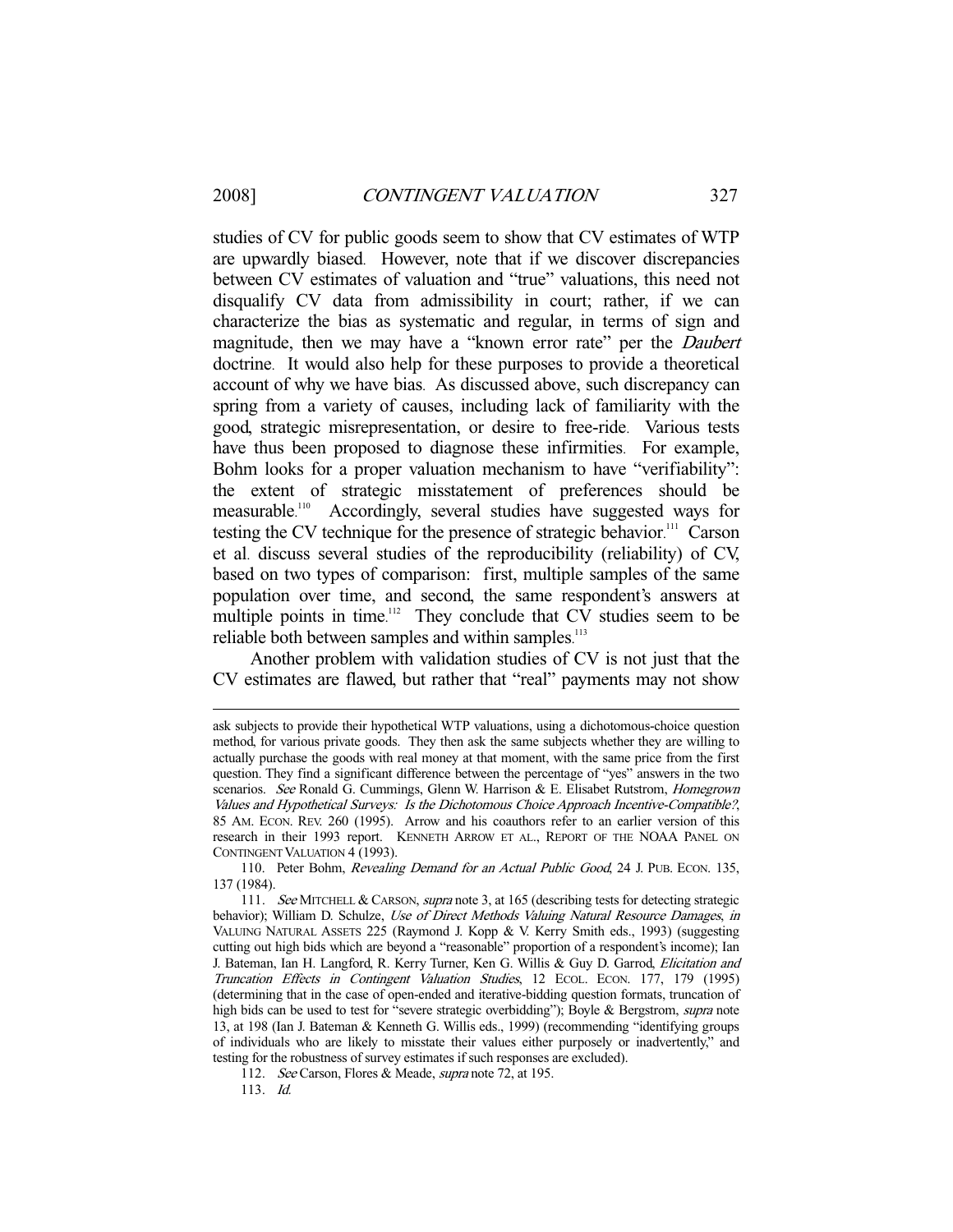studies of CV for public goods seem to show that CV estimates of WTP are upwardly biased. However, note that if we discover discrepancies between CV estimates of valuation and "true" valuations, this need not disqualify CV data from admissibility in court; rather, if we can characterize the bias as systematic and regular, in terms of sign and magnitude, then we may have a "known error rate" per the *Daubert* doctrine. It would also help for these purposes to provide a theoretical account of why we have bias. As discussed above, such discrepancy can spring from a variety of causes, including lack of familiarity with the good, strategic misrepresentation, or desire to free-ride. Various tests have thus been proposed to diagnose these infirmities. For example, Bohm looks for a proper valuation mechanism to have "verifiability": the extent of strategic misstatement of preferences should be measurable.[110] Accordingly, several studies have suggested ways for testing the CV technique for the presence of strategic behavior.[111] Carson et al. discuss several studies of the reproducibility (reliability) of CV, based on two types of comparison: first, multiple samples of the same population over time, and second, the same respondent's answers at multiple points in time.[112] They conclude that CV studies seem to be reliable both between samples and within samples.[113]

Another problem with validation studies of CV is not just that the CV estimates are flawed, but rather that "real" payments may not show

---

ask subjects to provide their hypothetical WTP valuations, using a dichotomous-choice question method, for various private goods. They then ask the same subjects whether they are willing to actually purchase the goods with real money at that moment, with the same price from the first question. They find a significant difference between the percentage of "yes" answers in the two scenarios. *See* Ronald G. Cummings, Glenn W. Harrison & E. Elisabet Rutstrom, *Homegrown Values and Hypothetical Surveys: Is the Dichotomous Choice Approach Incentive-Compatible?*, 85 AM. ECON. REV. 260 (1995). Arrow and his coauthors refer to an earlier version of this research in their 1993 report. KENNETH ARROW ET AL., REPORT OF THE NOAA PANEL ON CONTINGENT VALUATION 4 (1993).

110. Peter Bohm, *Revealing Demand for an Actual Public Good*, 24 J. PUB. ECON. 135, 137 (1984).

111. *See* MITCHELL & CARSON, *supra* note 3, at 165 (describing tests for detecting strategic behavior); William D. Schulze, *Use of Direct Methods Valuing Natural Resource Damages*, *in* VALUING NATURAL ASSETS 225 (Raymond J. Kopp & V. Kerry Smith eds., 1993) (suggesting cutting out high bids which are beyond a "reasonable" proportion of a respondent's income); Ian J. Bateman, Ian H. Langford, R. Kerry Turner, Ken G. Willis & Guy D. Garrod, *Elicitation and Truncation Effects in Contingent Valuation Studies*, 12 ECOL. ECON. 177, 179 (1995) (determining that in the case of open-ended and iterative-bidding question formats, truncation of high bids can be used to test for "severe strategic overbidding"); Boyle & Bergstrom, *supra* note 13, at 198 (Ian J. Bateman & Kenneth G. Willis eds., 1999) (recommending "identifying groups of individuals who are likely to misstate their values either purposely or inadvertently," and testing for the robustness of survey estimates if such responses are excluded).

112. *See* Carson, Flores & Meade, *supra* note 72, at 195.

113. *Id.*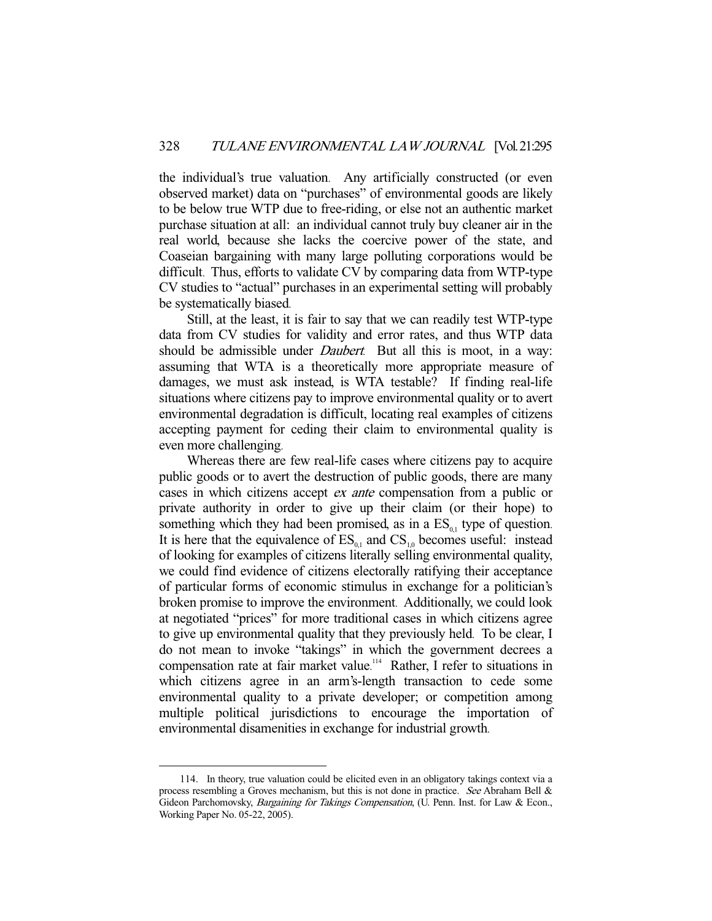the individual's true valuation. Any artificially constructed (or even observed market) data on "purchases" of environmental goods are likely to be below true WTP due to free-riding, or else not an authentic market purchase situation at all: an individual cannot truly buy cleaner air in the real world, because she lacks the coercive power of the state, and Coaseian bargaining with many large polluting corporations would be difficult. Thus, efforts to validate CV by comparing data from WTP-type CV studies to "actual" purchases in an experimental setting will probably be systematically biased.

Still, at the least, it is fair to say that we can readily test WTP-type data from CV studies for validity and error rates, and thus WTP data should be admissible under *Daubert*. But all this is moot, in a way: assuming that WTA is a theoretically more appropriate measure of damages, we must ask instead, is WTA testable? If finding real-life situations where citizens pay to improve environmental quality or to avert environmental degradation is difficult, locating real examples of citizens accepting payment for ceding their claim to environmental quality is even more challenging.

Whereas there are few real-life cases where citizens pay to acquire public goods or to avert the destruction of public goods, there are many cases in which citizens accept *ex ante* compensation from a public or private authority in order to give up their claim (or their hope) to something which they had been promised, as in a $ES_{0,1}$ type of question. It is here that the equivalence of $ES_{0,1}$ and $CS_{1,0}$ becomes useful: instead of looking for examples of citizens literally selling environmental quality, we could find evidence of citizens electorally ratifying their acceptance of particular forms of economic stimulus in exchange for a politician's broken promise to improve the environment. Additionally, we could look at negotiated "prices" for more traditional cases in which citizens agree to give up environmental quality that they previously held. To be clear, I do not mean to invoke "takings" in which the government decrees a compensation rate at fair market value.[114] Rather, I refer to situations in which citizens agree in an arm's-length transaction to cede some environmental quality to a private developer; or competition among multiple political jurisdictions to encourage the importation of environmental disamenities in exchange for industrial growth.

---

114. In theory, true valuation could be elicited even in an obligatory takings context via a process resembling a Groves mechanism, but this is not done in practice. *See* Abraham Bell & Gideon Parchomovsky, *Bargaining for Takings Compensation*, (U. Penn. Inst. for Law & Econ., Working Paper No. 05-22, 2005).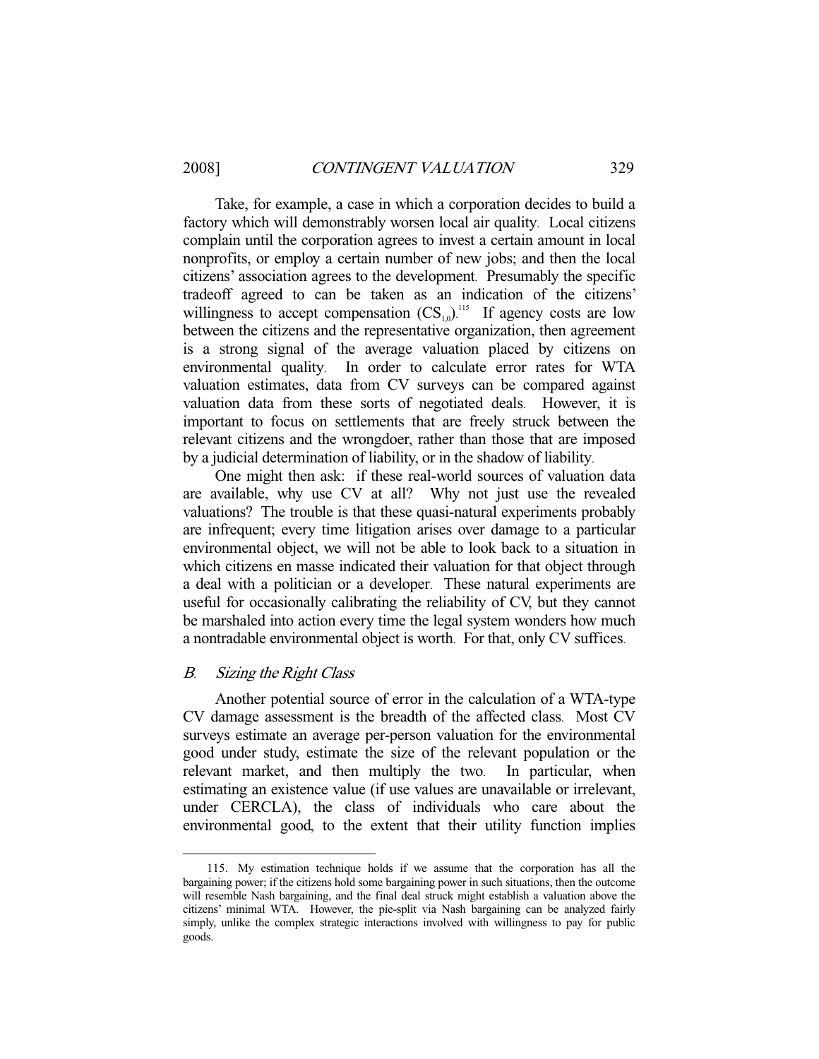Take, for example, a case in which a corporation decides to build a factory which will demonstrably worsen local air quality. Local citizens complain until the corporation agrees to invest a certain amount in local nonprofits, or employ a certain number of new jobs; and then the local citizens' association agrees to the development. Presumably the specific tradeoff agreed to can be taken as an indication of the citizens' willingness to accept compensation ($CS_{1,0}$).[115] If agency costs are low between the citizens and the representative organization, then agreement is a strong signal of the average valuation placed by citizens on environmental quality. In order to calculate error rates for WTA valuation estimates, data from CV surveys can be compared against valuation data from these sorts of negotiated deals. However, it is important to focus on settlements that are freely struck between the relevant citizens and the wrongdoer, rather than those that are imposed by a judicial determination of liability, or in the shadow of liability.

One might then ask: if these real-world sources of valuation data are available, why use CV at all? Why not just use the revealed valuations? The trouble is that these quasi-natural experiments probably are infrequent; every time litigation arises over damage to a particular environmental object, we will not be able to look back to a situation in which citizens en masse indicated their valuation for that object through a deal with a politician or a developer. These natural experiments are useful for occasionally calibrating the reliability of CV, but they cannot be marshaled into action every time the legal system wonders how much a nontradable environmental object is worth. For that, only CV suffices.

### *B. Sizing the Right Class*

Another potential source of error in the calculation of a WTA-type CV damage assessment is the breadth of the affected class. Most CV surveys estimate an average per-person valuation for the environmental good under study, estimate the size of the relevant population or the relevant market, and then multiply the two. In particular, when estimating an existence value (if use values are unavailable or irrelevant, under CERCLA), the class of individuals who care about the environmental good, to the extent that their utility function implies

---

115. My estimation technique holds if we assume that the corporation has all the bargaining power; if the citizens hold some bargaining power in such situations, then the outcome will resemble Nash bargaining, and the final deal struck might establish a valuation above the citizens' minimal WTA. However, the pie-split via Nash bargaining can be analyzed fairly simply, unlike the complex strategic interactions involved with willingness to pay for public goods.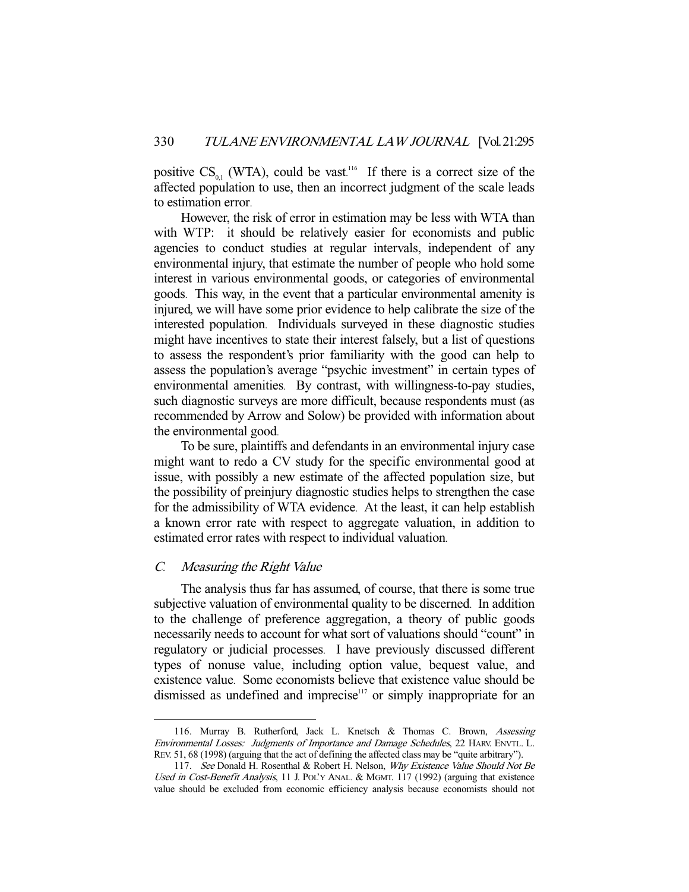positive $CS_{0,1}$ (WTA), could be vast.[116] If there is a correct size of the affected population to use, then an incorrect judgment of the scale leads to estimation error.

However, the risk of error in estimation may be less with WTA than with WTP: it should be relatively easier for economists and public agencies to conduct studies at regular intervals, independent of any environmental injury, that estimate the number of people who hold some interest in various environmental goods, or categories of environmental goods. This way, in the event that a particular environmental amenity is injured, we will have some prior evidence to help calibrate the size of the interested population. Individuals surveyed in these diagnostic studies might have incentives to state their interest falsely, but a list of questions to assess the respondent's prior familiarity with the good can help to assess the population's average "psychic investment" in certain types of environmental amenities. By contrast, with willingness-to-pay studies, such diagnostic surveys are more difficult, because respondents must (as recommended by Arrow and Solow) be provided with information about the environmental good.

To be sure, plaintiffs and defendants in an environmental injury case might want to redo a CV study for the specific environmental good at issue, with possibly a new estimate of the affected population size, but the possibility of preinjury diagnostic studies helps to strengthen the case for the admissibility of WTA evidence. At the least, it can help establish a known error rate with respect to aggregate valuation, in addition to estimated error rates with respect to individual valuation.

### *C. Measuring the Right Value*

The analysis thus far has assumed, of course, that there is some true subjective valuation of environmental quality to be discerned. In addition to the challenge of preference aggregation, a theory of public goods necessarily needs to account for what sort of valuations should "count" in regulatory or judicial processes. I have previously discussed different types of nonuse value, including option value, bequest value, and existence value. Some economists believe that existence value should be dismissed as undefined and imprecise[117] or simply inappropriate for an

---

116. Murray B. Rutherford, Jack L. Knetsch & Thomas C. Brown, *Assessing Environmental Losses: Judgments of Importance and Damage Schedules*, 22 HARV. ENVTL. L. REV. 51, 68 (1998) (arguing that the act of defining the affected class may be "quite arbitrary").

117. *See* Donald H. Rosenthal & Robert H. Nelson, *Why Existence Value Should Not Be Used in Cost-Benefit Analysis*, 11 J. POL'Y ANAL. & MGMT. 117 (1992) (arguing that existence value should be excluded from economic efficiency analysis because economists should not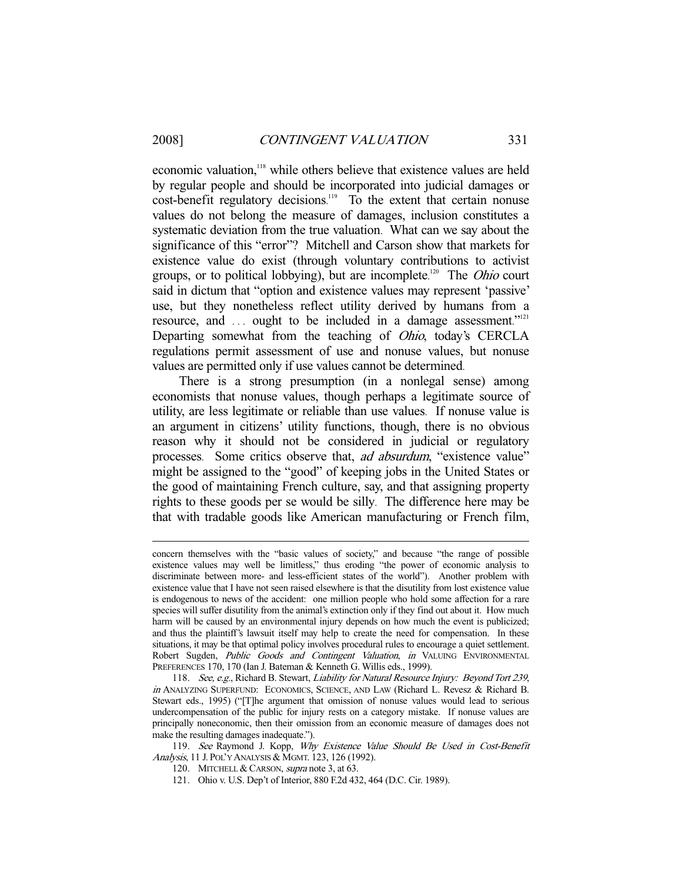economic valuation,[118] while others believe that existence values are held by regular people and should be incorporated into judicial damages or cost-benefit regulatory decisions.[119] To the extent that certain nonuse values do not belong the measure of damages, inclusion constitutes a systematic deviation from the true valuation. What can we say about the significance of this "error"? Mitchell and Carson show that markets for existence value do exist (through voluntary contributions to activist groups, or to political lobbying), but are incomplete.[120] The *Ohio* court said in dictum that "option and existence values may represent 'passive' use, but they nonetheless reflect utility derived by humans from a resource, and . . . ought to be included in a damage assessment."[121] Departing somewhat from the teaching of *Ohio*, today's CERCLA regulations permit assessment of use and nonuse values, but nonuse values are permitted only if use values cannot be determined.

There is a strong presumption (in a nonlegal sense) among economists that nonuse values, though perhaps a legitimate source of utility, are less legitimate or reliable than use values. If nonuse value is an argument in citizens' utility functions, though, there is no obvious reason why it should not be considered in judicial or regulatory processes. Some critics observe that, *ad absurdum*, "existence value" might be assigned to the "good" of keeping jobs in the United States or the good of maintaining French culture, say, and that assigning property rights to these goods per se would be silly. The difference here may be that with tradable goods like American manufacturing or French film,

---

concern themselves with the "basic values of society," and because "the range of possible existence values may well be limitless," thus eroding "the power of economic analysis to discriminate between more- and less-efficient states of the world"). Another problem with existence value that I have not seen raised elsewhere is that the disutility from lost existence value is endogenous to news of the accident: one million people who hold some affection for a rare species will suffer disutility from the animal's extinction only if they find out about it. How much harm will be caused by an environmental injury depends on how much the event is publicized; and thus the plaintiff's lawsuit itself may help to create the need for compensation. In these situations, it may be that optimal policy involves procedural rules to encourage a quiet settlement. Robert Sugden, *Public Goods and Contingent Valuation*, *in* VALUING ENVIRONMENTAL PREFERENCES 170, 170 (Ian J. Bateman & Kenneth G. Willis eds., 1999).

118. *See, e.g.*, Richard B. Stewart, *Liability for Natural Resource Injury: Beyond Tort 239*, *in* ANALYZING SUPERFUND: ECONOMICS, SCIENCE, AND LAW (Richard L. Revesz & Richard B. Stewart eds., 1995) ("[T]he argument that omission of nonuse values would lead to serious undercompensation of the public for injury rests on a category mistake. If nonuse values are principally noneconomic, then their omission from an economic measure of damages does not make the resulting damages inadequate.").

119. *See* Raymond J. Kopp, *Why Existence Value Should Be Used in Cost-Benefit Analysis*, 11 J. POL'Y ANALYSIS & MGMT. 123, 126 (1992).

120. MITCHELL & CARSON, *supra* note 3, at 63.

121. Ohio v. U.S. Dep't of Interior, 880 F.2d 432, 464 (D.C. Cir. 1989).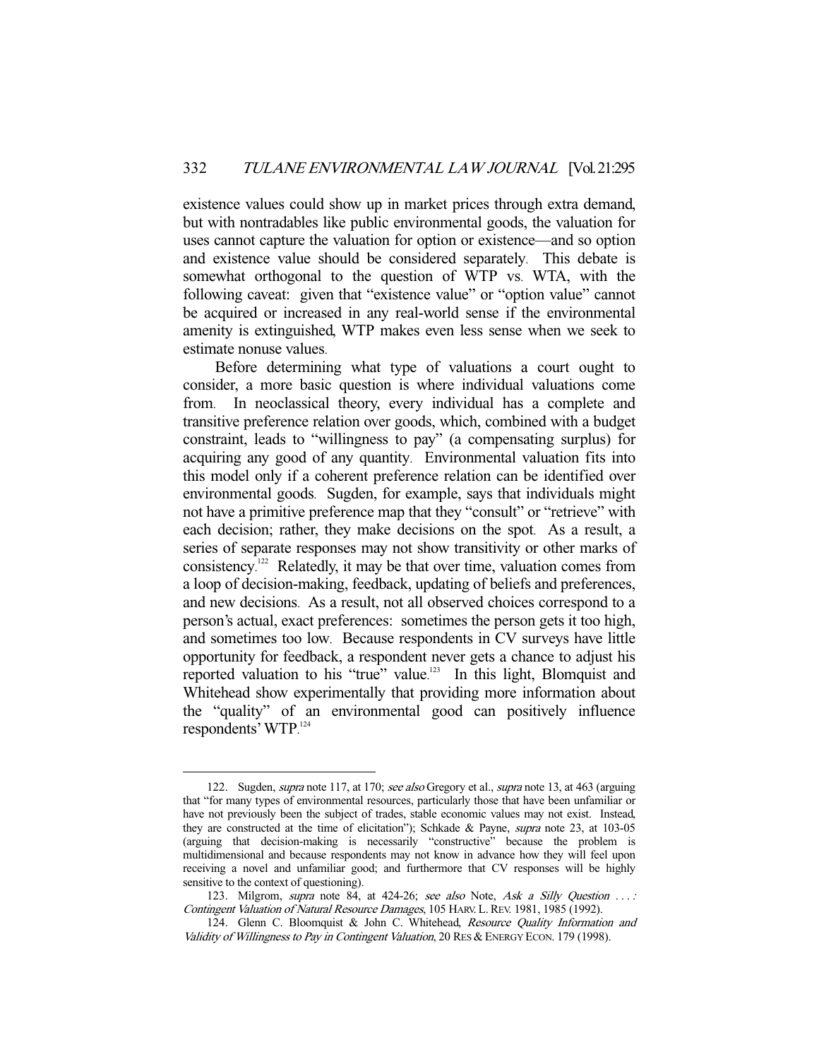existence values could show up in market prices through extra demand, but with nontradables like public environmental goods, the valuation for uses cannot capture the valuation for option or existence—and so option and existence value should be considered separately. This debate is somewhat orthogonal to the question of WTP vs. WTA, with the following caveat: given that "existence value" or "option value" cannot be acquired or increased in any real-world sense if the environmental amenity is extinguished, WTP makes even less sense when we seek to estimate nonuse values.

Before determining what type of valuations a court ought to consider, a more basic question is where individual valuations come from. In neoclassical theory, every individual has a complete and transitive preference relation over goods, which, combined with a budget constraint, leads to "willingness to pay" (a compensating surplus) for acquiring any good of any quantity. Environmental valuation fits into this model only if a coherent preference relation can be identified over environmental goods. Sugden, for example, says that individuals might not have a primitive preference map that they "consult" or "retrieve" with each decision; rather, they make decisions on the spot. As a result, a series of separate responses may not show transitivity or other marks of consistency.[122] Relatedly, it may be that over time, valuation comes from a loop of decision-making, feedback, updating of beliefs and preferences, and new decisions. As a result, not all observed choices correspond to a person's actual, exact preferences: sometimes the person gets it too high, and sometimes too low. Because respondents in CV surveys have little opportunity for feedback, a respondent never gets a chance to adjust his reported valuation to his "true" value.[123] In this light, Blomquist and Whitehead show experimentally that providing more information about the "quality" of an environmental good can positively influence respondents' WTP.[124]

---

122. Sugden, *supra* note 117, at 170; *see also* Gregory et al., *supra* note 13, at 463 (arguing that "for many types of environmental resources, particularly those that have been unfamiliar or have not previously been the subject of trades, stable economic values may not exist. Instead, they are constructed at the time of elicitation"); Schkade & Payne, *supra* note 23, at 103-05 (arguing that decision-making is necessarily "constructive" because the problem is multidimensional and because respondents may not know in advance how they will feel upon receiving a novel and unfamiliar good; and furthermore that CV responses will be highly sensitive to the context of questioning).

123. Milgrom, *supra* note 84, at 424-26; *see also* Note, *Ask a Silly Question . . . : Contingent Valuation of Natural Resource Damages*, 105 HARV. L. REV. 1981, 1985 (1992).

124. Glenn C. Bloomquist & John C. Whitehead, *Resource Quality Information and Validity of Willingness to Pay in Contingent Valuation*, 20 RES & ENERGY ECON. 179 (1998).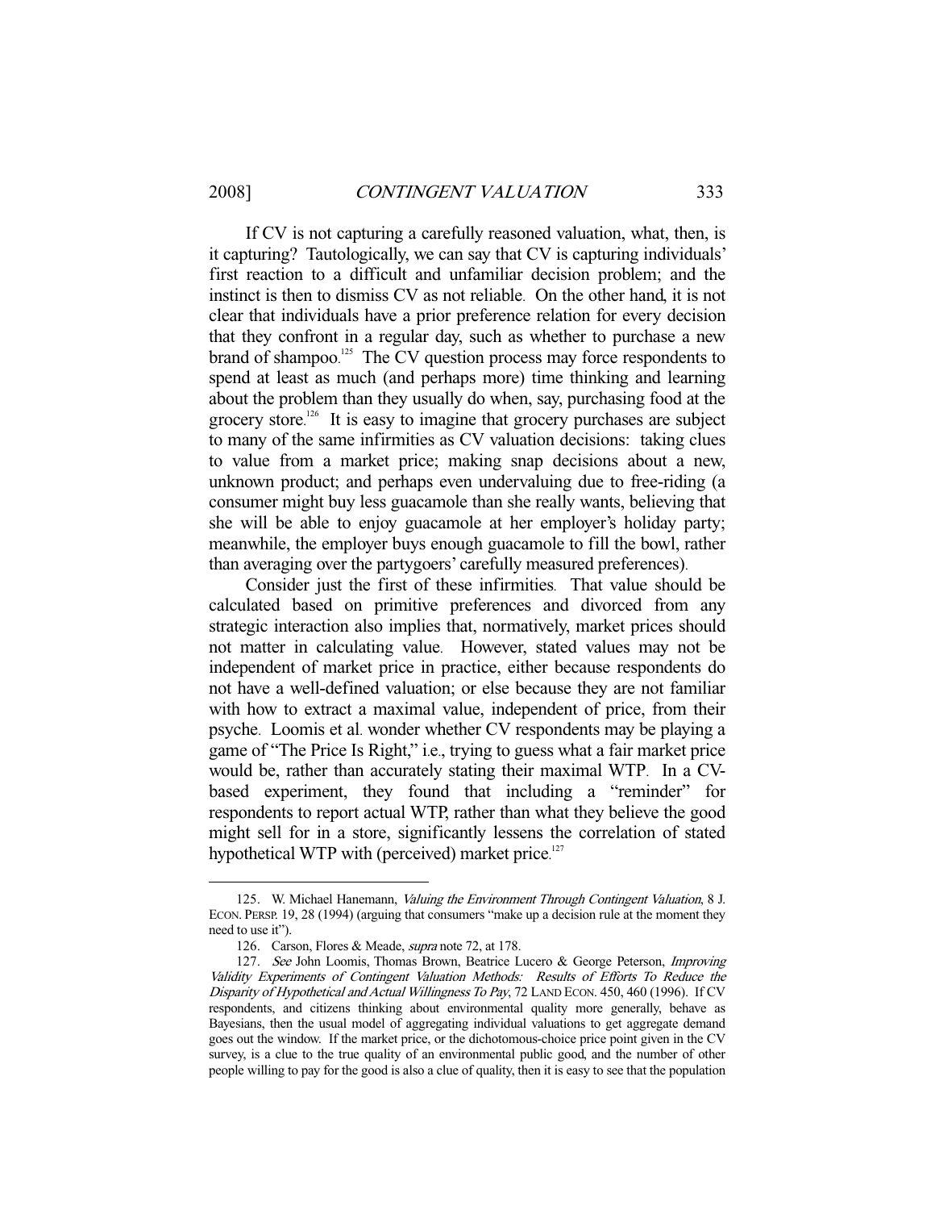If CV is not capturing a carefully reasoned valuation, what, then, is it capturing? Tautologically, we can say that CV is capturing individuals' first reaction to a difficult and unfamiliar decision problem; and the instinct is then to dismiss CV as not reliable. On the other hand, it is not clear that individuals have a prior preference relation for every decision that they confront in a regular day, such as whether to purchase a new brand of shampoo.[125] The CV question process may force respondents to spend at least as much (and perhaps more) time thinking and learning about the problem than they usually do when, say, purchasing food at the grocery store.[126] It is easy to imagine that grocery purchases are subject to many of the same infirmities as CV valuation decisions: taking clues to value from a market price; making snap decisions about a new, unknown product; and perhaps even undervaluing due to free-riding (a consumer might buy less guacamole than she really wants, believing that she will be able to enjoy guacamole at her employer's holiday party; meanwhile, the employer buys enough guacamole to fill the bowl, rather than averaging over the partygoers' carefully measured preferences).

Consider just the first of these infirmities. That value should be calculated based on primitive preferences and divorced from any strategic interaction also implies that, normatively, market prices should not matter in calculating value. However, stated values may not be independent of market price in practice, either because respondents do not have a well-defined valuation; or else because they are not familiar with how to extract a maximal value, independent of price, from their psyche. Loomis et al. wonder whether CV respondents may be playing a game of "The Price Is Right," i.e., trying to guess what a fair market price would be, rather than accurately stating their maximal WTP. In a CV-based experiment, they found that including a "reminder" for respondents to report actual WTP, rather than what they believe the good might sell for in a store, significantly lessens the correlation of stated hypothetical WTP with (perceived) market price.[127]

---

125. W. Michael Hanemann, *Valuing the Environment Through Contingent Valuation*, 8 J. ECON. PERSP. 19, 28 (1994) (arguing that consumers "make up a decision rule at the moment they need to use it").

126. Carson, Flores & Meade, *supra* note 72, at 178.

127. *See* John Loomis, Thomas Brown, Beatrice Lucero & George Peterson, *Improving Validity Experiments of Contingent Valuation Methods: Results of Efforts To Reduce the Disparity of Hypothetical and Actual Willingness To Pay*, 72 LAND ECON. 450, 460 (1996). If CV respondents, and citizens thinking about environmental quality more generally, behave as Bayesians, then the usual model of aggregating individual valuations to get aggregate demand goes out the window. If the market price, or the dichotomous-choice price point given in the CV survey, is a clue to the true quality of an environmental public good, and the number of other people willing to pay for the good is also a clue of quality, then it is easy to see that the population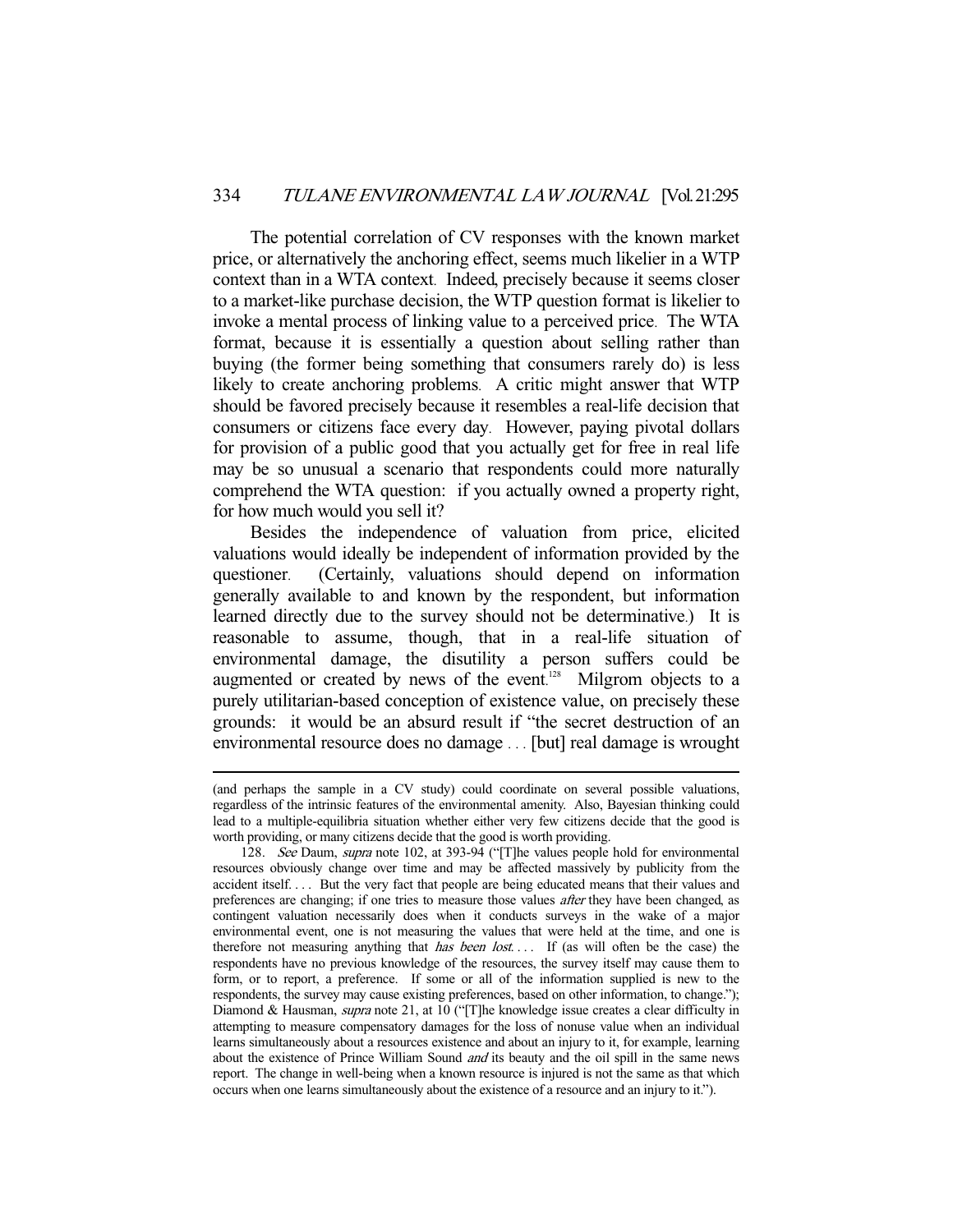The potential correlation of CV responses with the known market price, or alternatively the anchoring effect, seems much likelier in a WTP context than in a WTA context. Indeed, precisely because it seems closer to a market-like purchase decision, the WTP question format is likelier to invoke a mental process of linking value to a perceived price. The WTA format, because it is essentially a question about selling rather than buying (the former being something that consumers rarely do) is less likely to create anchoring problems. A critic might answer that WTP should be favored precisely because it resembles a real-life decision that consumers or citizens face every day. However, paying pivotal dollars for provision of a public good that you actually get for free in real life may be so unusual a scenario that respondents could more naturally comprehend the WTA question: if you actually owned a property right, for how much would you sell it?

Besides the independence of valuation from price, elicited valuations would ideally be independent of information provided by the questioner. (Certainly, valuations should depend on information generally available to and known by the respondent, but information learned directly due to the survey should not be determinative.) It is reasonable to assume, though, that in a real-life situation of environmental damage, the disutility a person suffers could be augmented or created by news of the event.[128] Milgrom objects to a purely utilitarian-based conception of existence value, on precisely these grounds: it would be an absurd result if "the secret destruction of an environmental resource does no damage . . . [but] real damage is wrought

---

(and perhaps the sample in a CV study) could coordinate on several possible valuations, regardless of the intrinsic features of the environmental amenity. Also, Bayesian thinking could lead to a multiple-equilibria situation whether either very few citizens decide that the good is worth providing, or many citizens decide that the good is worth providing.

128. *See* Daum, *supra* note 102, at 393-94 ("[T]he values people hold for environmental resources obviously change over time and may be affected massively by publicity from the accident itself. . . . But the very fact that people are being educated means that their values and preferences are changing; if one tries to measure those values *after* they have been changed, as contingent valuation necessarily does when it conducts surveys in the wake of a major environmental event, one is not measuring the values that were held at the time, and one is therefore not measuring anything that *has been lost*. . . . If (as will often be the case) the respondents have no previous knowledge of the resources, the survey itself may cause them to form, or to report, a preference. If some or all of the information supplied is new to the respondents, the survey may cause existing preferences, based on other information, to change."); Diamond & Hausman, *supra* note 21, at 10 ("[T]he knowledge issue creates a clear difficulty in attempting to measure compensatory damages for the loss of nonuse value when an individual learns simultaneously about a resources existence and about an injury to it, for example, learning about the existence of Prince William Sound *and* its beauty and the oil spill in the same news report. The change in well-being when a known resource is injured is not the same as that which occurs when one learns simultaneously about the existence of a resource and an injury to it.").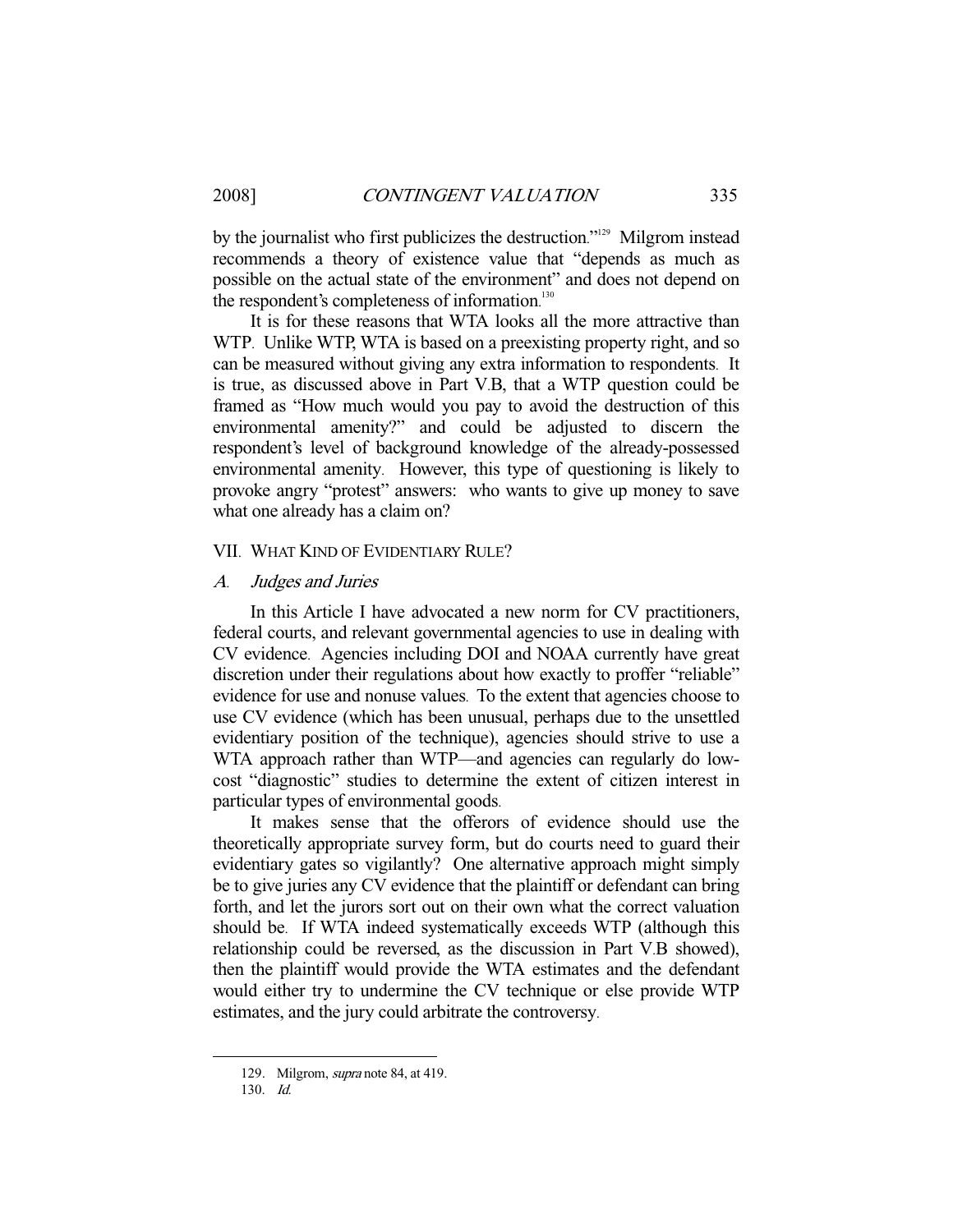by the journalist who first publicizes the destruction."[129] Milgrom instead recommends a theory of existence value that "depends as much as possible on the actual state of the environment" and does not depend on the respondent's completeness of information.[130]

It is for these reasons that WTA looks all the more attractive than WTP. Unlike WTP, WTA is based on a preexisting property right, and so can be measured without giving any extra information to respondents. It is true, as discussed above in Part V.B, that a WTP question could be framed as "How much would you pay to avoid the destruction of this environmental amenity?" and could be adjusted to discern the respondent's level of background knowledge of the already-possessed environmental amenity. However, this type of questioning is likely to provoke angry "protest" answers: who wants to give up money to save what one already has a claim on?

## VII. WHAT KIND OF EVIDENTIARY RULE?

### *A. Judges and Juries*

In this Article I have advocated a new norm for CV practitioners, federal courts, and relevant governmental agencies to use in dealing with CV evidence. Agencies including DOI and NOAA currently have great discretion under their regulations about how exactly to proffer "reliable" evidence for use and nonuse values. To the extent that agencies choose to use CV evidence (which has been unusual, perhaps due to the unsettled evidentiary position of the technique), agencies should strive to use a WTA approach rather than WTP—and agencies can regularly do low-cost "diagnostic" studies to determine the extent of citizen interest in particular types of environmental goods.

It makes sense that the offerors of evidence should use the theoretically appropriate survey form, but do courts need to guard their evidentiary gates so vigilantly? One alternative approach might simply be to give juries any CV evidence that the plaintiff or defendant can bring forth, and let the jurors sort out on their own what the correct valuation should be. If WTA indeed systematically exceeds WTP (although this relationship could be reversed, as the discussion in Part V.B showed), then the plaintiff would provide the WTA estimates and the defendant would either try to undermine the CV technique or else provide WTP estimates, and the jury could arbitrate the controversy.

---

129. Milgrom, *supra* note 84, at 419.

130. *Id.*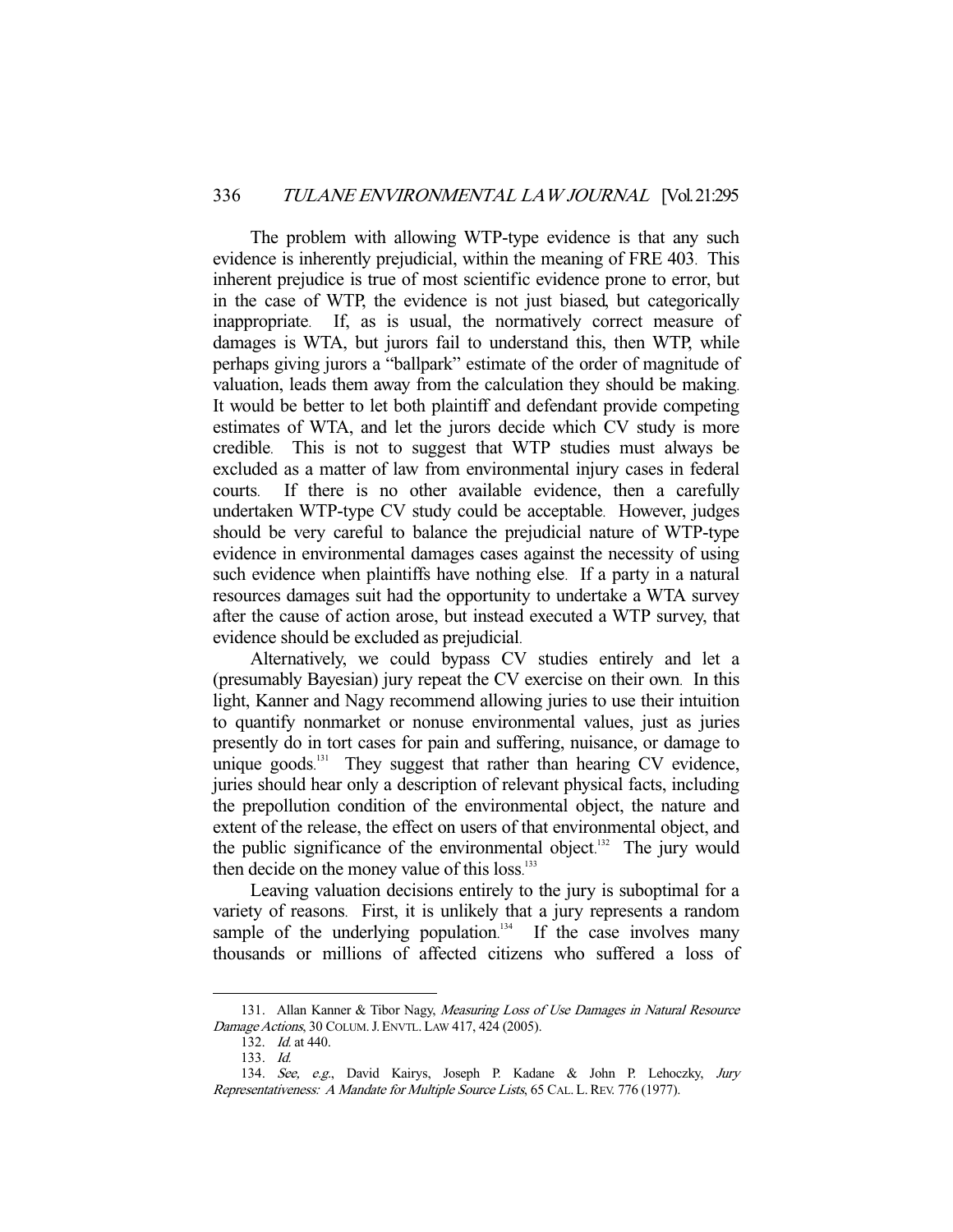The problem with allowing WTP-type evidence is that any such evidence is inherently prejudicial, within the meaning of FRE 403. This inherent prejudice is true of most scientific evidence prone to error, but in the case of WTP, the evidence is not just biased, but categorically inappropriate. If, as is usual, the normatively correct measure of damages is WTA, but jurors fail to understand this, then WTP, while perhaps giving jurors a "ballpark" estimate of the order of magnitude of valuation, leads them away from the calculation they should be making. It would be better to let both plaintiff and defendant provide competing estimates of WTA, and let the jurors decide which CV study is more credible. This is not to suggest that WTP studies must always be excluded as a matter of law from environmental injury cases in federal courts. If there is no other available evidence, then a carefully undertaken WTP-type CV study could be acceptable. However, judges should be very careful to balance the prejudicial nature of WTP-type evidence in environmental damages cases against the necessity of using such evidence when plaintiffs have nothing else. If a party in a natural resources damages suit had the opportunity to undertake a WTA survey after the cause of action arose, but instead executed a WTP survey, that evidence should be excluded as prejudicial.

Alternatively, we could bypass CV studies entirely and let a (presumably Bayesian) jury repeat the CV exercise on their own. In this light, Kanner and Nagy recommend allowing juries to use their intuition to quantify nonmarket or nonuse environmental values, just as juries presently do in tort cases for pain and suffering, nuisance, or damage to unique goods.[131] They suggest that rather than hearing CV evidence, juries should hear only a description of relevant physical facts, including the prepollution condition of the environmental object, the nature and extent of the release, the effect on users of that environmental object, and the public significance of the environmental object.[132] The jury would then decide on the money value of this loss.[133]

Leaving valuation decisions entirely to the jury is suboptimal for a variety of reasons. First, it is unlikely that a jury represents a random sample of the underlying population.[134] If the case involves many thousands or millions of affected citizens who suffered a loss of

---

131. Allan Kanner & Tibor Nagy, *Measuring Loss of Use Damages in Natural Resource Damage Actions*, 30 COLUM. J. ENVTL. LAW 417, 424 (2005).

132. *Id.* at 440.

133. *Id.*

134. *See, e.g.*, David Kairys, Joseph P. Kadane & John P. Lehoczky, *Jury Representativeness: A Mandate for Multiple Source Lists*, 65 CAL. L. REV. 776 (1977).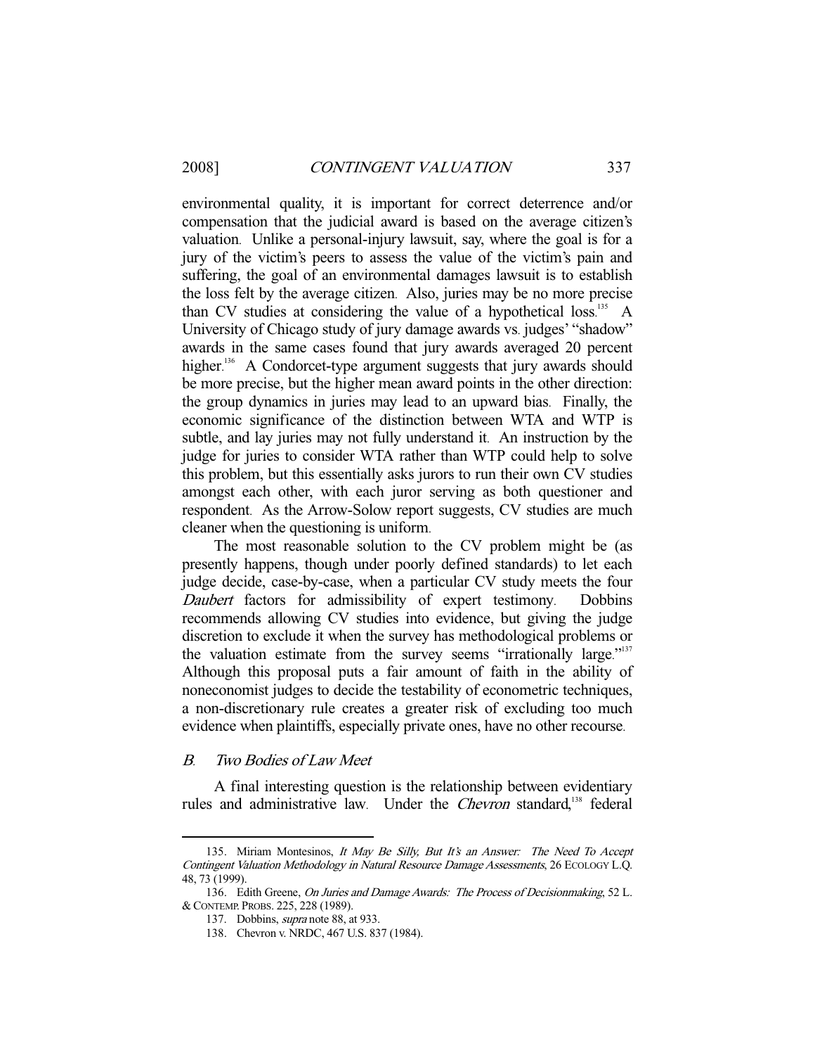environmental quality, it is important for correct deterrence and/or compensation that the judicial award is based on the average citizen's valuation. Unlike a personal-injury lawsuit, say, where the goal is for a jury of the victim's peers to assess the value of the victim's pain and suffering, the goal of an environmental damages lawsuit is to establish the loss felt by the average citizen. Also, juries may be no more precise than CV studies at considering the value of a hypothetical loss.[135] A University of Chicago study of jury damage awards vs. judges' "shadow" awards in the same cases found that jury awards averaged 20 percent higher.[136] A Condorcet-type argument suggests that jury awards should be more precise, but the higher mean award points in the other direction: the group dynamics in juries may lead to an upward bias. Finally, the economic significance of the distinction between WTA and WTP is subtle, and lay juries may not fully understand it. An instruction by the judge for juries to consider WTA rather than WTP could help to solve this problem, but this essentially asks jurors to run their own CV studies amongst each other, with each juror serving as both questioner and respondent. As the Arrow-Solow report suggests, CV studies are much cleaner when the questioning is uniform.

The most reasonable solution to the CV problem might be (as presently happens, though under poorly defined standards) to let each judge decide, case-by-case, when a particular CV study meets the four *Daubert* factors for admissibility of expert testimony. Dobbins recommends allowing CV studies into evidence, but giving the judge discretion to exclude it when the survey has methodological problems or the valuation estimate from the survey seems "irrationally large."[137] Although this proposal puts a fair amount of faith in the ability of noneconomist judges to decide the testability of econometric techniques, a non-discretionary rule creates a greater risk of excluding too much evidence when plaintiffs, especially private ones, have no other recourse.

### *B. Two Bodies of Law Meet*

A final interesting question is the relationship between evidentiary rules and administrative law. Under the *Chevron* standard,[138] federal

---

135. Miriam Montesinos, *It May Be Silly, But It's an Answer: The Need To Accept Contingent Valuation Methodology in Natural Resource Damage Assessments*, 26 ECOLOGY L.Q. 48, 73 (1999).

136. Edith Greene, *On Juries and Damage Awards: The Process of Decisionmaking*, 52 L. & CONTEMP. PROBS. 225, 228 (1989).

137. Dobbins, *supra* note 88, at 933.

138. Chevron v. NRDC, 467 U.S. 837 (1984).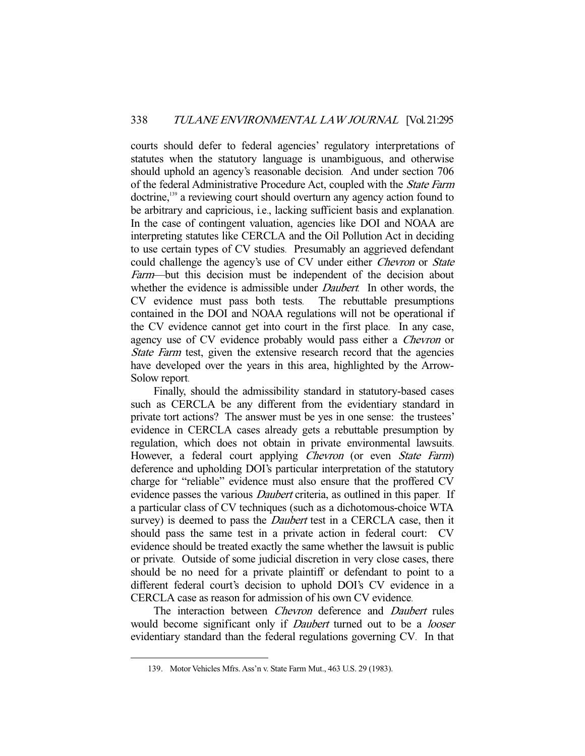courts should defer to federal agencies' regulatory interpretations of statutes when the statutory language is unambiguous, and otherwise should uphold an agency's reasonable decision. And under section 706 of the federal Administrative Procedure Act, coupled with the *State Farm* doctrine,[139] a reviewing court should overturn any agency action found to be arbitrary and capricious, i.e., lacking sufficient basis and explanation. In the case of contingent valuation, agencies like DOI and NOAA are interpreting statutes like CERCLA and the Oil Pollution Act in deciding to use certain types of CV studies. Presumably an aggrieved defendant could challenge the agency's use of CV under either *Chevron* or *State Farm*—but this decision must be independent of the decision about whether the evidence is admissible under *Daubert*. In other words, the CV evidence must pass both tests. The rebuttable presumptions contained in the DOI and NOAA regulations will not be operational if the CV evidence cannot get into court in the first place. In any case, agency use of CV evidence probably would pass either a *Chevron* or *State Farm* test, given the extensive research record that the agencies have developed over the years in this area, highlighted by the Arrow-Solow report.

Finally, should the admissibility standard in statutory-based cases such as CERCLA be any different from the evidentiary standard in private tort actions? The answer must be yes in one sense: the trustees' evidence in CERCLA cases already gets a rebuttable presumption by regulation, which does not obtain in private environmental lawsuits. However, a federal court applying *Chevron* (or even *State Farm*) deference and upholding DOI's particular interpretation of the statutory charge for "reliable" evidence must also ensure that the proffered CV evidence passes the various *Daubert* criteria, as outlined in this paper. If a particular class of CV techniques (such as a dichotomous-choice WTA survey) is deemed to pass the *Daubert* test in a CERCLA case, then it should pass the same test in a private action in federal court: CV evidence should be treated exactly the same whether the lawsuit is public or private. Outside of some judicial discretion in very close cases, there should be no need for a private plaintiff or defendant to point to a different federal court's decision to uphold DOI's CV evidence in a CERCLA case as reason for admission of his own CV evidence.

The interaction between *Chevron* deference and *Daubert* rules would become significant only if *Daubert* turned out to be a *looser* evidentiary standard than the federal regulations governing CV. In that

139. Motor Vehicles Mfrs. Ass'n v. State Farm Mut., 463 U.S. 29 (1983).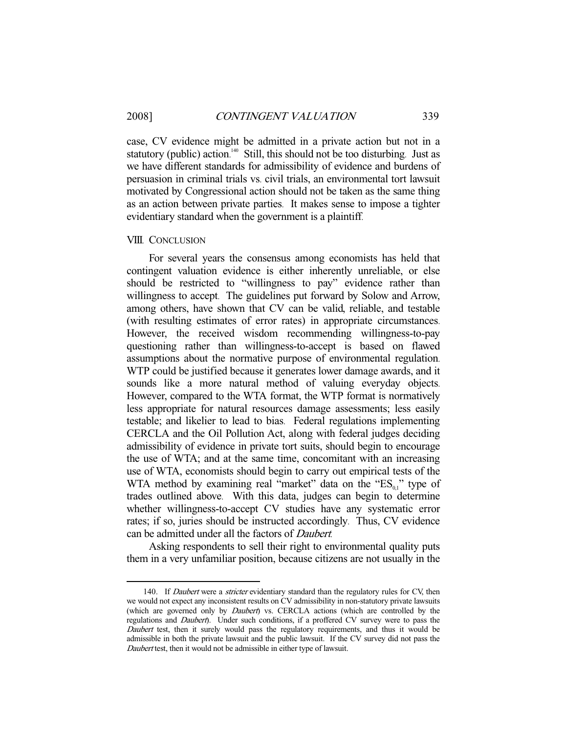case, CV evidence might be admitted in a private action but not in a statutory (public) action.[140] Still, this should not be too disturbing. Just as we have different standards for admissibility of evidence and burdens of persuasion in criminal trials vs. civil trials, an environmental tort lawsuit motivated by Congressional action should not be taken as the same thing as an action between private parties. It makes sense to impose a tighter evidentiary standard when the government is a plaintiff.

## VIII. CONCLUSION

For several years the consensus among economists has held that contingent valuation evidence is either inherently unreliable, or else should be restricted to "willingness to pay" evidence rather than willingness to accept. The guidelines put forward by Solow and Arrow, among others, have shown that CV can be valid, reliable, and testable (with resulting estimates of error rates) in appropriate circumstances. However, the received wisdom recommending willingness-to-pay questioning rather than willingness-to-accept is based on flawed assumptions about the normative purpose of environmental regulation. WTP could be justified because it generates lower damage awards, and it sounds like a more natural method of valuing everyday objects. However, compared to the WTA format, the WTP format is normatively less appropriate for natural resources damage assessments; less easily testable; and likelier to lead to bias. Federal regulations implementing CERCLA and the Oil Pollution Act, along with federal judges deciding admissibility of evidence in private tort suits, should begin to encourage the use of WTA; and at the same time, concomitant with an increasing use of WTA, economists should begin to carry out empirical tests of the WTA method by examining real "market" data on the "$ES_{0,1}$" type of trades outlined above. With this data, judges can begin to determine whether willingness-to-accept CV studies have any systematic error rates; if so, juries should be instructed accordingly. Thus, CV evidence can be admitted under all the factors of *Daubert*.

Asking respondents to sell their right to environmental quality puts them in a very unfamiliar position, because citizens are not usually in the

140. If *Daubert* were a *stricter* evidentiary standard than the regulatory rules for CV, then we would not expect any inconsistent results on CV admissibility in non-statutory private lawsuits (which are governed only by *Daubert*) vs. CERCLA actions (which are controlled by the regulations and *Daubert*). Under such conditions, if a proffered CV survey were to pass the *Daubert* test, then it surely would pass the regulatory requirements, and thus it would be admissible in both the private lawsuit and the public lawsuit. If the CV survey did not pass the *Daubert* test, then it would not be admissible in either type of lawsuit.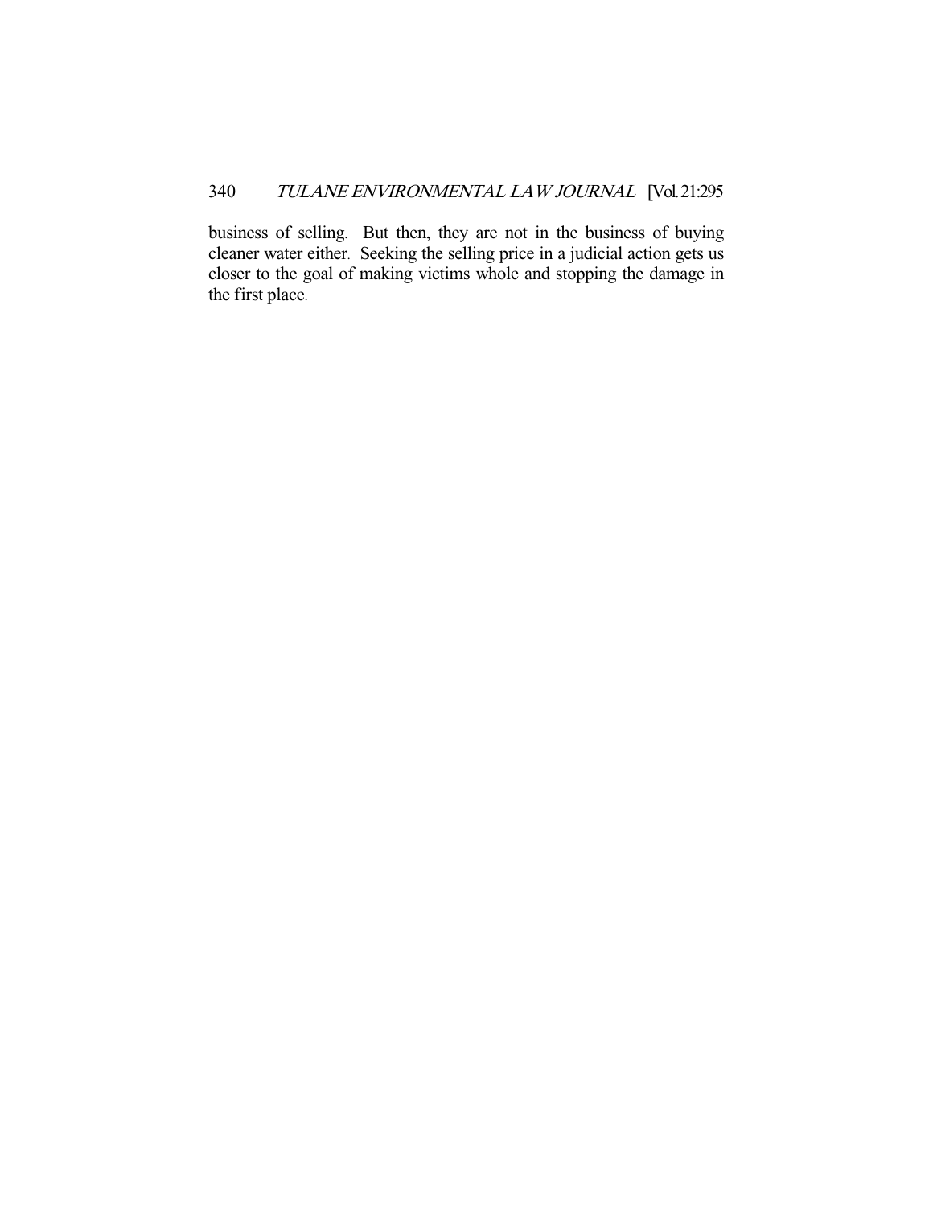business of selling. But then, they are not in the business of buying cleaner water either. Seeking the selling price in a judicial action gets us closer to the goal of making victims whole and stopping the damage in the first place.